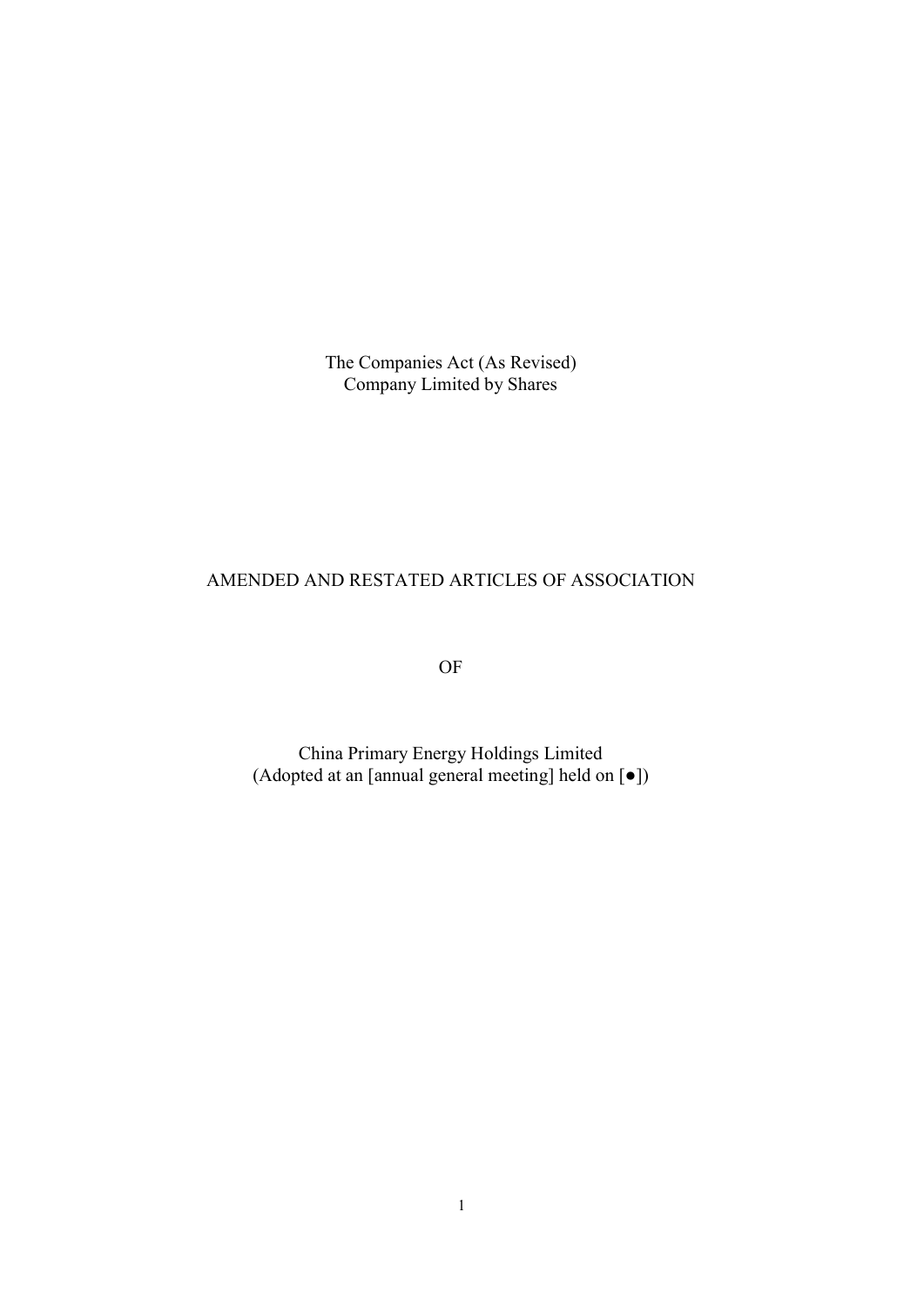The Companies Act (As Revised)
Company Limited by Shares

# AMENDED AND RESTATED ARTICLES OF ASSOCIATION

OF

China Primary Energy Holdings Limited
(Adopted at an [annual general meeting] held on [●])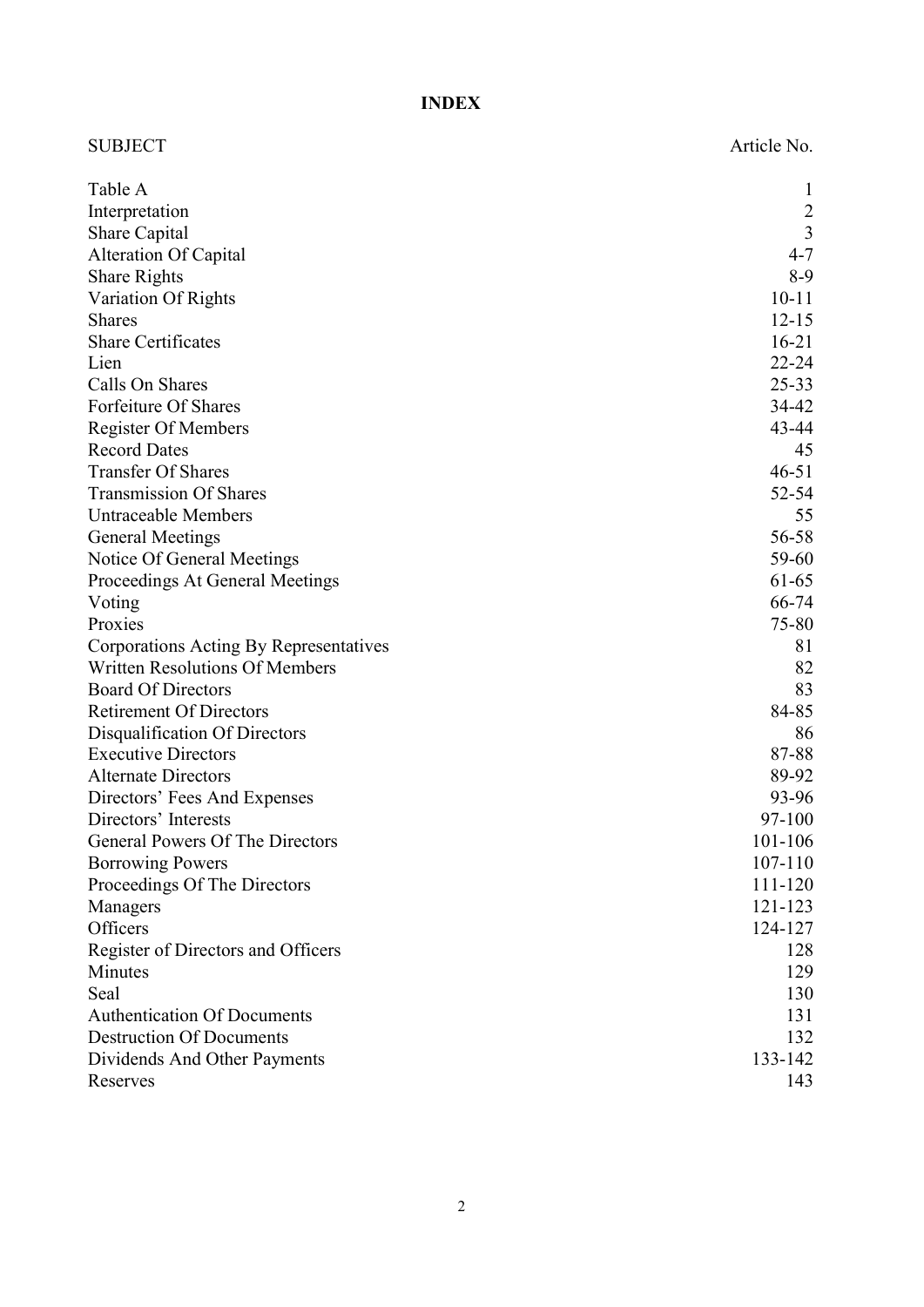# INDEX

| SUBJECT | Article No. |
| --- | --- |
| Table A | 1 |
| Interpretation | 2 |
| Share Capital | 3 |
| Alteration Of Capital | 4-7 |
| Share Rights | 8-9 |
| Variation Of Rights | 10-11 |
| Shares | 12-15 |
| Share Certificates | 16-21 |
| Lien | 22-24 |
| Calls On Shares | 25-33 |
| Forfeiture Of Shares | 34-42 |
| Register Of Members | 43-44 |
| Record Dates | 45 |
| Transfer Of Shares | 46-51 |
| Transmission Of Shares | 52-54 |
| Untraceable Members | 55 |
| General Meetings | 56-58 |
| Notice Of General Meetings | 59-60 |
| Proceedings At General Meetings | 61-65 |
| Voting | 66-74 |
| Proxies | 75-80 |
| Corporations Acting By Representatives | 81 |
| Written Resolutions Of Members | 82 |
| Board Of Directors | 83 |
| Retirement Of Directors | 84-85 |
| Disqualification Of Directors | 86 |
| Executive Directors | 87-88 |
| Alternate Directors | 89-92 |
| Directors' Fees And Expenses | 93-96 |
| Directors' Interests | 97-100 |
| General Powers Of The Directors | 101-106 |
| Borrowing Powers | 107-110 |
| Proceedings Of The Directors | 111-120 |
| Managers | 121-123 |
| Officers | 124-127 |
| Register of Directors and Officers | 128 |
| Minutes | 129 |
| Seal | 130 |
| Authentication Of Documents | 131 |
| Destruction Of Documents | 132 |
| Dividends And Other Payments | 133-142 |
| Reserves | 143 |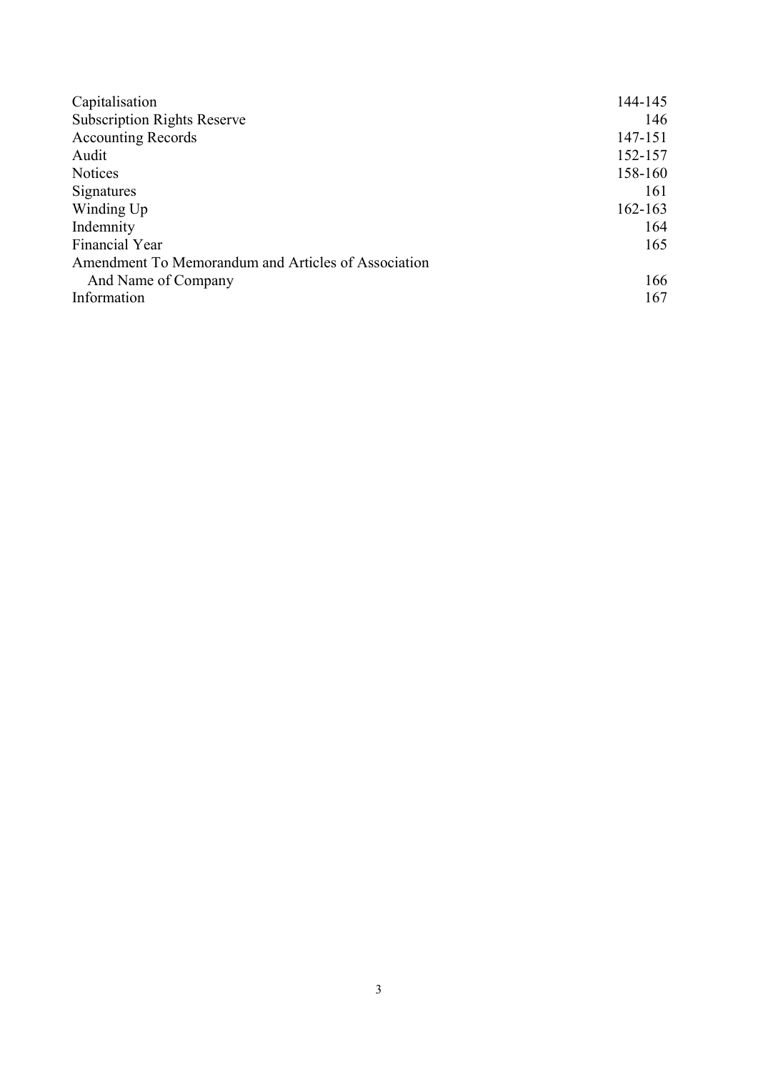| | |
|---|---|
| Capitalisation | 144-145 |
| Subscription Rights Reserve | 146 |
| Accounting Records | 147-151 |
| Audit | 152-157 |
| Notices | 158-160 |
| Signatures | 161 |
| Winding Up | 162-163 |
| Indemnity | 164 |
| Financial Year | 165 |
| Amendment To Memorandum and Articles of Association And Name of Company | 166 |
| Information | 167 |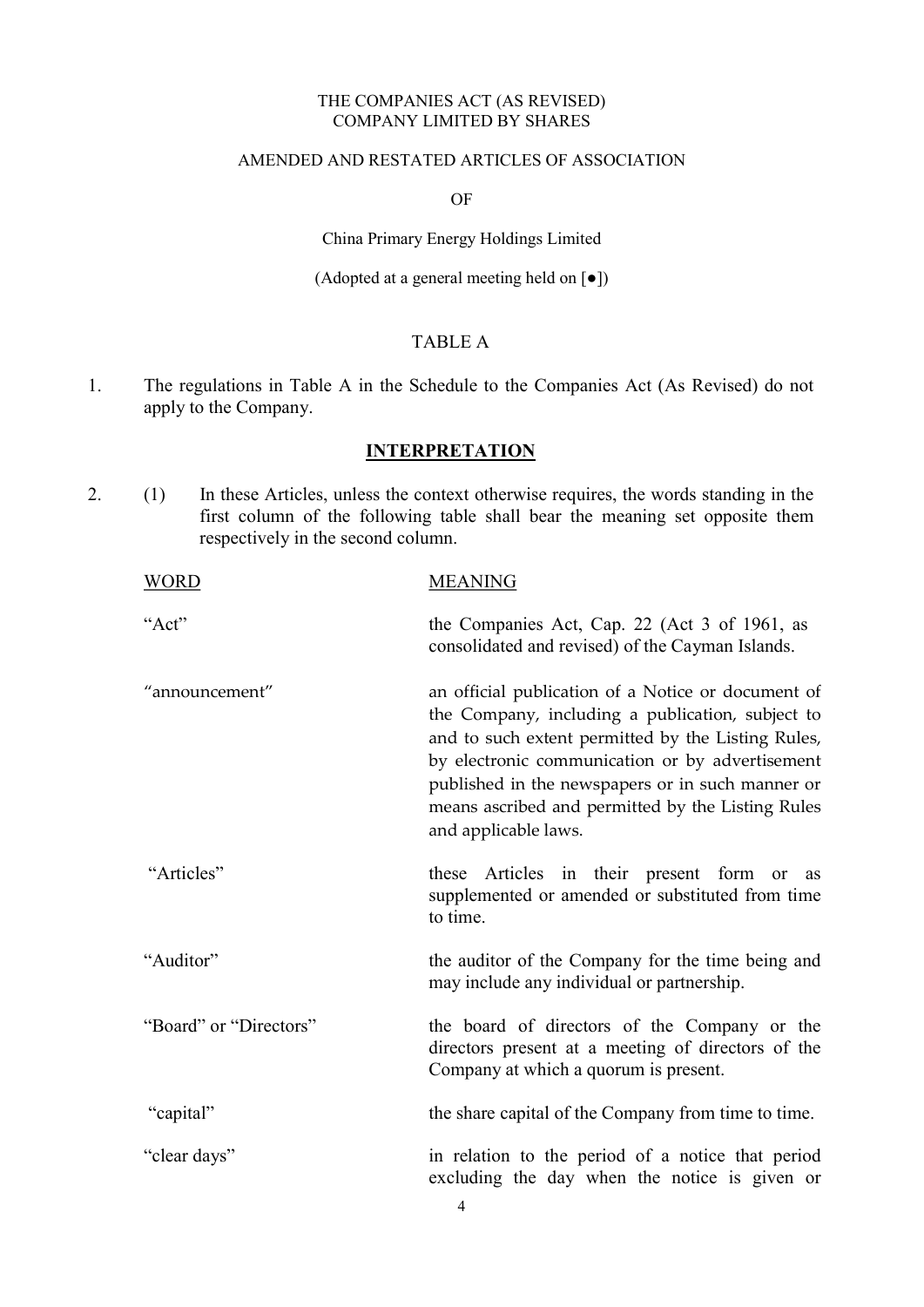THE COMPANIES ACT (AS REVISED)
COMPANY LIMITED BY SHARES

AMENDED AND RESTATED ARTICLES OF ASSOCIATION

OF

China Primary Energy Holdings Limited

(Adopted at a general meeting held on [●])

TABLE A

1. The regulations in Table A in the Schedule to the Companies Act (As Revised) do not apply to the Company.

## INTERPRETATION

2. (1) In these Articles, unless the context otherwise requires, the words standing in the first column of the following table shall bear the meaning set opposite them respectively in the second column.

| WORD | MEANING |
|---|---|
| "Act" | the Companies Act, Cap. 22 (Act 3 of 1961, as consolidated and revised) of the Cayman Islands. |
| "announcement" | an official publication of a Notice or document of the Company, including a publication, subject to and to such extent permitted by the Listing Rules, by electronic communication or by advertisement published in the newspapers or in such manner or means ascribed and permitted by the Listing Rules and applicable laws. |
| "Articles" | these Articles in their present form or as supplemented or amended or substituted from time to time. |
| "Auditor" | the auditor of the Company for the time being and may include any individual or partnership. |
| "Board" or "Directors" | the board of directors of the Company or the directors present at a meeting of directors of the Company at which a quorum is present. |
| "capital" | the share capital of the Company from time to time. |
| "clear days" | in relation to the period of a notice that period excluding the day when the notice is given or |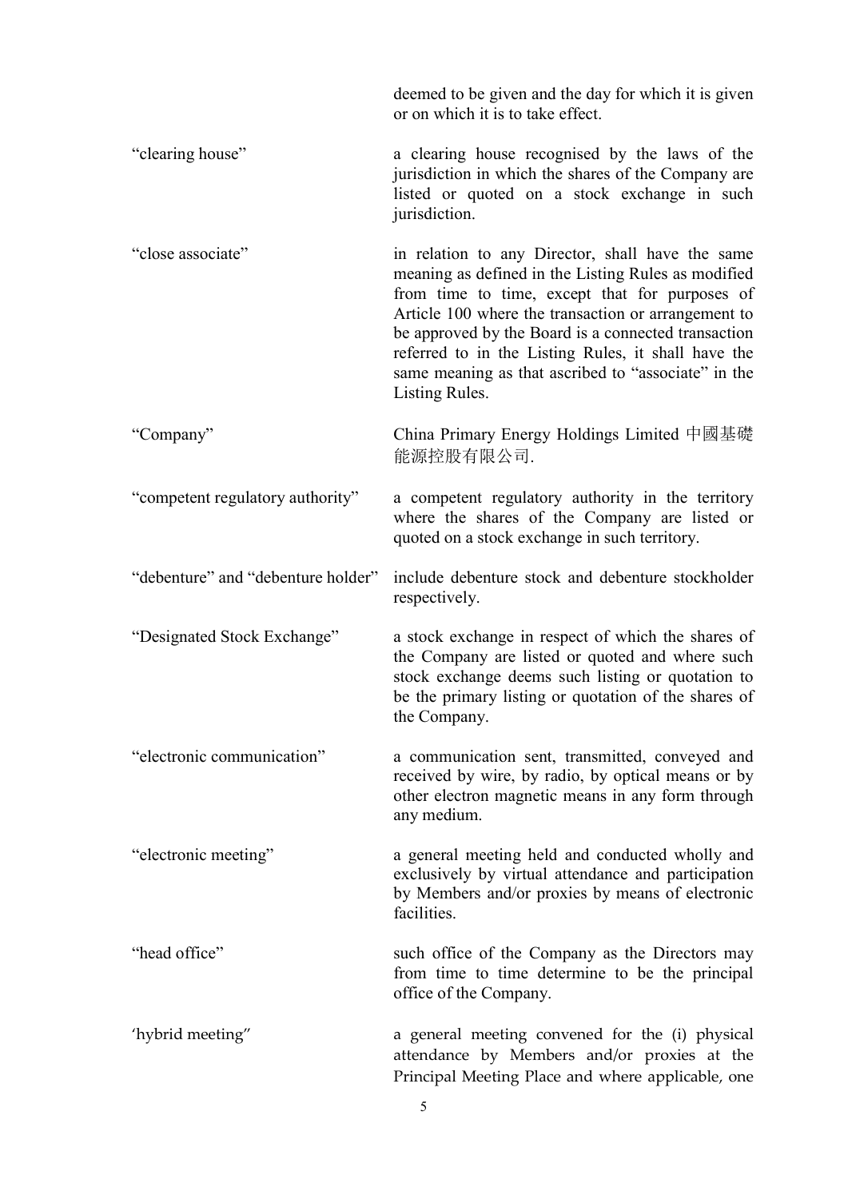| | |
|---|---|
| | deemed to be given and the day for which it is given or on which it is to take effect. |
| "clearing house" | a clearing house recognised by the laws of the jurisdiction in which the shares of the Company are listed or quoted on a stock exchange in such jurisdiction. |
| "close associate" | in relation to any Director, shall have the same meaning as defined in the Listing Rules as modified from time to time, except that for purposes of Article 100 where the transaction or arrangement to be approved by the Board is a connected transaction referred to in the Listing Rules, it shall have the same meaning as that ascribed to "associate" in the Listing Rules. |
| "Company" | China Primary Energy Holdings Limited 中國基礎能源控股有限公司. |
| "competent regulatory authority" | a competent regulatory authority in the territory where the shares of the Company are listed or quoted on a stock exchange in such territory. |
| "debenture" and "debenture holder" | include debenture stock and debenture stockholder respectively. |
| "Designated Stock Exchange" | a stock exchange in respect of which the shares of the Company are listed or quoted and where such stock exchange deems such listing or quotation to be the primary listing or quotation of the shares of the Company. |
| "electronic communication" | a communication sent, transmitted, conveyed and received by wire, by radio, by optical means or by other electron magnetic means in any form through any medium. |
| "electronic meeting" | a general meeting held and conducted wholly and exclusively by virtual attendance and participation by Members and/or proxies by means of electronic facilities. |
| "head office" | such office of the Company as the Directors may from time to time determine to be the principal office of the Company. |
| 'hybrid meeting" | a general meeting convened for the (i) physical attendance by Members and/or proxies at the Principal Meeting Place and where applicable, one |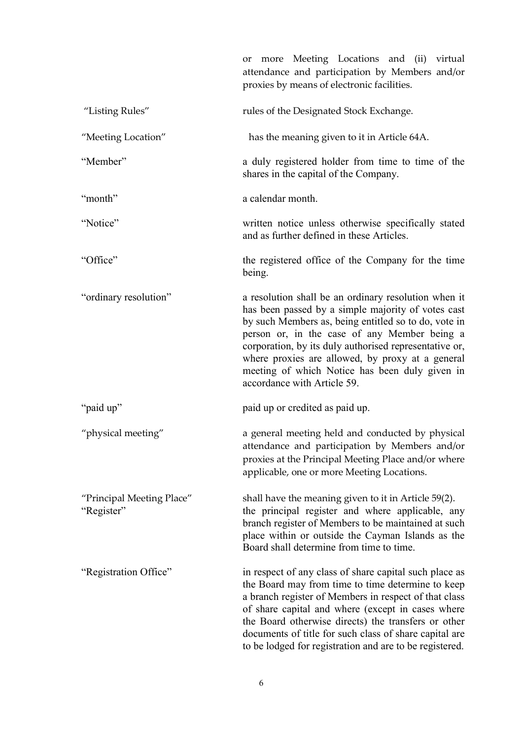| | |
|---|---|
| | or more Meeting Locations and (ii) virtual attendance and participation by Members and/or proxies by means of electronic facilities. |
| "Listing Rules" | rules of the Designated Stock Exchange. |
| "Meeting Location" | has the meaning given to it in Article 64A. |
| "Member" | a duly registered holder from time to time of the shares in the capital of the Company. |
| "month" | a calendar month. |
| "Notice" | written notice unless otherwise specifically stated and as further defined in these Articles. |
| "Office" | the registered office of the Company for the time being. |
| "ordinary resolution" | a resolution shall be an ordinary resolution when it has been passed by a simple majority of votes cast by such Members as, being entitled so to do, vote in person or, in the case of any Member being a corporation, by its duly authorised representative or, where proxies are allowed, by proxy at a general meeting of which Notice has been duly given in accordance with Article 59. |
| "paid up" | paid up or credited as paid up. |
| "physical meeting" | a general meeting held and conducted by physical attendance and participation by Members and/or proxies at the Principal Meeting Place and/or where applicable, one or more Meeting Locations. |
| "Principal Meeting Place" | shall have the meaning given to it in Article 59(2). |
| "Register" | the principal register and where applicable, any branch register of Members to be maintained at such place within or outside the Cayman Islands as the Board shall determine from time to time. |
| "Registration Office" | in respect of any class of share capital such place as the Board may from time to time determine to keep a branch register of Members in respect of that class of share capital and where (except in cases where the Board otherwise directs) the transfers or other documents of title for such class of share capital are to be lodged for registration and are to be registered. |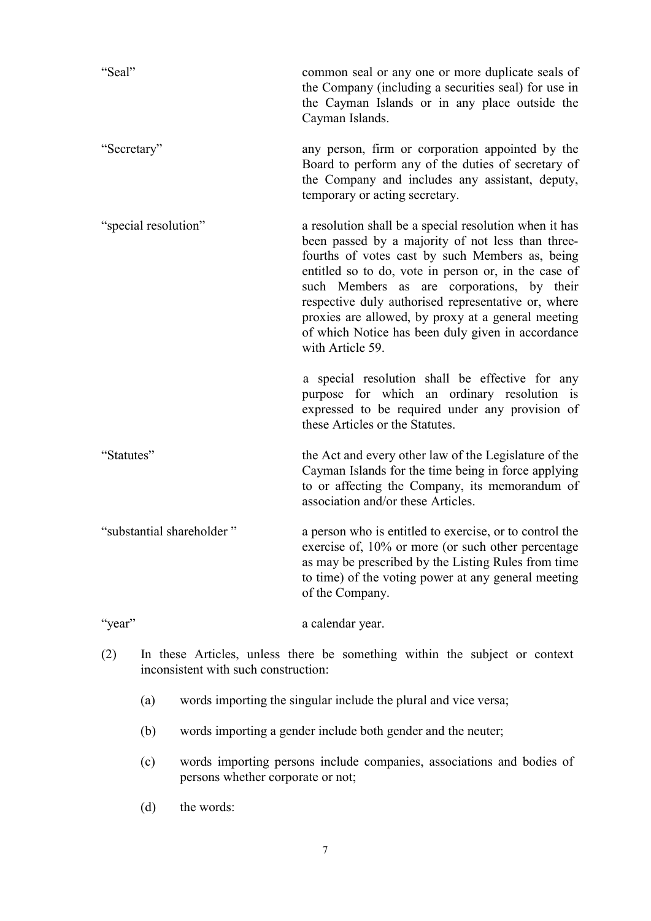| | |
|---|---|
| "Seal" | common seal or any one or more duplicate seals of the Company (including a securities seal) for use in the Cayman Islands or in any place outside the Cayman Islands. |
| "Secretary" | any person, firm or corporation appointed by the Board to perform any of the duties of secretary of the Company and includes any assistant, deputy, temporary or acting secretary. |
| "special resolution" | a resolution shall be a special resolution when it has been passed by a majority of not less than three-fourths of votes cast by such Members as, being entitled so to do, vote in person or, in the case of such Members as are corporations, by their respective duly authorised representative or, where proxies are allowed, by proxy at a general meeting of which Notice has been duly given in accordance with Article 59.<br><br>a special resolution shall be effective for any purpose for which an ordinary resolution is expressed to be required under any provision of these Articles or the Statutes. |
| "Statutes" | the Act and every other law of the Legislature of the Cayman Islands for the time being in force applying to or affecting the Company, its memorandum of association and/or these Articles. |
| "substantial shareholder " | a person who is entitled to exercise, or to control the exercise of, 10% or more (or such other percentage as may be prescribed by the Listing Rules from time to time) of the voting power at any general meeting of the Company. |
| "year" | a calendar year. |

(2) In these Articles, unless there be something within the subject or context inconsistent with such construction:

(a) words importing the singular include the plural and vice versa;

(b) words importing a gender include both gender and the neuter;

(c) words importing persons include companies, associations and bodies of persons whether corporate or not;

(d) the words: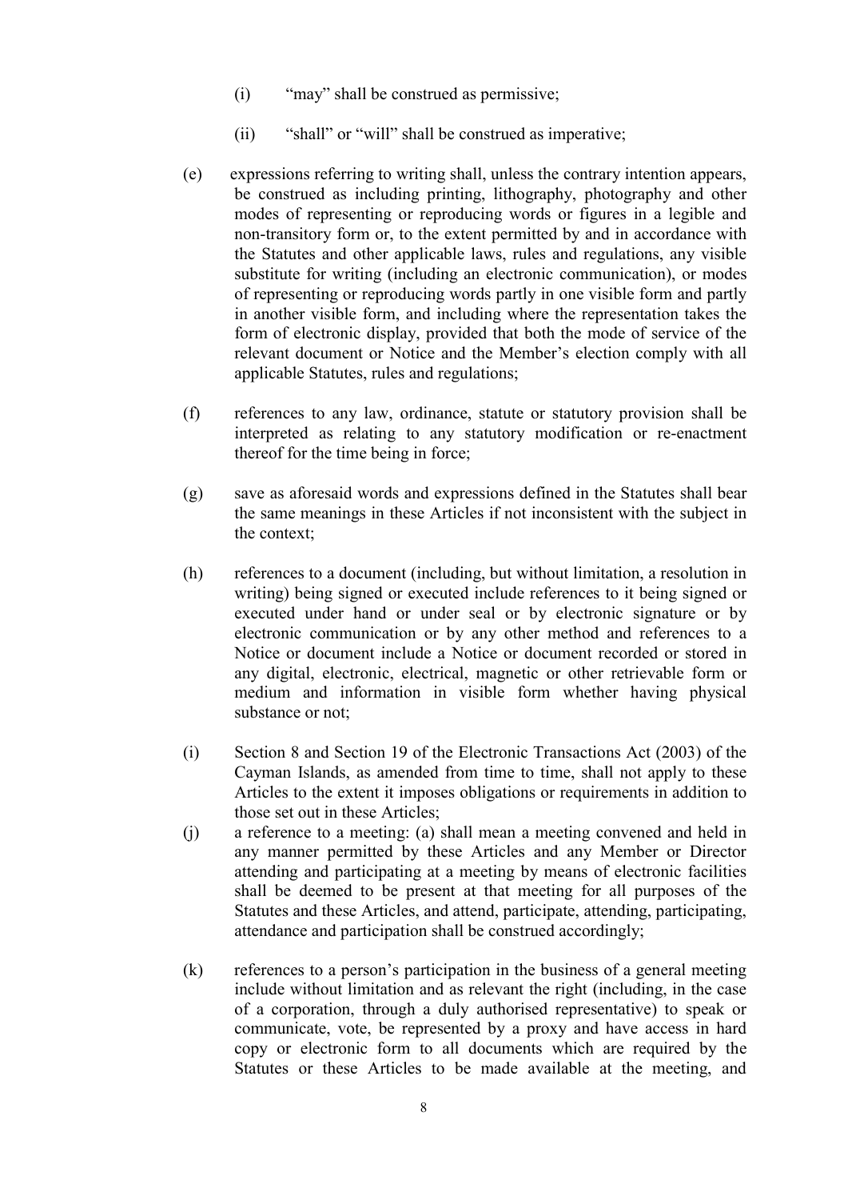(i) "may" shall be construed as permissive;

(ii) "shall" or "will" shall be construed as imperative;

(e) expressions referring to writing shall, unless the contrary intention appears, be construed as including printing, lithography, photography and other modes of representing or reproducing words or figures in a legible and non-transitory form or, to the extent permitted by and in accordance with the Statutes and other applicable laws, rules and regulations, any visible substitute for writing (including an electronic communication), or modes of representing or reproducing words partly in one visible form and partly in another visible form, and including where the representation takes the form of electronic display, provided that both the mode of service of the relevant document or Notice and the Member's election comply with all applicable Statutes, rules and regulations;

(f) references to any law, ordinance, statute or statutory provision shall be interpreted as relating to any statutory modification or re-enactment thereof for the time being in force;

(g) save as aforesaid words and expressions defined in the Statutes shall bear the same meanings in these Articles if not inconsistent with the subject in the context;

(h) references to a document (including, but without limitation, a resolution in writing) being signed or executed include references to it being signed or executed under hand or under seal or by electronic signature or by electronic communication or by any other method and references to a Notice or document include a Notice or document recorded or stored in any digital, electronic, electrical, magnetic or other retrievable form or medium and information in visible form whether having physical substance or not;

(i) Section 8 and Section 19 of the Electronic Transactions Act (2003) of the Cayman Islands, as amended from time to time, shall not apply to these Articles to the extent it imposes obligations or requirements in addition to those set out in these Articles;

(j) a reference to a meeting: (a) shall mean a meeting convened and held in any manner permitted by these Articles and any Member or Director attending and participating at a meeting by means of electronic facilities shall be deemed to be present at that meeting for all purposes of the Statutes and these Articles, and attend, participate, attending, participating, attendance and participation shall be construed accordingly;

(k) references to a person's participation in the business of a general meeting include without limitation and as relevant the right (including, in the case of a corporation, through a duly authorised representative) to speak or communicate, vote, be represented by a proxy and have access in hard copy or electronic form to all documents which are required by the Statutes or these Articles to be made available at the meeting, and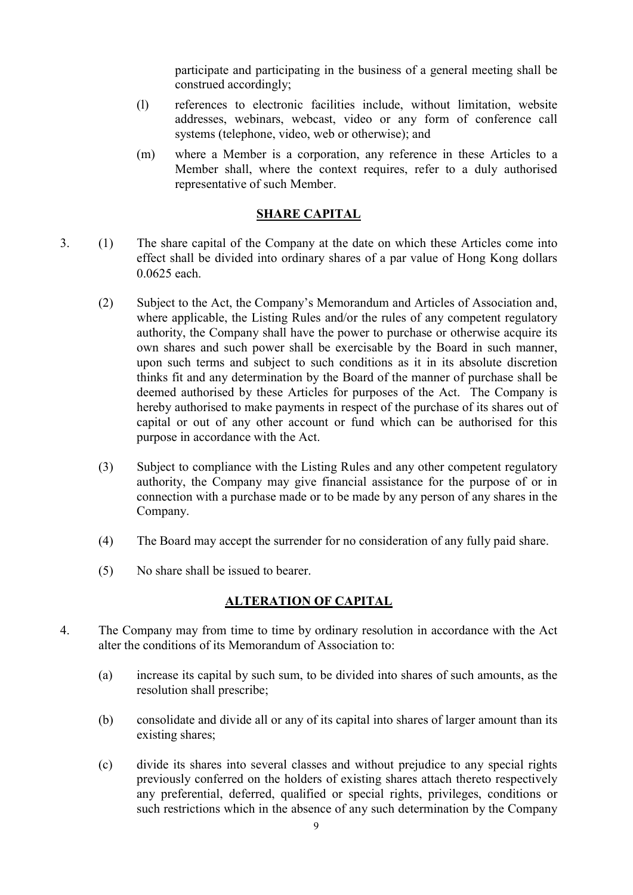participate and participating in the business of a general meeting shall be construed accordingly;

(l) references to electronic facilities include, without limitation, website addresses, webinars, webcast, video or any form of conference call systems (telephone, video, web or otherwise); and

(m) where a Member is a corporation, any reference in these Articles to a Member shall, where the context requires, refer to a duly authorised representative of such Member.

## SHARE CAPITAL

3. (1) The share capital of the Company at the date on which these Articles come into effect shall be divided into ordinary shares of a par value of Hong Kong dollars 0.0625 each.

(2) Subject to the Act, the Company's Memorandum and Articles of Association and, where applicable, the Listing Rules and/or the rules of any competent regulatory authority, the Company shall have the power to purchase or otherwise acquire its own shares and such power shall be exercisable by the Board in such manner, upon such terms and subject to such conditions as it in its absolute discretion thinks fit and any determination by the Board of the manner of purchase shall be deemed authorised by these Articles for purposes of the Act. The Company is hereby authorised to make payments in respect of the purchase of its shares out of capital or out of any other account or fund which can be authorised for this purpose in accordance with the Act.

(3) Subject to compliance with the Listing Rules and any other competent regulatory authority, the Company may give financial assistance for the purpose of or in connection with a purchase made or to be made by any person of any shares in the Company.

(4) The Board may accept the surrender for no consideration of any fully paid share.

(5) No share shall be issued to bearer.

## ALTERATION OF CAPITAL

4. The Company may from time to time by ordinary resolution in accordance with the Act alter the conditions of its Memorandum of Association to:

(a) increase its capital by such sum, to be divided into shares of such amounts, as the resolution shall prescribe;

(b) consolidate and divide all or any of its capital into shares of larger amount than its existing shares;

(c) divide its shares into several classes and without prejudice to any special rights previously conferred on the holders of existing shares attach thereto respectively any preferential, deferred, qualified or special rights, privileges, conditions or such restrictions which in the absence of any such determination by the Company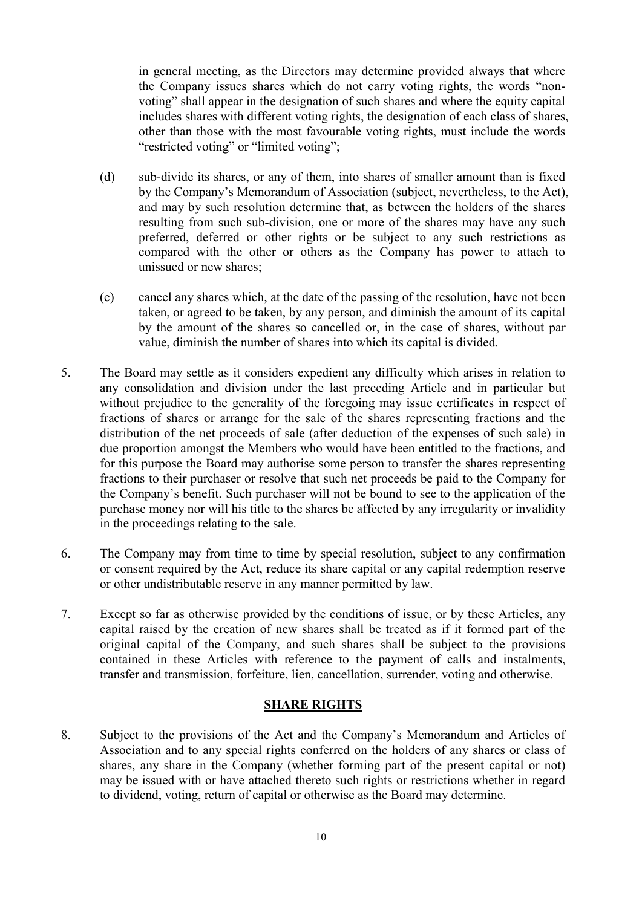in general meeting, as the Directors may determine provided always that where the Company issues shares which do not carry voting rights, the words "non-voting" shall appear in the designation of such shares and where the equity capital includes shares with different voting rights, the designation of each class of shares, other than those with the most favourable voting rights, must include the words "restricted voting" or "limited voting";

(d) sub-divide its shares, or any of them, into shares of smaller amount than is fixed by the Company's Memorandum of Association (subject, nevertheless, to the Act), and may by such resolution determine that, as between the holders of the shares resulting from such sub-division, one or more of the shares may have any such preferred, deferred or other rights or be subject to any such restrictions as compared with the other or others as the Company has power to attach to unissued or new shares;

(e) cancel any shares which, at the date of the passing of the resolution, have not been taken, or agreed to be taken, by any person, and diminish the amount of its capital by the amount of the shares so cancelled or, in the case of shares, without par value, diminish the number of shares into which its capital is divided.

5. The Board may settle as it considers expedient any difficulty which arises in relation to any consolidation and division under the last preceding Article and in particular but without prejudice to the generality of the foregoing may issue certificates in respect of fractions of shares or arrange for the sale of the shares representing fractions and the distribution of the net proceeds of sale (after deduction of the expenses of such sale) in due proportion amongst the Members who would have been entitled to the fractions, and for this purpose the Board may authorise some person to transfer the shares representing fractions to their purchaser or resolve that such net proceeds be paid to the Company for the Company's benefit. Such purchaser will not be bound to see to the application of the purchase money nor will his title to the shares be affected by any irregularity or invalidity in the proceedings relating to the sale.

6. The Company may from time to time by special resolution, subject to any confirmation or consent required by the Act, reduce its share capital or any capital redemption reserve or other undistributable reserve in any manner permitted by law.

7. Except so far as otherwise provided by the conditions of issue, or by these Articles, any capital raised by the creation of new shares shall be treated as if it formed part of the original capital of the Company, and such shares shall be subject to the provisions contained in these Articles with reference to the payment of calls and instalments, transfer and transmission, forfeiture, lien, cancellation, surrender, voting and otherwise.

## SHARE RIGHTS

8. Subject to the provisions of the Act and the Company's Memorandum and Articles of Association and to any special rights conferred on the holders of any shares or class of shares, any share in the Company (whether forming part of the present capital or not) may be issued with or have attached thereto such rights or restrictions whether in regard to dividend, voting, return of capital or otherwise as the Board may determine.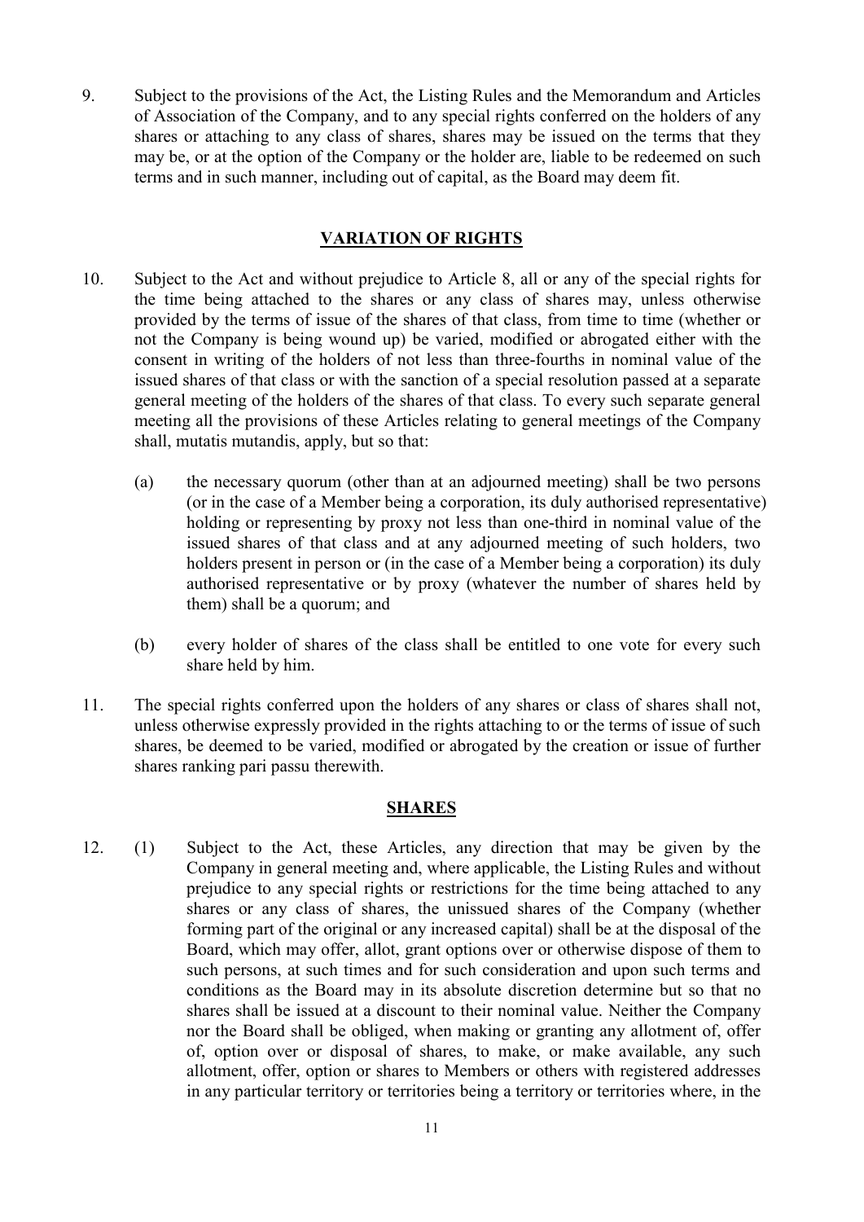9. Subject to the provisions of the Act, the Listing Rules and the Memorandum and Articles of Association of the Company, and to any special rights conferred on the holders of any shares or attaching to any class of shares, shares may be issued on the terms that they may be, or at the option of the Company or the holder are, liable to be redeemed on such terms and in such manner, including out of capital, as the Board may deem fit.

## VARIATION OF RIGHTS

10. Subject to the Act and without prejudice to Article 8, all or any of the special rights for the time being attached to the shares or any class of shares may, unless otherwise provided by the terms of issue of the shares of that class, from time to time (whether or not the Company is being wound up) be varied, modified or abrogated either with the consent in writing of the holders of not less than three-fourths in nominal value of the issued shares of that class or with the sanction of a special resolution passed at a separate general meeting of the holders of the shares of that class. To every such separate general meeting all the provisions of these Articles relating to general meetings of the Company shall, mutatis mutandis, apply, but so that:

    (a) the necessary quorum (other than at an adjourned meeting) shall be two persons (or in the case of a Member being a corporation, its duly authorised representative) holding or representing by proxy not less than one-third in nominal value of the issued shares of that class and at any adjourned meeting of such holders, two holders present in person or (in the case of a Member being a corporation) its duly authorised representative or by proxy (whatever the number of shares held by them) shall be a quorum; and

    (b) every holder of shares of the class shall be entitled to one vote for every such share held by him.

11. The special rights conferred upon the holders of any shares or class of shares shall not, unless otherwise expressly provided in the rights attaching to or the terms of issue of such shares, be deemed to be varied, modified or abrogated by the creation or issue of further shares ranking pari passu therewith.

## SHARES

12. (1) Subject to the Act, these Articles, any direction that may be given by the Company in general meeting and, where applicable, the Listing Rules and without prejudice to any special rights or restrictions for the time being attached to any shares or any class of shares, the unissued shares of the Company (whether forming part of the original or any increased capital) shall be at the disposal of the Board, which may offer, allot, grant options over or otherwise dispose of them to such persons, at such times and for such consideration and upon such terms and conditions as the Board may in its absolute discretion determine but so that no shares shall be issued at a discount to their nominal value. Neither the Company nor the Board shall be obliged, when making or granting any allotment of, offer of, option over or disposal of shares, to make, or make available, any such allotment, offer, option or shares to Members or others with registered addresses in any particular territory or territories being a territory or territories where, in the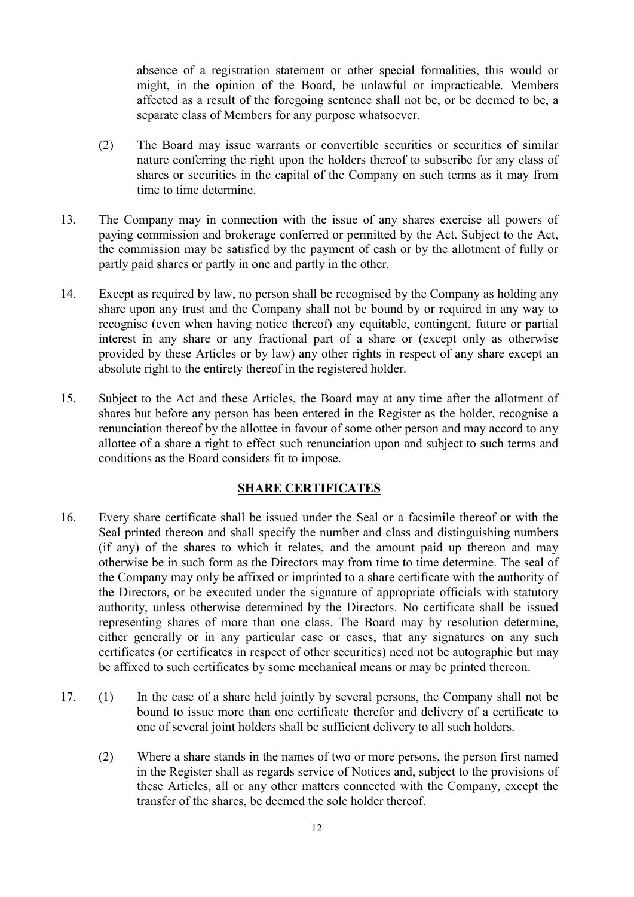absence of a registration statement or other special formalities, this would or might, in the opinion of the Board, be unlawful or impracticable. Members affected as a result of the foregoing sentence shall not be, or be deemed to be, a separate class of Members for any purpose whatsoever.

(2) The Board may issue warrants or convertible securities or securities of similar nature conferring the right upon the holders thereof to subscribe for any class of shares or securities in the capital of the Company on such terms as it may from time to time determine.

13. The Company may in connection with the issue of any shares exercise all powers of paying commission and brokerage conferred or permitted by the Act. Subject to the Act, the commission may be satisfied by the payment of cash or by the allotment of fully or partly paid shares or partly in one and partly in the other.

14. Except as required by law, no person shall be recognised by the Company as holding any share upon any trust and the Company shall not be bound by or required in any way to recognise (even when having notice thereof) any equitable, contingent, future or partial interest in any share or any fractional part of a share or (except only as otherwise provided by these Articles or by law) any other rights in respect of any share except an absolute right to the entirety thereof in the registered holder.

15. Subject to the Act and these Articles, the Board may at any time after the allotment of shares but before any person has been entered in the Register as the holder, recognise a renunciation thereof by the allottee in favour of some other person and may accord to any allottee of a share a right to effect such renunciation upon and subject to such terms and conditions as the Board considers fit to impose.

## SHARE CERTIFICATES

16. Every share certificate shall be issued under the Seal or a facsimile thereof or with the Seal printed thereon and shall specify the number and class and distinguishing numbers (if any) of the shares to which it relates, and the amount paid up thereon and may otherwise be in such form as the Directors may from time to time determine. The seal of the Company may only be affixed or imprinted to a share certificate with the authority of the Directors, or be executed under the signature of appropriate officials with statutory authority, unless otherwise determined by the Directors. No certificate shall be issued representing shares of more than one class. The Board may by resolution determine, either generally or in any particular case or cases, that any signatures on any such certificates (or certificates in respect of other securities) need not be autographic but may be affixed to such certificates by some mechanical means or may be printed thereon.

17. (1) In the case of a share held jointly by several persons, the Company shall not be bound to issue more than one certificate therefor and delivery of a certificate to one of several joint holders shall be sufficient delivery to all such holders.

(2) Where a share stands in the names of two or more persons, the person first named in the Register shall as regards service of Notices and, subject to the provisions of these Articles, all or any other matters connected with the Company, except the transfer of the shares, be deemed the sole holder thereof.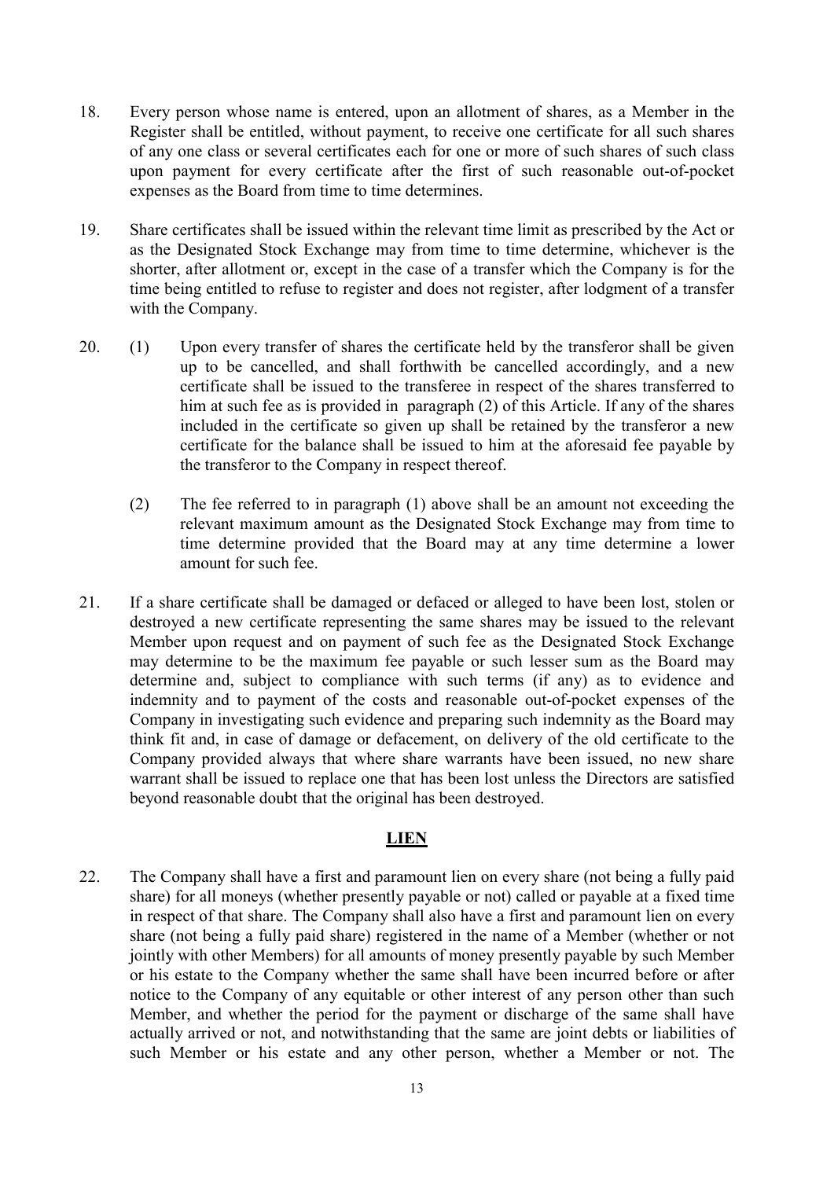18. Every person whose name is entered, upon an allotment of shares, as a Member in the Register shall be entitled, without payment, to receive one certificate for all such shares of any one class or several certificates each for one or more of such shares of such class upon payment for every certificate after the first of such reasonable out-of-pocket expenses as the Board from time to time determines.

19. Share certificates shall be issued within the relevant time limit as prescribed by the Act or as the Designated Stock Exchange may from time to time determine, whichever is the shorter, after allotment or, except in the case of a transfer which the Company is for the time being entitled to refuse to register and does not register, after lodgment of a transfer with the Company.

20. (1) Upon every transfer of shares the certificate held by the transferor shall be given up to be cancelled, and shall forthwith be cancelled accordingly, and a new certificate shall be issued to the transferee in respect of the shares transferred to him at such fee as is provided in paragraph (2) of this Article. If any of the shares included in the certificate so given up shall be retained by the transferor a new certificate for the balance shall be issued to him at the aforesaid fee payable by the transferor to the Company in respect thereof.

    (2) The fee referred to in paragraph (1) above shall be an amount not exceeding the relevant maximum amount as the Designated Stock Exchange may from time to time determine provided that the Board may at any time determine a lower amount for such fee.

21. If a share certificate shall be damaged or defaced or alleged to have been lost, stolen or destroyed a new certificate representing the same shares may be issued to the relevant Member upon request and on payment of such fee as the Designated Stock Exchange may determine to be the maximum fee payable or such lesser sum as the Board may determine and, subject to compliance with such terms (if any) as to evidence and indemnity and to payment of the costs and reasonable out-of-pocket expenses of the Company in investigating such evidence and preparing such indemnity as the Board may think fit and, in case of damage or defacement, on delivery of the old certificate to the Company provided always that where share warrants have been issued, no new share warrant shall be issued to replace one that has been lost unless the Directors are satisfied beyond reasonable doubt that the original has been destroyed.

## LIEN

22. The Company shall have a first and paramount lien on every share (not being a fully paid share) for all moneys (whether presently payable or not) called or payable at a fixed time in respect of that share. The Company shall also have a first and paramount lien on every share (not being a fully paid share) registered in the name of a Member (whether or not jointly with other Members) for all amounts of money presently payable by such Member or his estate to the Company whether the same shall have been incurred before or after notice to the Company of any equitable or other interest of any person other than such Member, and whether the period for the payment or discharge of the same shall have actually arrived or not, and notwithstanding that the same are joint debts or liabilities of such Member or his estate and any other person, whether a Member or not. The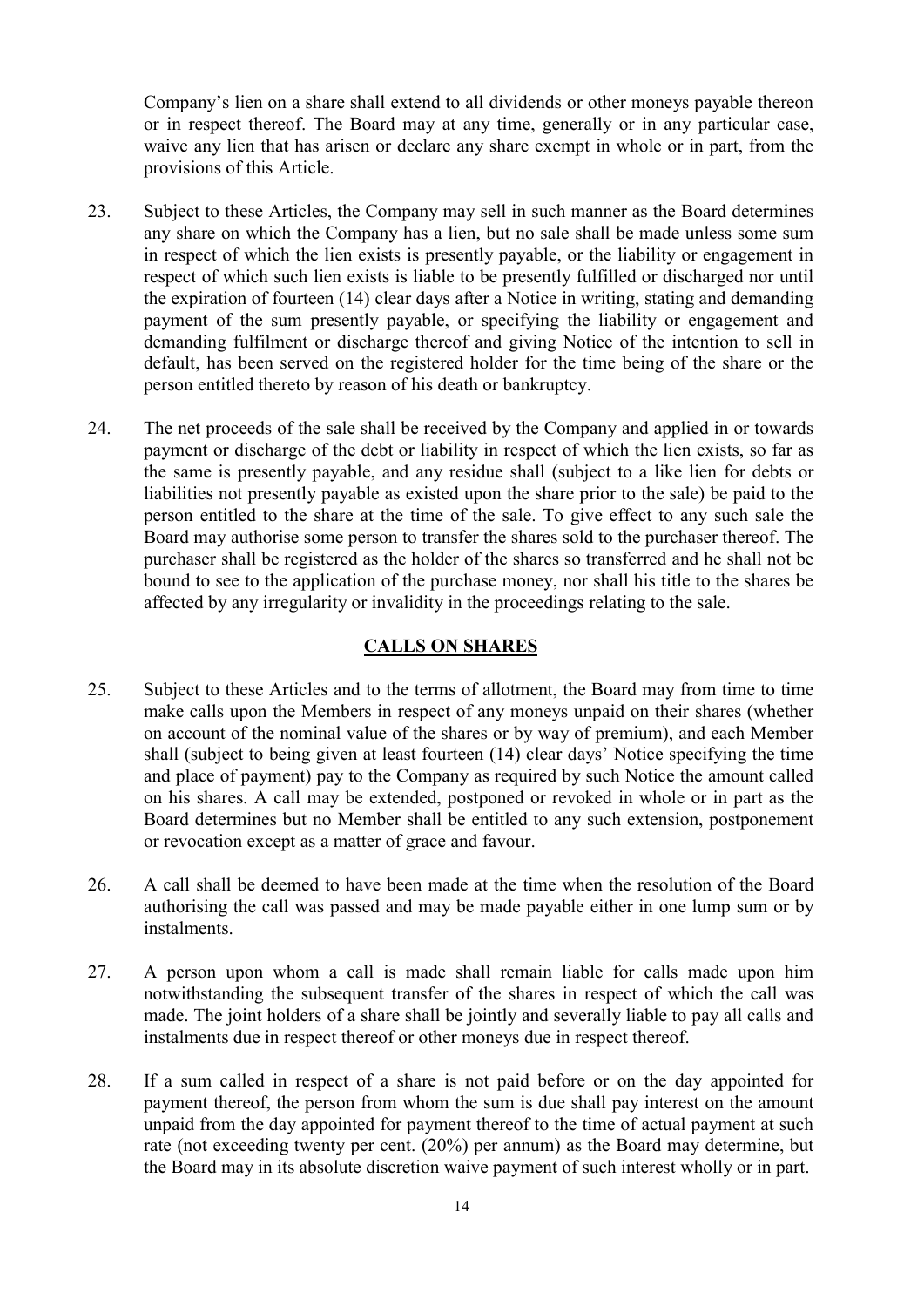Company's lien on a share shall extend to all dividends or other moneys payable thereon or in respect thereof. The Board may at any time, generally or in any particular case, waive any lien that has arisen or declare any share exempt in whole or in part, from the provisions of this Article.

23. Subject to these Articles, the Company may sell in such manner as the Board determines any share on which the Company has a lien, but no sale shall be made unless some sum in respect of which the lien exists is presently payable, or the liability or engagement in respect of which such lien exists is liable to be presently fulfilled or discharged nor until the expiration of fourteen (14) clear days after a Notice in writing, stating and demanding payment of the sum presently payable, or specifying the liability or engagement and demanding fulfilment or discharge thereof and giving Notice of the intention to sell in default, has been served on the registered holder for the time being of the share or the person entitled thereto by reason of his death or bankruptcy.

24. The net proceeds of the sale shall be received by the Company and applied in or towards payment or discharge of the debt or liability in respect of which the lien exists, so far as the same is presently payable, and any residue shall (subject to a like lien for debts or liabilities not presently payable as existed upon the share prior to the sale) be paid to the person entitled to the share at the time of the sale. To give effect to any such sale the Board may authorise some person to transfer the shares sold to the purchaser thereof. The purchaser shall be registered as the holder of the shares so transferred and he shall not be bound to see to the application of the purchase money, nor shall his title to the shares be affected by any irregularity or invalidity in the proceedings relating to the sale.

## CALLS ON SHARES

25. Subject to these Articles and to the terms of allotment, the Board may from time to time make calls upon the Members in respect of any moneys unpaid on their shares (whether on account of the nominal value of the shares or by way of premium), and each Member shall (subject to being given at least fourteen (14) clear days' Notice specifying the time and place of payment) pay to the Company as required by such Notice the amount called on his shares. A call may be extended, postponed or revoked in whole or in part as the Board determines but no Member shall be entitled to any such extension, postponement or revocation except as a matter of grace and favour.

26. A call shall be deemed to have been made at the time when the resolution of the Board authorising the call was passed and may be made payable either in one lump sum or by instalments.

27. A person upon whom a call is made shall remain liable for calls made upon him notwithstanding the subsequent transfer of the shares in respect of which the call was made. The joint holders of a share shall be jointly and severally liable to pay all calls and instalments due in respect thereof or other moneys due in respect thereof.

28. If a sum called in respect of a share is not paid before or on the day appointed for payment thereof, the person from whom the sum is due shall pay interest on the amount unpaid from the day appointed for payment thereof to the time of actual payment at such rate (not exceeding twenty per cent. (20%) per annum) as the Board may determine, but the Board may in its absolute discretion waive payment of such interest wholly or in part.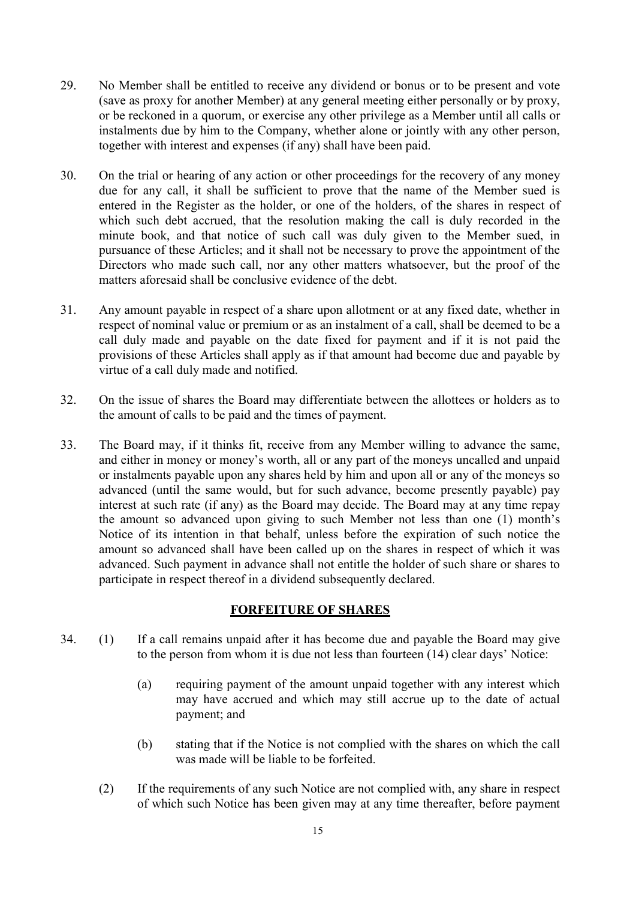29. No Member shall be entitled to receive any dividend or bonus or to be present and vote (save as proxy for another Member) at any general meeting either personally or by proxy, or be reckoned in a quorum, or exercise any other privilege as a Member until all calls or instalments due by him to the Company, whether alone or jointly with any other person, together with interest and expenses (if any) shall have been paid.

30. On the trial or hearing of any action or other proceedings for the recovery of any money due for any call, it shall be sufficient to prove that the name of the Member sued is entered in the Register as the holder, or one of the holders, of the shares in respect of which such debt accrued, that the resolution making the call is duly recorded in the minute book, and that notice of such call was duly given to the Member sued, in pursuance of these Articles; and it shall not be necessary to prove the appointment of the Directors who made such call, nor any other matters whatsoever, but the proof of the matters aforesaid shall be conclusive evidence of the debt.

31. Any amount payable in respect of a share upon allotment or at any fixed date, whether in respect of nominal value or premium or as an instalment of a call, shall be deemed to be a call duly made and payable on the date fixed for payment and if it is not paid the provisions of these Articles shall apply as if that amount had become due and payable by virtue of a call duly made and notified.

32. On the issue of shares the Board may differentiate between the allottees or holders as to the amount of calls to be paid and the times of payment.

33. The Board may, if it thinks fit, receive from any Member willing to advance the same, and either in money or money's worth, all or any part of the moneys uncalled and unpaid or instalments payable upon any shares held by him and upon all or any of the moneys so advanced (until the same would, but for such advance, become presently payable) pay interest at such rate (if any) as the Board may decide. The Board may at any time repay the amount so advanced upon giving to such Member not less than one (1) month's Notice of its intention in that behalf, unless before the expiration of such notice the amount so advanced shall have been called up on the shares in respect of which it was advanced. Such payment in advance shall not entitle the holder of such share or shares to participate in respect thereof in a dividend subsequently declared.

## FORFEITURE OF SHARES

34. (1) If a call remains unpaid after it has become due and payable the Board may give to the person from whom it is due not less than fourteen (14) clear days' Notice:

    (a) requiring payment of the amount unpaid together with any interest which may have accrued and which may still accrue up to the date of actual payment; and

    (b) stating that if the Notice is not complied with the shares on which the call was made will be liable to be forfeited.

    (2) If the requirements of any such Notice are not complied with, any share in respect of which such Notice has been given may at any time thereafter, before payment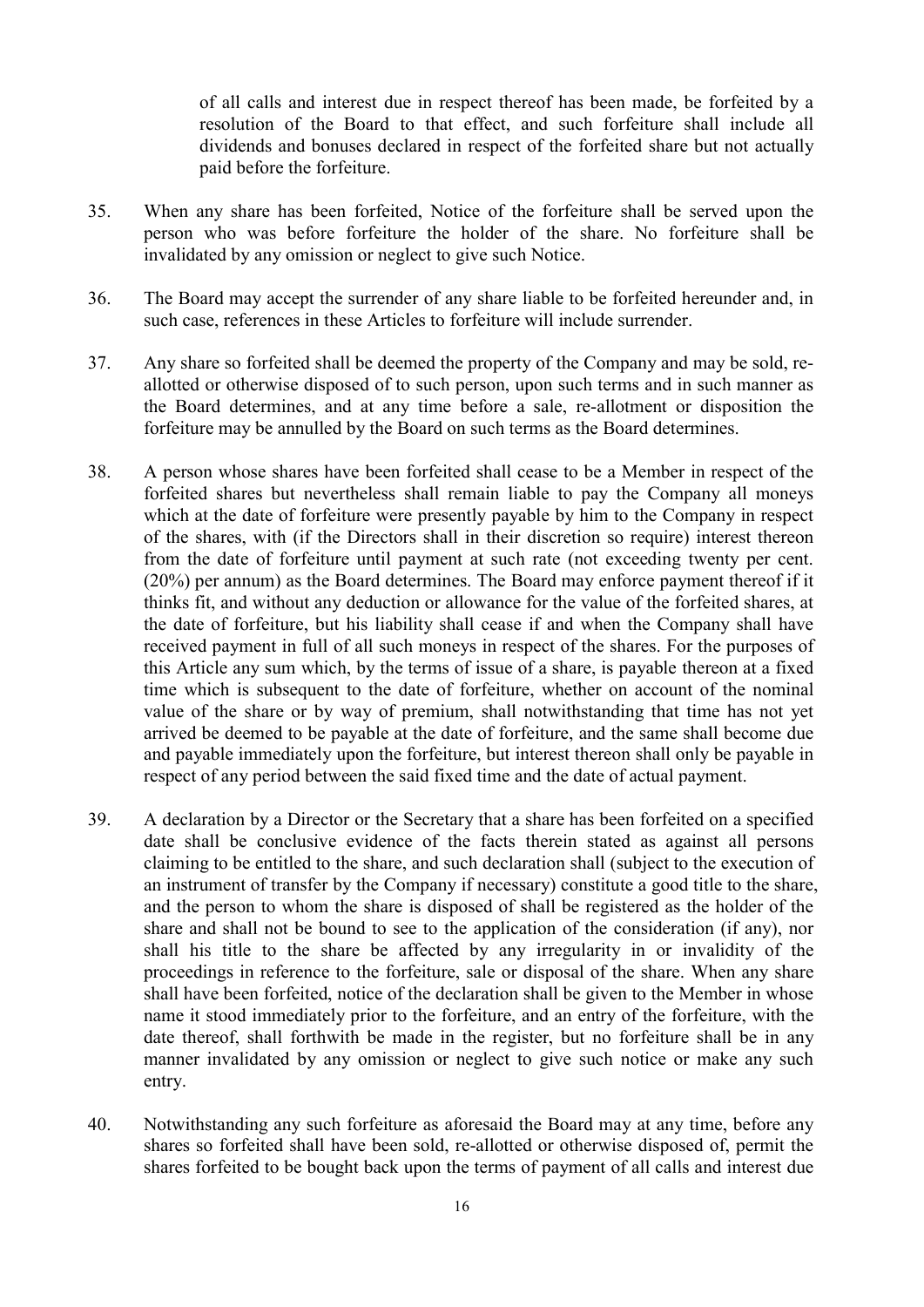of all calls and interest due in respect thereof has been made, be forfeited by a resolution of the Board to that effect, and such forfeiture shall include all dividends and bonuses declared in respect of the forfeited share but not actually paid before the forfeiture.

35. When any share has been forfeited, Notice of the forfeiture shall be served upon the person who was before forfeiture the holder of the share. No forfeiture shall be invalidated by any omission or neglect to give such Notice.

36. The Board may accept the surrender of any share liable to be forfeited hereunder and, in such case, references in these Articles to forfeiture will include surrender.

37. Any share so forfeited shall be deemed the property of the Company and may be sold, re-allotted or otherwise disposed of to such person, upon such terms and in such manner as the Board determines, and at any time before a sale, re-allotment or disposition the forfeiture may be annulled by the Board on such terms as the Board determines.

38. A person whose shares have been forfeited shall cease to be a Member in respect of the forfeited shares but nevertheless shall remain liable to pay the Company all moneys which at the date of forfeiture were presently payable by him to the Company in respect of the shares, with (if the Directors shall in their discretion so require) interest thereon from the date of forfeiture until payment at such rate (not exceeding twenty per cent. (20%) per annum) as the Board determines. The Board may enforce payment thereof if it thinks fit, and without any deduction or allowance for the value of the forfeited shares, at the date of forfeiture, but his liability shall cease if and when the Company shall have received payment in full of all such moneys in respect of the shares. For the purposes of this Article any sum which, by the terms of issue of a share, is payable thereon at a fixed time which is subsequent to the date of forfeiture, whether on account of the nominal value of the share or by way of premium, shall notwithstanding that time has not yet arrived be deemed to be payable at the date of forfeiture, and the same shall become due and payable immediately upon the forfeiture, but interest thereon shall only be payable in respect of any period between the said fixed time and the date of actual payment.

39. A declaration by a Director or the Secretary that a share has been forfeited on a specified date shall be conclusive evidence of the facts therein stated as against all persons claiming to be entitled to the share, and such declaration shall (subject to the execution of an instrument of transfer by the Company if necessary) constitute a good title to the share, and the person to whom the share is disposed of shall be registered as the holder of the share and shall not be bound to see to the application of the consideration (if any), nor shall his title to the share be affected by any irregularity in or invalidity of the proceedings in reference to the forfeiture, sale or disposal of the share. When any share shall have been forfeited, notice of the declaration shall be given to the Member in whose name it stood immediately prior to the forfeiture, and an entry of the forfeiture, with the date thereof, shall forthwith be made in the register, but no forfeiture shall be in any manner invalidated by any omission or neglect to give such notice or make any such entry.

40. Notwithstanding any such forfeiture as aforesaid the Board may at any time, before any shares so forfeited shall have been sold, re-allotted or otherwise disposed of, permit the shares forfeited to be bought back upon the terms of payment of all calls and interest due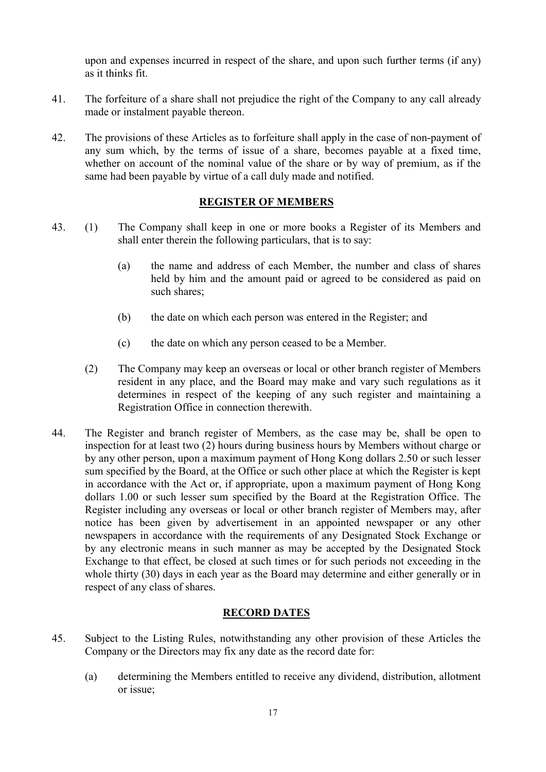upon and expenses incurred in respect of the share, and upon such further terms (if any) as it thinks fit.

41. The forfeiture of a share shall not prejudice the right of the Company to any call already made or instalment payable thereon.

42. The provisions of these Articles as to forfeiture shall apply in the case of non-payment of any sum which, by the terms of issue of a share, becomes payable at a fixed time, whether on account of the nominal value of the share or by way of premium, as if the same had been payable by virtue of a call duly made and notified.

## REGISTER OF MEMBERS

43. (1) The Company shall keep in one or more books a Register of its Members and shall enter therein the following particulars, that is to say:

    (a) the name and address of each Member, the number and class of shares held by him and the amount paid or agreed to be considered as paid on such shares;

    (b) the date on which each person was entered in the Register; and

    (c) the date on which any person ceased to be a Member.

    (2) The Company may keep an overseas or local or other branch register of Members resident in any place, and the Board may make and vary such regulations as it determines in respect of the keeping of any such register and maintaining a Registration Office in connection therewith.

44. The Register and branch register of Members, as the case may be, shall be open to inspection for at least two (2) hours during business hours by Members without charge or by any other person, upon a maximum payment of Hong Kong dollars 2.50 or such lesser sum specified by the Board, at the Office or such other place at which the Register is kept in accordance with the Act or, if appropriate, upon a maximum payment of Hong Kong dollars 1.00 or such lesser sum specified by the Board at the Registration Office. The Register including any overseas or local or other branch register of Members may, after notice has been given by advertisement in an appointed newspaper or any other newspapers in accordance with the requirements of any Designated Stock Exchange or by any electronic means in such manner as may be accepted by the Designated Stock Exchange to that effect, be closed at such times or for such periods not exceeding in the whole thirty (30) days in each year as the Board may determine and either generally or in respect of any class of shares.

## RECORD DATES

45. Subject to the Listing Rules, notwithstanding any other provision of these Articles the Company or the Directors may fix any date as the record date for:

    (a) determining the Members entitled to receive any dividend, distribution, allotment or issue;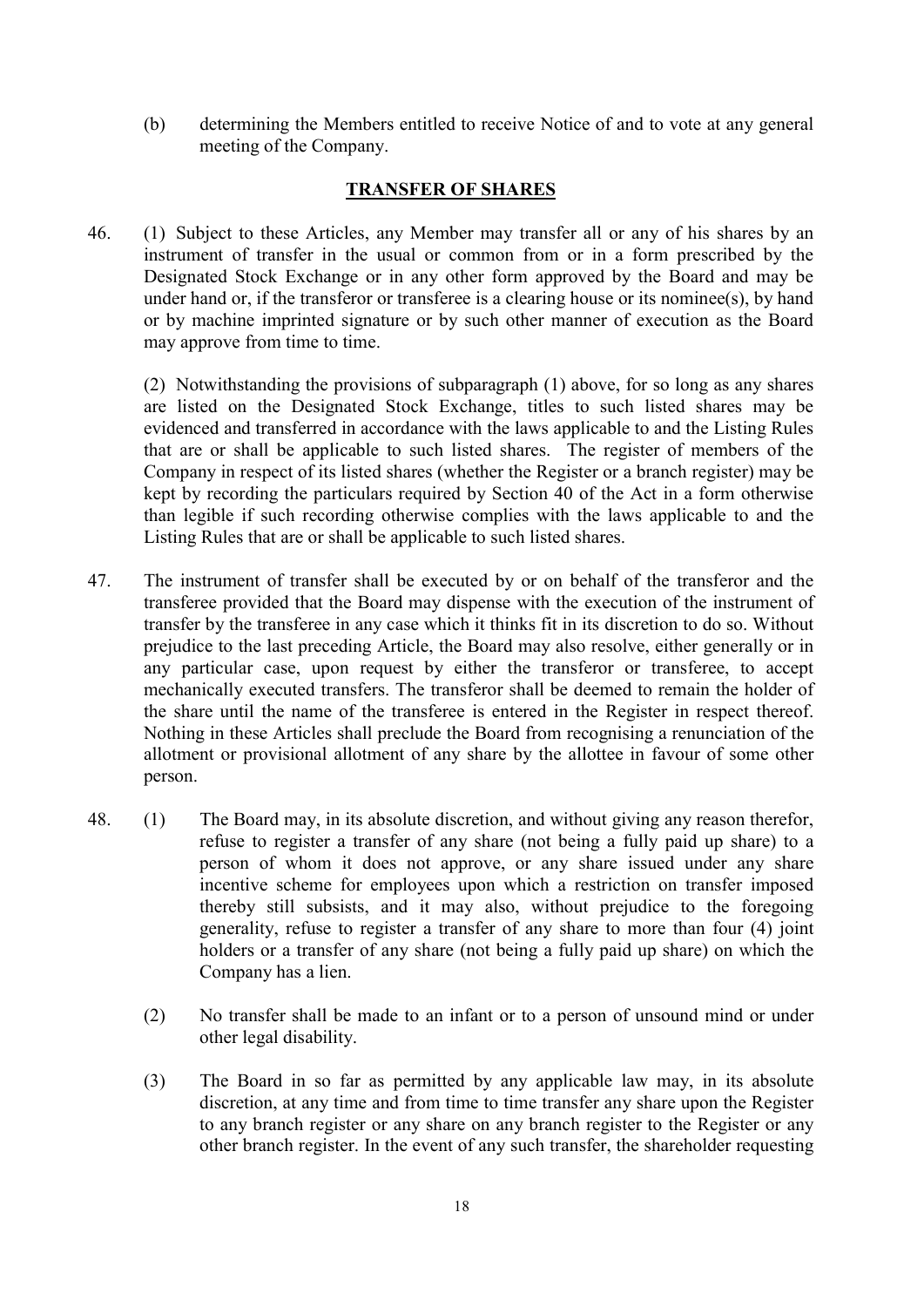(b) determining the Members entitled to receive Notice of and to vote at any general meeting of the Company.

## TRANSFER OF SHARES

46. (1) Subject to these Articles, any Member may transfer all or any of his shares by an instrument of transfer in the usual or common from or in a form prescribed by the Designated Stock Exchange or in any other form approved by the Board and may be under hand or, if the transferor or transferee is a clearing house or its nominee(s), by hand or by machine imprinted signature or by such other manner of execution as the Board may approve from time to time.

(2) Notwithstanding the provisions of subparagraph (1) above, for so long as any shares are listed on the Designated Stock Exchange, titles to such listed shares may be evidenced and transferred in accordance with the laws applicable to and the Listing Rules that are or shall be applicable to such listed shares. The register of members of the Company in respect of its listed shares (whether the Register or a branch register) may be kept by recording the particulars required by Section 40 of the Act in a form otherwise than legible if such recording otherwise complies with the laws applicable to and the Listing Rules that are or shall be applicable to such listed shares.

47. The instrument of transfer shall be executed by or on behalf of the transferor and the transferee provided that the Board may dispense with the execution of the instrument of transfer by the transferee in any case which it thinks fit in its discretion to do so. Without prejudice to the last preceding Article, the Board may also resolve, either generally or in any particular case, upon request by either the transferor or transferee, to accept mechanically executed transfers. The transferor shall be deemed to remain the holder of the share until the name of the transferee is entered in the Register in respect thereof. Nothing in these Articles shall preclude the Board from recognising a renunciation of the allotment or provisional allotment of any share by the allottee in favour of some other person.

48. (1) The Board may, in its absolute discretion, and without giving any reason therefor, refuse to register a transfer of any share (not being a fully paid up share) to a person of whom it does not approve, or any share issued under any share incentive scheme for employees upon which a restriction on transfer imposed thereby still subsists, and it may also, without prejudice to the foregoing generality, refuse to register a transfer of any share to more than four (4) joint holders or a transfer of any share (not being a fully paid up share) on which the Company has a lien.

(2) No transfer shall be made to an infant or to a person of unsound mind or under other legal disability.

(3) The Board in so far as permitted by any applicable law may, in its absolute discretion, at any time and from time to time transfer any share upon the Register to any branch register or any share on any branch register to the Register or any other branch register. In the event of any such transfer, the shareholder requesting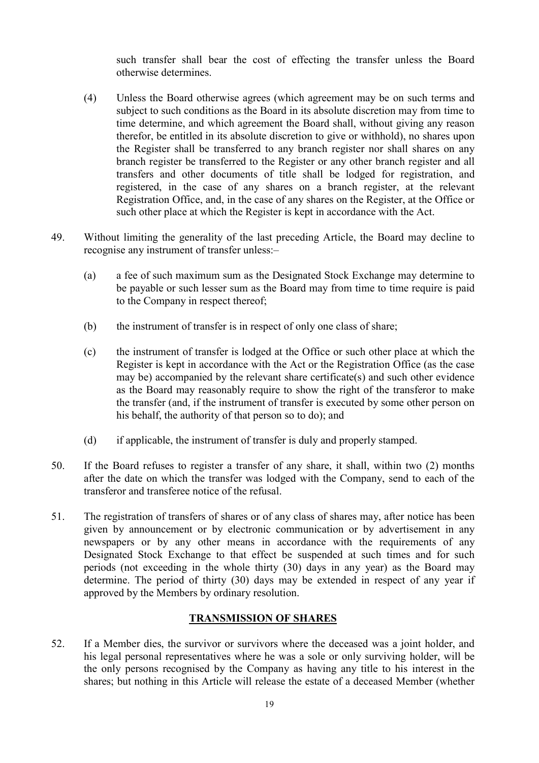such transfer shall bear the cost of effecting the transfer unless the Board otherwise determines.

(4) Unless the Board otherwise agrees (which agreement may be on such terms and subject to such conditions as the Board in its absolute discretion may from time to time determine, and which agreement the Board shall, without giving any reason therefor, be entitled in its absolute discretion to give or withhold), no shares upon the Register shall be transferred to any branch register nor shall shares on any branch register be transferred to the Register or any other branch register and all transfers and other documents of title shall be lodged for registration, and registered, in the case of any shares on a branch register, at the relevant Registration Office, and, in the case of any shares on the Register, at the Office or such other place at which the Register is kept in accordance with the Act.

49. Without limiting the generality of the last preceding Article, the Board may decline to recognise any instrument of transfer unless:–

(a) a fee of such maximum sum as the Designated Stock Exchange may determine to be payable or such lesser sum as the Board may from time to time require is paid to the Company in respect thereof;

(b) the instrument of transfer is in respect of only one class of share;

(c) the instrument of transfer is lodged at the Office or such other place at which the Register is kept in accordance with the Act or the Registration Office (as the case may be) accompanied by the relevant share certificate(s) and such other evidence as the Board may reasonably require to show the right of the transferor to make the transfer (and, if the instrument of transfer is executed by some other person on his behalf, the authority of that person so to do); and

(d) if applicable, the instrument of transfer is duly and properly stamped.

50. If the Board refuses to register a transfer of any share, it shall, within two (2) months after the date on which the transfer was lodged with the Company, send to each of the transferor and transferee notice of the refusal.

51. The registration of transfers of shares or of any class of shares may, after notice has been given by announcement or by electronic communication or by advertisement in any newspapers or by any other means in accordance with the requirements of any Designated Stock Exchange to that effect be suspended at such times and for such periods (not exceeding in the whole thirty (30) days in any year) as the Board may determine. The period of thirty (30) days may be extended in respect of any year if approved by the Members by ordinary resolution.

## TRANSMISSION OF SHARES

52. If a Member dies, the survivor or survivors where the deceased was a joint holder, and his legal personal representatives where he was a sole or only surviving holder, will be the only persons recognised by the Company as having any title to his interest in the shares; but nothing in this Article will release the estate of a deceased Member (whether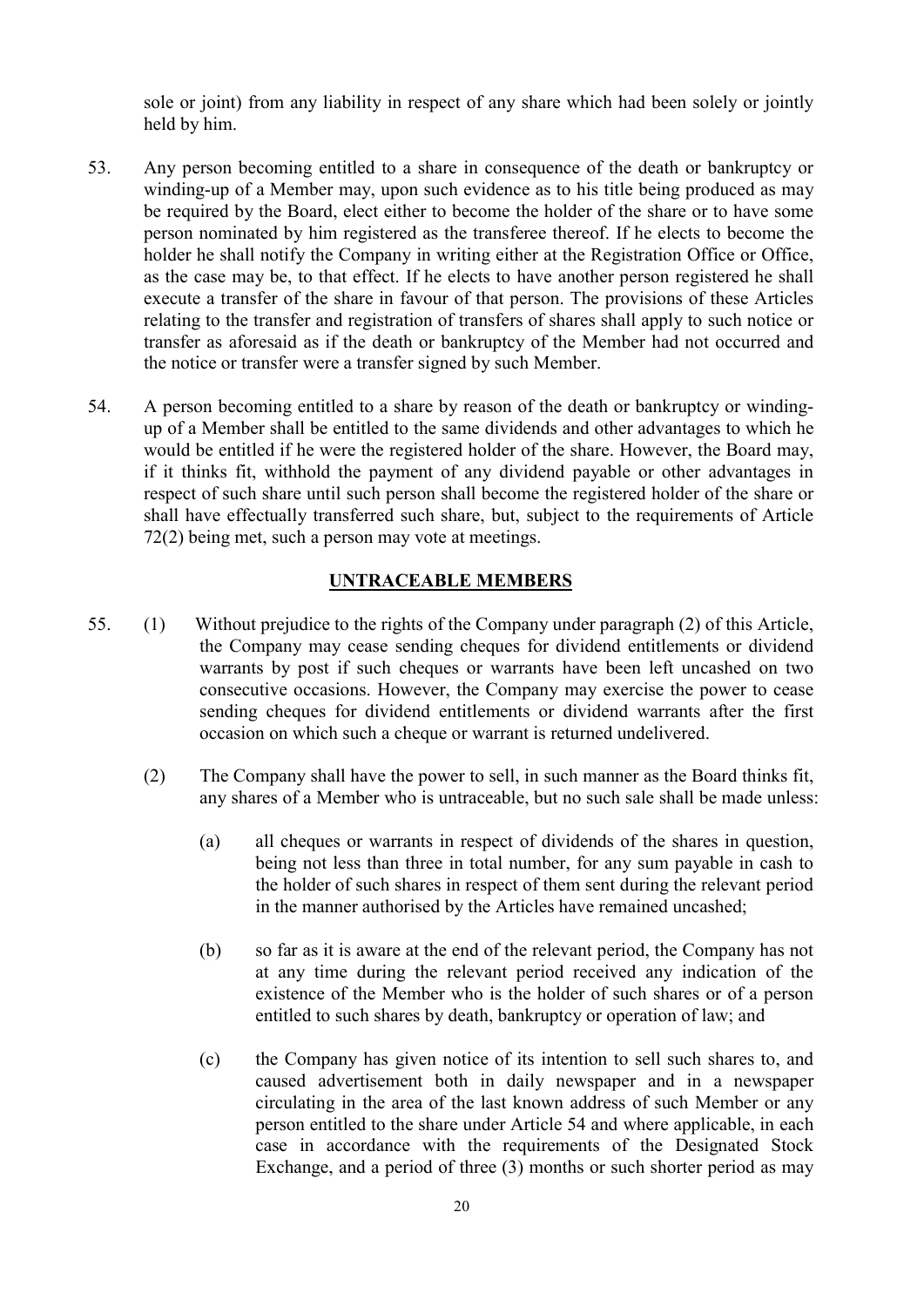sole or joint) from any liability in respect of any share which had been solely or jointly held by him.

53. Any person becoming entitled to a share in consequence of the death or bankruptcy or winding-up of a Member may, upon such evidence as to his title being produced as may be required by the Board, elect either to become the holder of the share or to have some person nominated by him registered as the transferee thereof. If he elects to become the holder he shall notify the Company in writing either at the Registration Office or Office, as the case may be, to that effect. If he elects to have another person registered he shall execute a transfer of the share in favour of that person. The provisions of these Articles relating to the transfer and registration of transfers of shares shall apply to such notice or transfer as aforesaid as if the death or bankruptcy of the Member had not occurred and the notice or transfer were a transfer signed by such Member.

54. A person becoming entitled to a share by reason of the death or bankruptcy or winding-up of a Member shall be entitled to the same dividends and other advantages to which he would be entitled if he were the registered holder of the share. However, the Board may, if it thinks fit, withhold the payment of any dividend payable or other advantages in respect of such share until such person shall become the registered holder of the share or shall have effectually transferred such share, but, subject to the requirements of Article 72(2) being met, such a person may vote at meetings.

## UNTRACEABLE MEMBERS

55. (1) Without prejudice to the rights of the Company under paragraph (2) of this Article, the Company may cease sending cheques for dividend entitlements or dividend warrants by post if such cheques or warrants have been left uncashed on two consecutive occasions. However, the Company may exercise the power to cease sending cheques for dividend entitlements or dividend warrants after the first occasion on which such a cheque or warrant is returned undelivered.

(2) The Company shall have the power to sell, in such manner as the Board thinks fit, any shares of a Member who is untraceable, but no such sale shall be made unless:

(a) all cheques or warrants in respect of dividends of the shares in question, being not less than three in total number, for any sum payable in cash to the holder of such shares in respect of them sent during the relevant period in the manner authorised by the Articles have remained uncashed;

(b) so far as it is aware at the end of the relevant period, the Company has not at any time during the relevant period received any indication of the existence of the Member who is the holder of such shares or of a person entitled to such shares by death, bankruptcy or operation of law; and

(c) the Company has given notice of its intention to sell such shares to, and caused advertisement both in daily newspaper and in a newspaper circulating in the area of the last known address of such Member or any person entitled to the share under Article 54 and where applicable, in each case in accordance with the requirements of the Designated Stock Exchange, and a period of three (3) months or such shorter period as may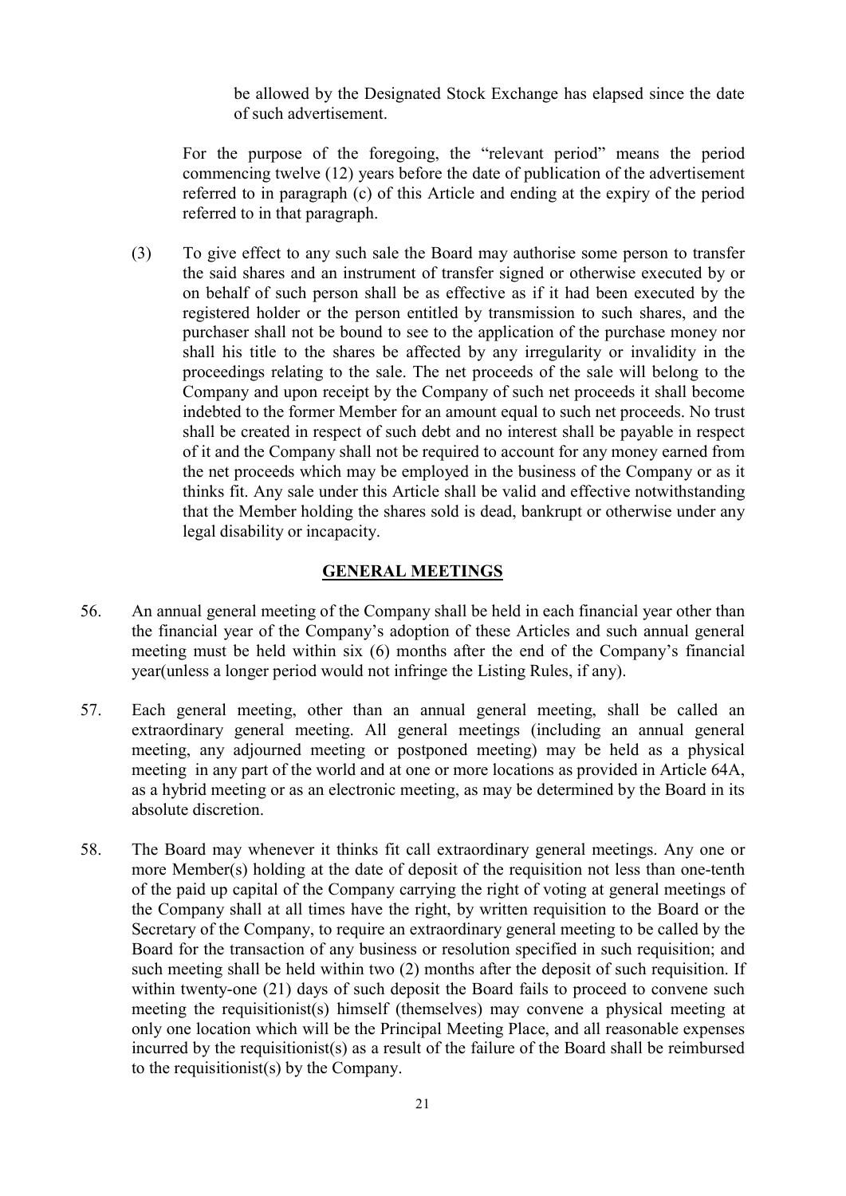be allowed by the Designated Stock Exchange has elapsed since the date of such advertisement.

For the purpose of the foregoing, the "relevant period" means the period commencing twelve (12) years before the date of publication of the advertisement referred to in paragraph (c) of this Article and ending at the expiry of the period referred to in that paragraph.

(3) To give effect to any such sale the Board may authorise some person to transfer the said shares and an instrument of transfer signed or otherwise executed by or on behalf of such person shall be as effective as if it had been executed by the registered holder or the person entitled by transmission to such shares, and the purchaser shall not be bound to see to the application of the purchase money nor shall his title to the shares be affected by any irregularity or invalidity in the proceedings relating to the sale. The net proceeds of the sale will belong to the Company and upon receipt by the Company of such net proceeds it shall become indebted to the former Member for an amount equal to such net proceeds. No trust shall be created in respect of such debt and no interest shall be payable in respect of it and the Company shall not be required to account for any money earned from the net proceeds which may be employed in the business of the Company or as it thinks fit. Any sale under this Article shall be valid and effective notwithstanding that the Member holding the shares sold is dead, bankrupt or otherwise under any legal disability or incapacity.

## GENERAL MEETINGS

56. An annual general meeting of the Company shall be held in each financial year other than the financial year of the Company's adoption of these Articles and such annual general meeting must be held within six (6) months after the end of the Company's financial year(unless a longer period would not infringe the Listing Rules, if any).

57. Each general meeting, other than an annual general meeting, shall be called an extraordinary general meeting. All general meetings (including an annual general meeting, any adjourned meeting or postponed meeting) may be held as a physical meeting in any part of the world and at one or more locations as provided in Article 64A, as a hybrid meeting or as an electronic meeting, as may be determined by the Board in its absolute discretion.

58. The Board may whenever it thinks fit call extraordinary general meetings. Any one or more Member(s) holding at the date of deposit of the requisition not less than one-tenth of the paid up capital of the Company carrying the right of voting at general meetings of the Company shall at all times have the right, by written requisition to the Board or the Secretary of the Company, to require an extraordinary general meeting to be called by the Board for the transaction of any business or resolution specified in such requisition; and such meeting shall be held within two (2) months after the deposit of such requisition. If within twenty-one (21) days of such deposit the Board fails to proceed to convene such meeting the requisitionist(s) himself (themselves) may convene a physical meeting at only one location which will be the Principal Meeting Place, and all reasonable expenses incurred by the requisitionist(s) as a result of the failure of the Board shall be reimbursed to the requisitionist(s) by the Company.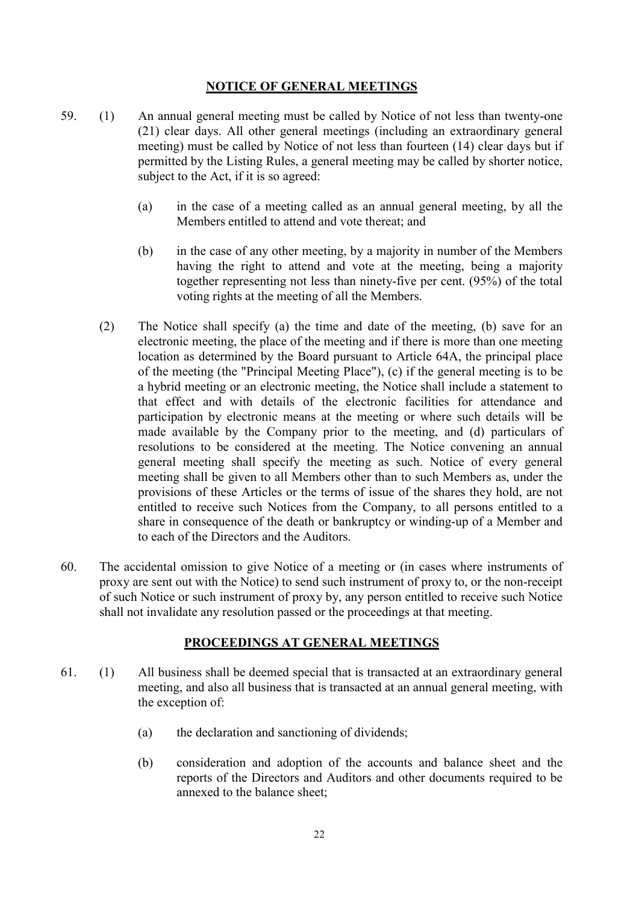## NOTICE OF GENERAL MEETINGS

59. (1) An annual general meeting must be called by Notice of not less than twenty-one (21) clear days. All other general meetings (including an extraordinary general meeting) must be called by Notice of not less than fourteen (14) clear days but if permitted by the Listing Rules, a general meeting may be called by shorter notice, subject to the Act, if it is so agreed:

   (a) in the case of a meeting called as an annual general meeting, by all the Members entitled to attend and vote thereat; and

   (b) in the case of any other meeting, by a majority in number of the Members having the right to attend and vote at the meeting, being a majority together representing not less than ninety-five per cent. (95%) of the total voting rights at the meeting of all the Members.

   (2) The Notice shall specify (a) the time and date of the meeting, (b) save for an electronic meeting, the place of the meeting and if there is more than one meeting location as determined by the Board pursuant to Article 64A, the principal place of the meeting (the "Principal Meeting Place"), (c) if the general meeting is to be a hybrid meeting or an electronic meeting, the Notice shall include a statement to that effect and with details of the electronic facilities for attendance and participation by electronic means at the meeting or where such details will be made available by the Company prior to the meeting, and (d) particulars of resolutions to be considered at the meeting. The Notice convening an annual general meeting shall specify the meeting as such. Notice of every general meeting shall be given to all Members other than to such Members as, under the provisions of these Articles or the terms of issue of the shares they hold, are not entitled to receive such Notices from the Company, to all persons entitled to a share in consequence of the death or bankruptcy or winding-up of a Member and to each of the Directors and the Auditors.

60. The accidental omission to give Notice of a meeting or (in cases where instruments of proxy are sent out with the Notice) to send such instrument of proxy to, or the non-receipt of such Notice or such instrument of proxy by, any person entitled to receive such Notice shall not invalidate any resolution passed or the proceedings at that meeting.

## PROCEEDINGS AT GENERAL MEETINGS

61. (1) All business shall be deemed special that is transacted at an extraordinary general meeting, and also all business that is transacted at an annual general meeting, with the exception of:

   (a) the declaration and sanctioning of dividends;

   (b) consideration and adoption of the accounts and balance sheet and the reports of the Directors and Auditors and other documents required to be annexed to the balance sheet;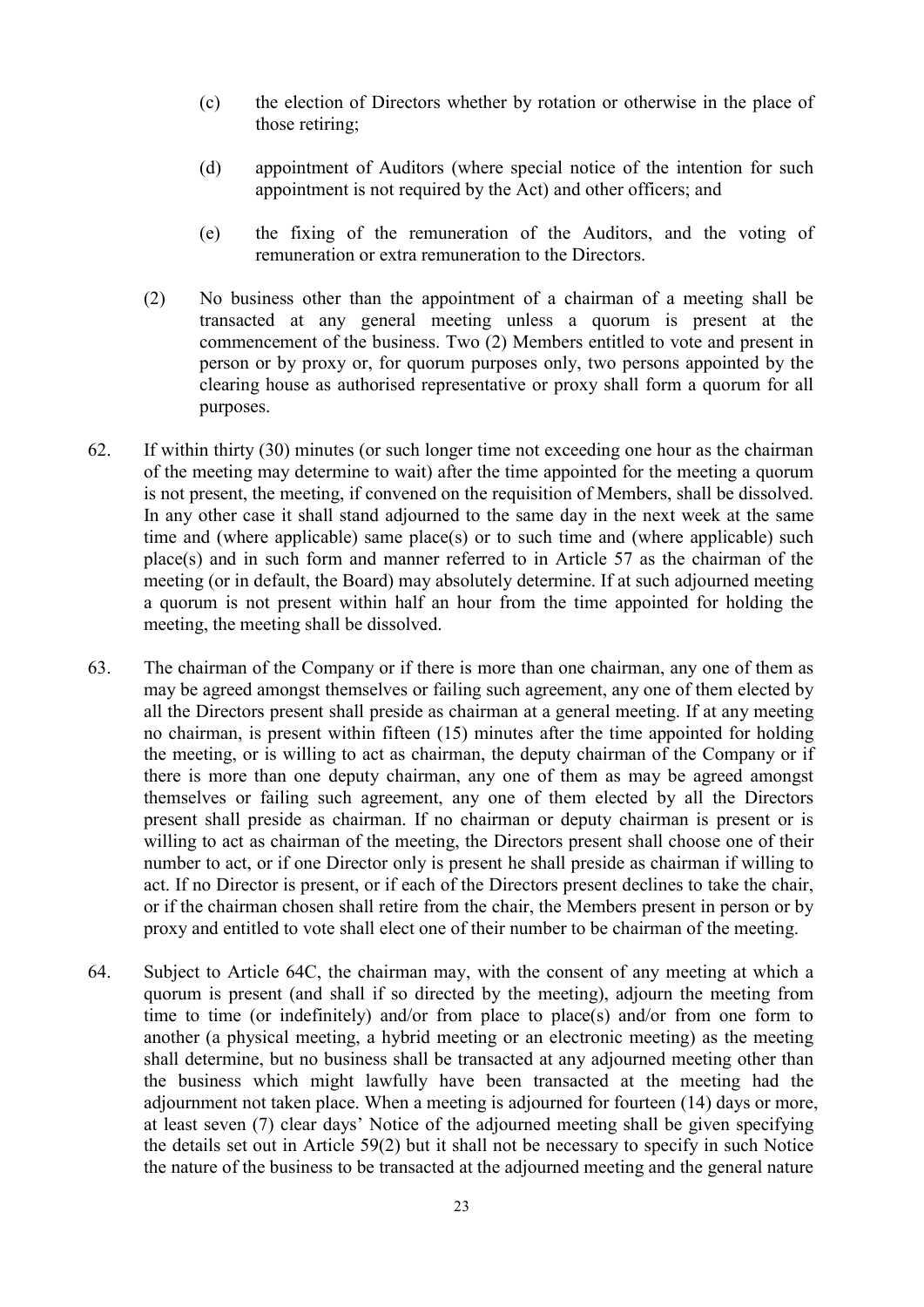(c) the election of Directors whether by rotation or otherwise in the place of those retiring;

(d) appointment of Auditors (where special notice of the intention for such appointment is not required by the Act) and other officers; and

(e) the fixing of the remuneration of the Auditors, and the voting of remuneration or extra remuneration to the Directors.

(2) No business other than the appointment of a chairman of a meeting shall be transacted at any general meeting unless a quorum is present at the commencement of the business. Two (2) Members entitled to vote and present in person or by proxy or, for quorum purposes only, two persons appointed by the clearing house as authorised representative or proxy shall form a quorum for all purposes.

62. If within thirty (30) minutes (or such longer time not exceeding one hour as the chairman of the meeting may determine to wait) after the time appointed for the meeting a quorum is not present, the meeting, if convened on the requisition of Members, shall be dissolved. In any other case it shall stand adjourned to the same day in the next week at the same time and (where applicable) same place(s) or to such time and (where applicable) such place(s) and in such form and manner referred to in Article 57 as the chairman of the meeting (or in default, the Board) may absolutely determine. If at such adjourned meeting a quorum is not present within half an hour from the time appointed for holding the meeting, the meeting shall be dissolved.

63. The chairman of the Company or if there is more than one chairman, any one of them as may be agreed amongst themselves or failing such agreement, any one of them elected by all the Directors present shall preside as chairman at a general meeting. If at any meeting no chairman, is present within fifteen (15) minutes after the time appointed for holding the meeting, or is willing to act as chairman, the deputy chairman of the Company or if there is more than one deputy chairman, any one of them as may be agreed amongst themselves or failing such agreement, any one of them elected by all the Directors present shall preside as chairman. If no chairman or deputy chairman is present or is willing to act as chairman of the meeting, the Directors present shall choose one of their number to act, or if one Director only is present he shall preside as chairman if willing to act. If no Director is present, or if each of the Directors present declines to take the chair, or if the chairman chosen shall retire from the chair, the Members present in person or by proxy and entitled to vote shall elect one of their number to be chairman of the meeting.

64. Subject to Article 64C, the chairman may, with the consent of any meeting at which a quorum is present (and shall if so directed by the meeting), adjourn the meeting from time to time (or indefinitely) and/or from place to place(s) and/or from one form to another (a physical meeting, a hybrid meeting or an electronic meeting) as the meeting shall determine, but no business shall be transacted at any adjourned meeting other than the business which might lawfully have been transacted at the meeting had the adjournment not taken place. When a meeting is adjourned for fourteen (14) days or more, at least seven (7) clear days' Notice of the adjourned meeting shall be given specifying the details set out in Article 59(2) but it shall not be necessary to specify in such Notice the nature of the business to be transacted at the adjourned meeting and the general nature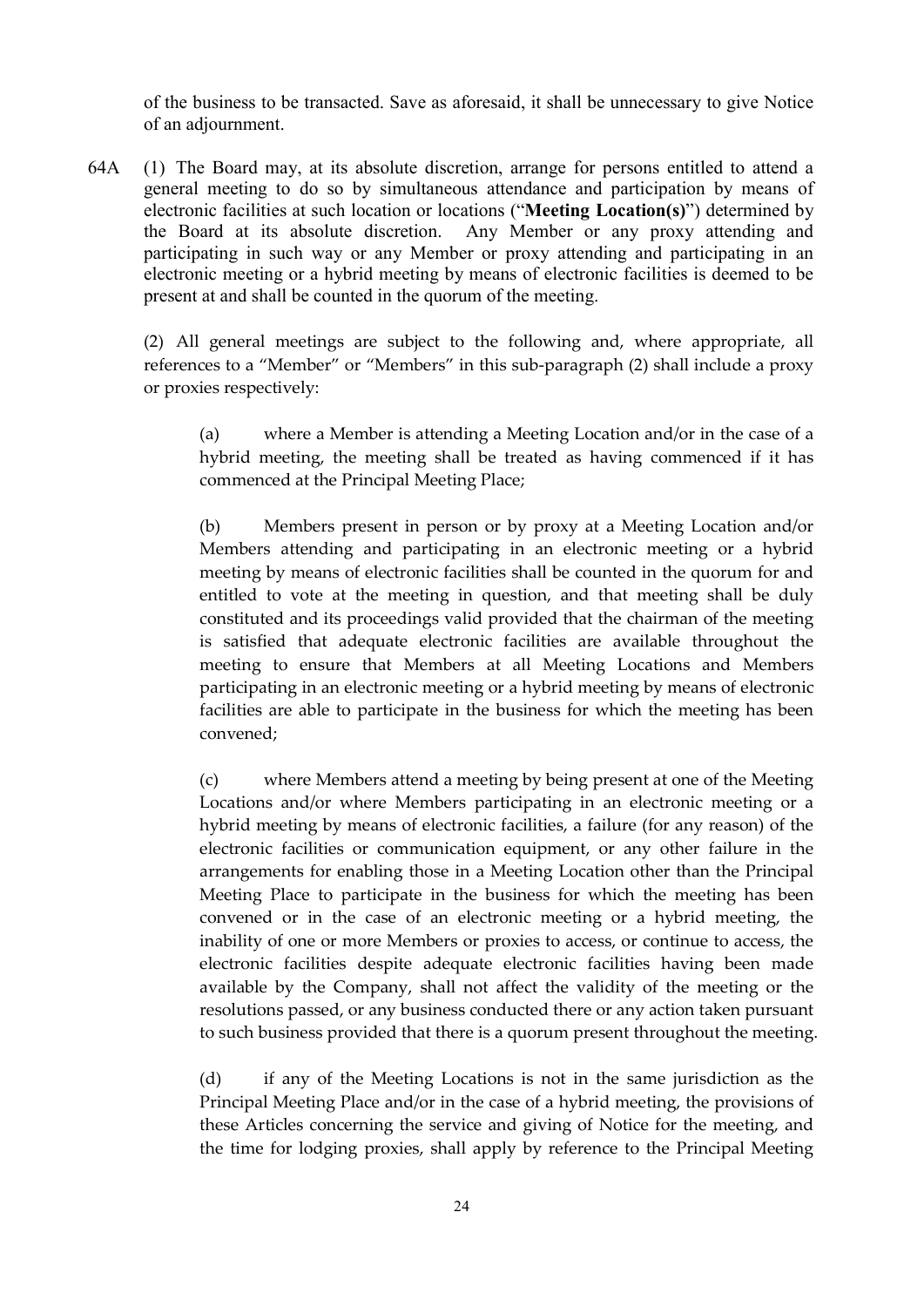of the business to be transacted. Save as aforesaid, it shall be unnecessary to give Notice of an adjournment.

64A (1) The Board may, at its absolute discretion, arrange for persons entitled to attend a general meeting to do so by simultaneous attendance and participation by means of electronic facilities at such location or locations ("**Meeting Location(s)**") determined by the Board at its absolute discretion. Any Member or any proxy attending and participating in such way or any Member or proxy attending and participating in an electronic meeting or a hybrid meeting by means of electronic facilities is deemed to be present at and shall be counted in the quorum of the meeting.

(2) All general meetings are subject to the following and, where appropriate, all references to a "Member" or "Members" in this sub-paragraph (2) shall include a proxy or proxies respectively:

(a) where a Member is attending a Meeting Location and/or in the case of a hybrid meeting, the meeting shall be treated as having commenced if it has commenced at the Principal Meeting Place;

(b) Members present in person or by proxy at a Meeting Location and/or Members attending and participating in an electronic meeting or a hybrid meeting by means of electronic facilities shall be counted in the quorum for and entitled to vote at the meeting in question, and that meeting shall be duly constituted and its proceedings valid provided that the chairman of the meeting is satisfied that adequate electronic facilities are available throughout the meeting to ensure that Members at all Meeting Locations and Members participating in an electronic meeting or a hybrid meeting by means of electronic facilities are able to participate in the business for which the meeting has been convened;

(c) where Members attend a meeting by being present at one of the Meeting Locations and/or where Members participating in an electronic meeting or a hybrid meeting by means of electronic facilities, a failure (for any reason) of the electronic facilities or communication equipment, or any other failure in the arrangements for enabling those in a Meeting Location other than the Principal Meeting Place to participate in the business for which the meeting has been convened or in the case of an electronic meeting or a hybrid meeting, the inability of one or more Members or proxies to access, or continue to access, the electronic facilities despite adequate electronic facilities having been made available by the Company, shall not affect the validity of the meeting or the resolutions passed, or any business conducted there or any action taken pursuant to such business provided that there is a quorum present throughout the meeting.

(d) if any of the Meeting Locations is not in the same jurisdiction as the Principal Meeting Place and/or in the case of a hybrid meeting, the provisions of these Articles concerning the service and giving of Notice for the meeting, and the time for lodging proxies, shall apply by reference to the Principal Meeting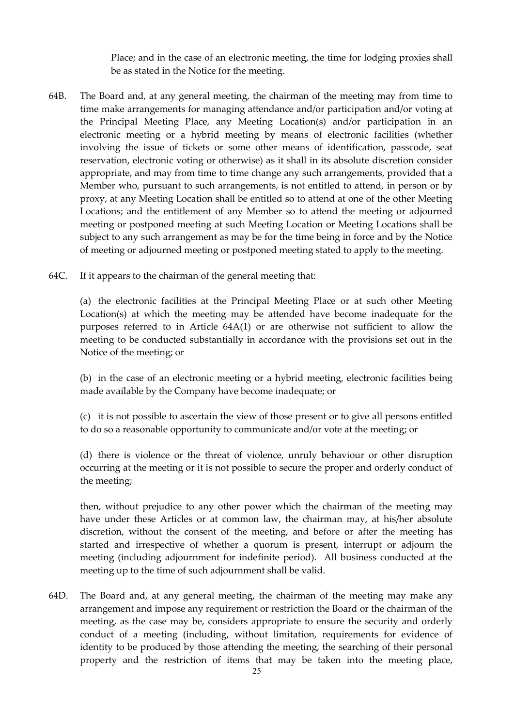Place; and in the case of an electronic meeting, the time for lodging proxies shall be as stated in the Notice for the meeting.

64B. The Board and, at any general meeting, the chairman of the meeting may from time to time make arrangements for managing attendance and/or participation and/or voting at the Principal Meeting Place, any Meeting Location(s) and/or participation in an electronic meeting or a hybrid meeting by means of electronic facilities (whether involving the issue of tickets or some other means of identification, passcode, seat reservation, electronic voting or otherwise) as it shall in its absolute discretion consider appropriate, and may from time to time change any such arrangements, provided that a Member who, pursuant to such arrangements, is not entitled to attend, in person or by proxy, at any Meeting Location shall be entitled so to attend at one of the other Meeting Locations; and the entitlement of any Member so to attend the meeting or adjourned meeting or postponed meeting at such Meeting Location or Meeting Locations shall be subject to any such arrangement as may be for the time being in force and by the Notice of meeting or adjourned meeting or postponed meeting stated to apply to the meeting.

64C. If it appears to the chairman of the general meeting that:

(a) the electronic facilities at the Principal Meeting Place or at such other Meeting Location(s) at which the meeting may be attended have become inadequate for the purposes referred to in Article 64A(1) or are otherwise not sufficient to allow the meeting to be conducted substantially in accordance with the provisions set out in the Notice of the meeting; or

(b) in the case of an electronic meeting or a hybrid meeting, electronic facilities being made available by the Company have become inadequate; or

(c) it is not possible to ascertain the view of those present or to give all persons entitled to do so a reasonable opportunity to communicate and/or vote at the meeting; or

(d) there is violence or the threat of violence, unruly behaviour or other disruption occurring at the meeting or it is not possible to secure the proper and orderly conduct of the meeting;

then, without prejudice to any other power which the chairman of the meeting may have under these Articles or at common law, the chairman may, at his/her absolute discretion, without the consent of the meeting, and before or after the meeting has started and irrespective of whether a quorum is present, interrupt or adjourn the meeting (including adjournment for indefinite period). All business conducted at the meeting up to the time of such adjournment shall be valid.

64D. The Board and, at any general meeting, the chairman of the meeting may make any arrangement and impose any requirement or restriction the Board or the chairman of the meeting, as the case may be, considers appropriate to ensure the security and orderly conduct of a meeting (including, without limitation, requirements for evidence of identity to be produced by those attending the meeting, the searching of their personal property and the restriction of items that may be taken into the meeting place,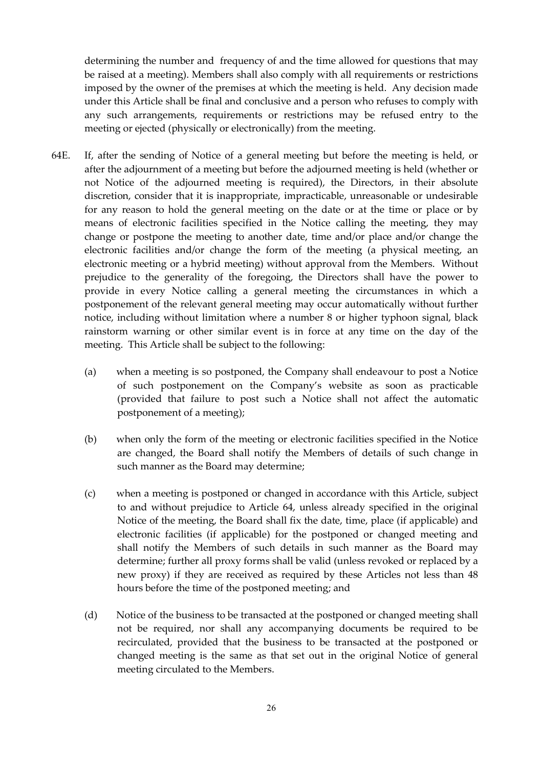determining the number and frequency of and the time allowed for questions that may be raised at a meeting). Members shall also comply with all requirements or restrictions imposed by the owner of the premises at which the meeting is held. Any decision made under this Article shall be final and conclusive and a person who refuses to comply with any such arrangements, requirements or restrictions may be refused entry to the meeting or ejected (physically or electronically) from the meeting.

64E. If, after the sending of Notice of a general meeting but before the meeting is held, or after the adjournment of a meeting but before the adjourned meeting is held (whether or not Notice of the adjourned meeting is required), the Directors, in their absolute discretion, consider that it is inappropriate, impracticable, unreasonable or undesirable for any reason to hold the general meeting on the date or at the time or place or by means of electronic facilities specified in the Notice calling the meeting, they may change or postpone the meeting to another date, time and/or place and/or change the electronic facilities and/or change the form of the meeting (a physical meeting, an electronic meeting or a hybrid meeting) without approval from the Members. Without prejudice to the generality of the foregoing, the Directors shall have the power to provide in every Notice calling a general meeting the circumstances in which a postponement of the relevant general meeting may occur automatically without further notice, including without limitation where a number 8 or higher typhoon signal, black rainstorm warning or other similar event is in force at any time on the day of the meeting. This Article shall be subject to the following:

(a) when a meeting is so postponed, the Company shall endeavour to post a Notice of such postponement on the Company's website as soon as practicable (provided that failure to post such a Notice shall not affect the automatic postponement of a meeting);

(b) when only the form of the meeting or electronic facilities specified in the Notice are changed, the Board shall notify the Members of details of such change in such manner as the Board may determine;

(c) when a meeting is postponed or changed in accordance with this Article, subject to and without prejudice to Article 64, unless already specified in the original Notice of the meeting, the Board shall fix the date, time, place (if applicable) and electronic facilities (if applicable) for the postponed or changed meeting and shall notify the Members of such details in such manner as the Board may determine; further all proxy forms shall be valid (unless revoked or replaced by a new proxy) if they are received as required by these Articles not less than 48 hours before the time of the postponed meeting; and

(d) Notice of the business to be transacted at the postponed or changed meeting shall not be required, nor shall any accompanying documents be required to be recirculated, provided that the business to be transacted at the postponed or changed meeting is the same as that set out in the original Notice of general meeting circulated to the Members.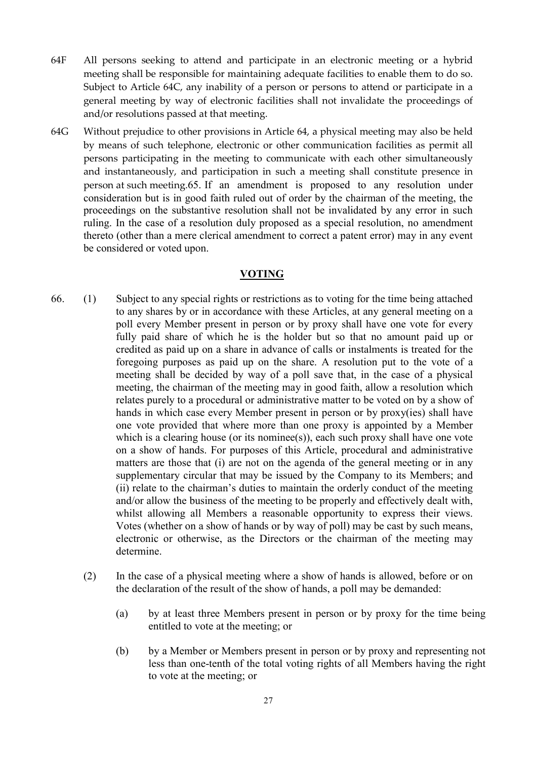64F All persons seeking to attend and participate in an electronic meeting or a hybrid meeting shall be responsible for maintaining adequate facilities to enable them to do so. Subject to Article 64C, any inability of a person or persons to attend or participate in a general meeting by way of electronic facilities shall not invalidate the proceedings of and/or resolutions passed at that meeting.

64G Without prejudice to other provisions in Article 64, a physical meeting may also be held by means of such telephone, electronic or other communication facilities as permit all persons participating in the meeting to communicate with each other simultaneously and instantaneously, and participation in such a meeting shall constitute presence in person at such meeting.65. If an amendment is proposed to any resolution under consideration but is in good faith ruled out of order by the chairman of the meeting, the proceedings on the substantive resolution shall not be invalidated by any error in such ruling. In the case of a resolution duly proposed as a special resolution, no amendment thereto (other than a mere clerical amendment to correct a patent error) may in any event be considered or voted upon.

## VOTING

66. (1) Subject to any special rights or restrictions as to voting for the time being attached to any shares by or in accordance with these Articles, at any general meeting on a poll every Member present in person or by proxy shall have one vote for every fully paid share of which he is the holder but so that no amount paid up or credited as paid up on a share in advance of calls or instalments is treated for the foregoing purposes as paid up on the share. A resolution put to the vote of a meeting shall be decided by way of a poll save that, in the case of a physical meeting, the chairman of the meeting may in good faith, allow a resolution which relates purely to a procedural or administrative matter to be voted on by a show of hands in which case every Member present in person or by proxy(ies) shall have one vote provided that where more than one proxy is appointed by a Member which is a clearing house (or its nominee(s)), each such proxy shall have one vote on a show of hands. For purposes of this Article, procedural and administrative matters are those that (i) are not on the agenda of the general meeting or in any supplementary circular that may be issued by the Company to its Members; and (ii) relate to the chairman's duties to maintain the orderly conduct of the meeting and/or allow the business of the meeting to be properly and effectively dealt with, whilst allowing all Members a reasonable opportunity to express their views. Votes (whether on a show of hands or by way of poll) may be cast by such means, electronic or otherwise, as the Directors or the chairman of the meeting may determine.

(2) In the case of a physical meeting where a show of hands is allowed, before or on the declaration of the result of the show of hands, a poll may be demanded:

(a) by at least three Members present in person or by proxy for the time being entitled to vote at the meeting; or

(b) by a Member or Members present in person or by proxy and representing not less than one-tenth of the total voting rights of all Members having the right to vote at the meeting; or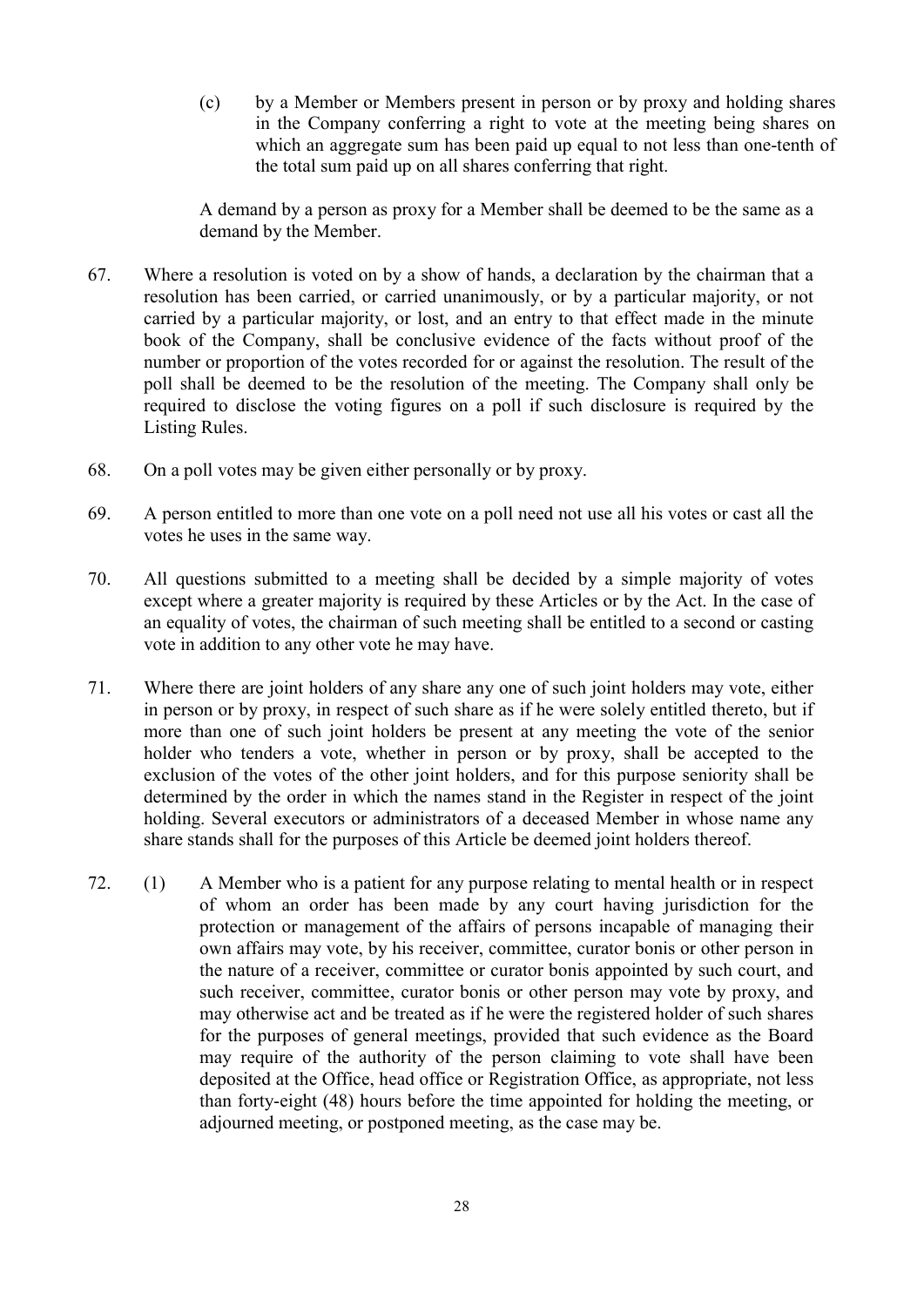(c) by a Member or Members present in person or by proxy and holding shares in the Company conferring a right to vote at the meeting being shares on which an aggregate sum has been paid up equal to not less than one-tenth of the total sum paid up on all shares conferring that right.

A demand by a person as proxy for a Member shall be deemed to be the same as a demand by the Member.

67. Where a resolution is voted on by a show of hands, a declaration by the chairman that a resolution has been carried, or carried unanimously, or by a particular majority, or not carried by a particular majority, or lost, and an entry to that effect made in the minute book of the Company, shall be conclusive evidence of the facts without proof of the number or proportion of the votes recorded for or against the resolution. The result of the poll shall be deemed to be the resolution of the meeting. The Company shall only be required to disclose the voting figures on a poll if such disclosure is required by the Listing Rules.

68. On a poll votes may be given either personally or by proxy.

69. A person entitled to more than one vote on a poll need not use all his votes or cast all the votes he uses in the same way.

70. All questions submitted to a meeting shall be decided by a simple majority of votes except where a greater majority is required by these Articles or by the Act. In the case of an equality of votes, the chairman of such meeting shall be entitled to a second or casting vote in addition to any other vote he may have.

71. Where there are joint holders of any share any one of such joint holders may vote, either in person or by proxy, in respect of such share as if he were solely entitled thereto, but if more than one of such joint holders be present at any meeting the vote of the senior holder who tenders a vote, whether in person or by proxy, shall be accepted to the exclusion of the votes of the other joint holders, and for this purpose seniority shall be determined by the order in which the names stand in the Register in respect of the joint holding. Several executors or administrators of a deceased Member in whose name any share stands shall for the purposes of this Article be deemed joint holders thereof.

72. (1) A Member who is a patient for any purpose relating to mental health or in respect of whom an order has been made by any court having jurisdiction for the protection or management of the affairs of persons incapable of managing their own affairs may vote, by his receiver, committee, curator bonis or other person in the nature of a receiver, committee or curator bonis appointed by such court, and such receiver, committee, curator bonis or other person may vote by proxy, and may otherwise act and be treated as if he were the registered holder of such shares for the purposes of general meetings, provided that such evidence as the Board may require of the authority of the person claiming to vote shall have been deposited at the Office, head office or Registration Office, as appropriate, not less than forty-eight (48) hours before the time appointed for holding the meeting, or adjourned meeting, or postponed meeting, as the case may be.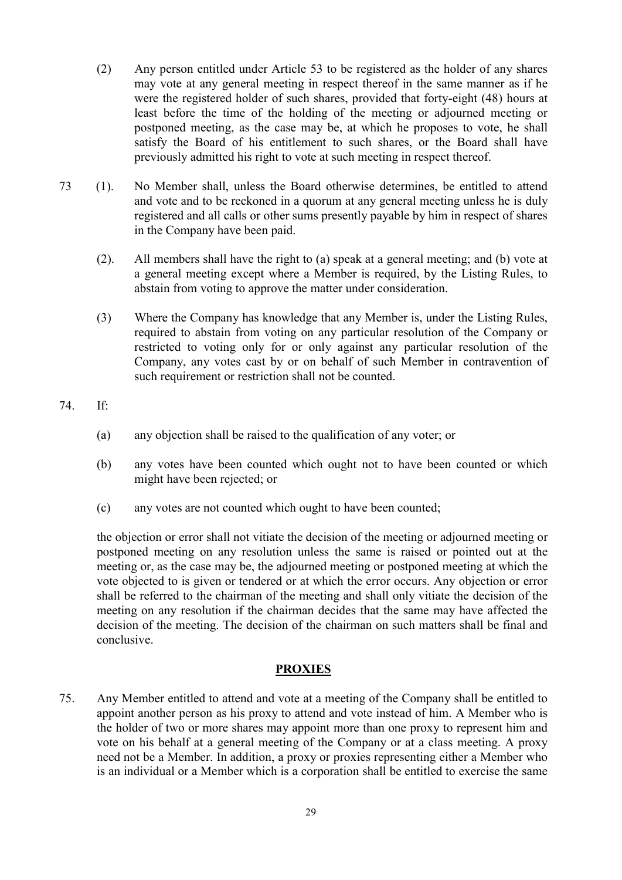(2) Any person entitled under Article 53 to be registered as the holder of any shares may vote at any general meeting in respect thereof in the same manner as if he were the registered holder of such shares, provided that forty-eight (48) hours at least before the time of the holding of the meeting or adjourned meeting or postponed meeting, as the case may be, at which he proposes to vote, he shall satisfy the Board of his entitlement to such shares, or the Board shall have previously admitted his right to vote at such meeting in respect thereof.

73 (1). No Member shall, unless the Board otherwise determines, be entitled to attend and vote and to be reckoned in a quorum at any general meeting unless he is duly registered and all calls or other sums presently payable by him in respect of shares in the Company have been paid.

(2). All members shall have the right to (a) speak at a general meeting; and (b) vote at a general meeting except where a Member is required, by the Listing Rules, to abstain from voting to approve the matter under consideration.

(3) Where the Company has knowledge that any Member is, under the Listing Rules, required to abstain from voting on any particular resolution of the Company or restricted to voting only for or only against any particular resolution of the Company, any votes cast by or on behalf of such Member in contravention of such requirement or restriction shall not be counted.

74. If:

(a) any objection shall be raised to the qualification of any voter; or

(b) any votes have been counted which ought not to have been counted or which might have been rejected; or

(c) any votes are not counted which ought to have been counted;

the objection or error shall not vitiate the decision of the meeting or adjourned meeting or postponed meeting on any resolution unless the same is raised or pointed out at the meeting or, as the case may be, the adjourned meeting or postponed meeting at which the vote objected to is given or tendered or at which the error occurs. Any objection or error shall be referred to the chairman of the meeting and shall only vitiate the decision of the meeting on any resolution if the chairman decides that the same may have affected the decision of the meeting. The decision of the chairman on such matters shall be final and conclusive.

## PROXIES

75. Any Member entitled to attend and vote at a meeting of the Company shall be entitled to appoint another person as his proxy to attend and vote instead of him. A Member who is the holder of two or more shares may appoint more than one proxy to represent him and vote on his behalf at a general meeting of the Company or at a class meeting. A proxy need not be a Member. In addition, a proxy or proxies representing either a Member who is an individual or a Member which is a corporation shall be entitled to exercise the same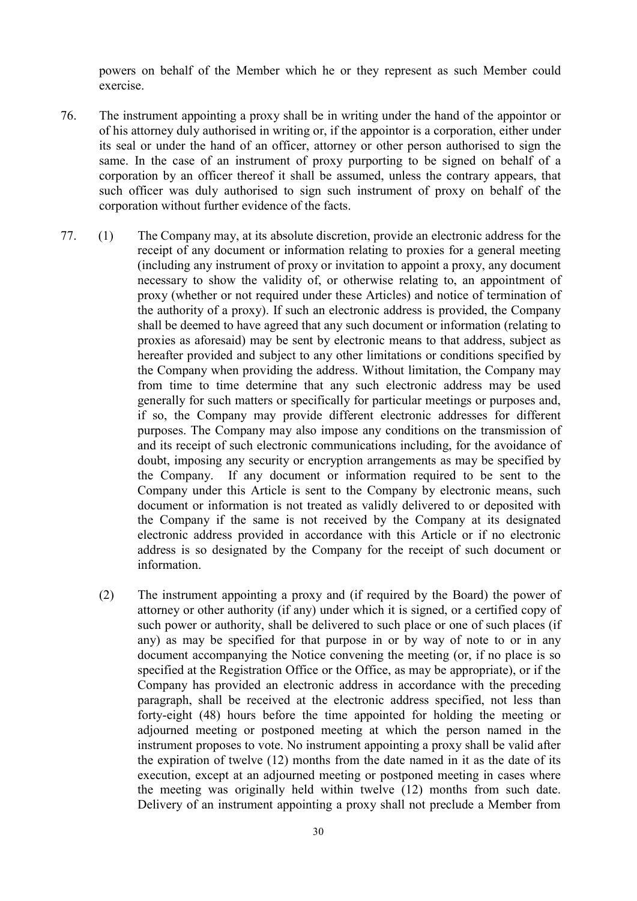powers on behalf of the Member which he or they represent as such Member could exercise.

76. The instrument appointing a proxy shall be in writing under the hand of the appointor or of his attorney duly authorised in writing or, if the appointor is a corporation, either under its seal or under the hand of an officer, attorney or other person authorised to sign the same. In the case of an instrument of proxy purporting to be signed on behalf of a corporation by an officer thereof it shall be assumed, unless the contrary appears, that such officer was duly authorised to sign such instrument of proxy on behalf of the corporation without further evidence of the facts.

77. (1) The Company may, at its absolute discretion, provide an electronic address for the receipt of any document or information relating to proxies for a general meeting (including any instrument of proxy or invitation to appoint a proxy, any document necessary to show the validity of, or otherwise relating to, an appointment of proxy (whether or not required under these Articles) and notice of termination of the authority of a proxy). If such an electronic address is provided, the Company shall be deemed to have agreed that any such document or information (relating to proxies as aforesaid) may be sent by electronic means to that address, subject as hereafter provided and subject to any other limitations or conditions specified by the Company when providing the address. Without limitation, the Company may from time to time determine that any such electronic address may be used generally for such matters or specifically for particular meetings or purposes and, if so, the Company may provide different electronic addresses for different purposes. The Company may also impose any conditions on the transmission of and its receipt of such electronic communications including, for the avoidance of doubt, imposing any security or encryption arrangements as may be specified by the Company. If any document or information required to be sent to the Company under this Article is sent to the Company by electronic means, such document or information is not treated as validly delivered to or deposited with the Company if the same is not received by the Company at its designated electronic address provided in accordance with this Article or if no electronic address is so designated by the Company for the receipt of such document or information.

(2) The instrument appointing a proxy and (if required by the Board) the power of attorney or other authority (if any) under which it is signed, or a certified copy of such power or authority, shall be delivered to such place or one of such places (if any) as may be specified for that purpose in or by way of note to or in any document accompanying the Notice convening the meeting (or, if no place is so specified at the Registration Office or the Office, as may be appropriate), or if the Company has provided an electronic address in accordance with the preceding paragraph, shall be received at the electronic address specified, not less than forty-eight (48) hours before the time appointed for holding the meeting or adjourned meeting or postponed meeting at which the person named in the instrument proposes to vote. No instrument appointing a proxy shall be valid after the expiration of twelve (12) months from the date named in it as the date of its execution, except at an adjourned meeting or postponed meeting in cases where the meeting was originally held within twelve (12) months from such date. Delivery of an instrument appointing a proxy shall not preclude a Member from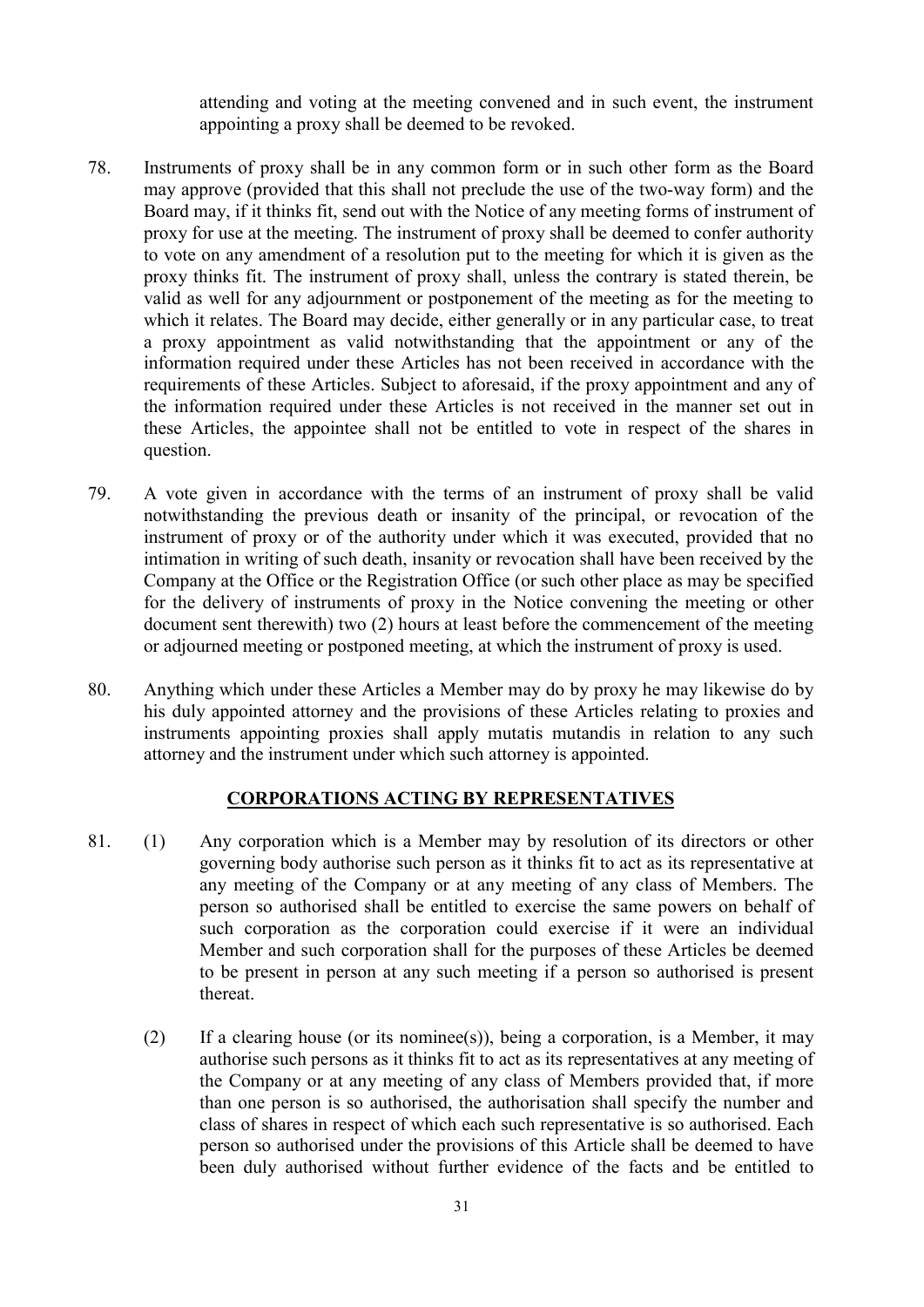attending and voting at the meeting convened and in such event, the instrument appointing a proxy shall be deemed to be revoked.

78. Instruments of proxy shall be in any common form or in such other form as the Board may approve (provided that this shall not preclude the use of the two-way form) and the Board may, if it thinks fit, send out with the Notice of any meeting forms of instrument of proxy for use at the meeting. The instrument of proxy shall be deemed to confer authority to vote on any amendment of a resolution put to the meeting for which it is given as the proxy thinks fit. The instrument of proxy shall, unless the contrary is stated therein, be valid as well for any adjournment or postponement of the meeting as for the meeting to which it relates. The Board may decide, either generally or in any particular case, to treat a proxy appointment as valid notwithstanding that the appointment or any of the information required under these Articles has not been received in accordance with the requirements of these Articles. Subject to aforesaid, if the proxy appointment and any of the information required under these Articles is not received in the manner set out in these Articles, the appointee shall not be entitled to vote in respect of the shares in question.

79. A vote given in accordance with the terms of an instrument of proxy shall be valid notwithstanding the previous death or insanity of the principal, or revocation of the instrument of proxy or of the authority under which it was executed, provided that no intimation in writing of such death, insanity or revocation shall have been received by the Company at the Office or the Registration Office (or such other place as may be specified for the delivery of instruments of proxy in the Notice convening the meeting or other document sent therewith) two (2) hours at least before the commencement of the meeting or adjourned meeting or postponed meeting, at which the instrument of proxy is used.

80. Anything which under these Articles a Member may do by proxy he may likewise do by his duly appointed attorney and the provisions of these Articles relating to proxies and instruments appointing proxies shall apply mutatis mutandis in relation to any such attorney and the instrument under which such attorney is appointed.

## CORPORATIONS ACTING BY REPRESENTATIVES

81. (1) Any corporation which is a Member may by resolution of its directors or other governing body authorise such person as it thinks fit to act as its representative at any meeting of the Company or at any meeting of any class of Members. The person so authorised shall be entitled to exercise the same powers on behalf of such corporation as the corporation could exercise if it were an individual Member and such corporation shall for the purposes of these Articles be deemed to be present in person at any such meeting if a person so authorised is present thereat.

 (2) If a clearing house (or its nominee(s)), being a corporation, is a Member, it may authorise such persons as it thinks fit to act as its representatives at any meeting of the Company or at any meeting of any class of Members provided that, if more than one person is so authorised, the authorisation shall specify the number and class of shares in respect of which each such representative is so authorised. Each person so authorised under the provisions of this Article shall be deemed to have been duly authorised without further evidence of the facts and be entitled to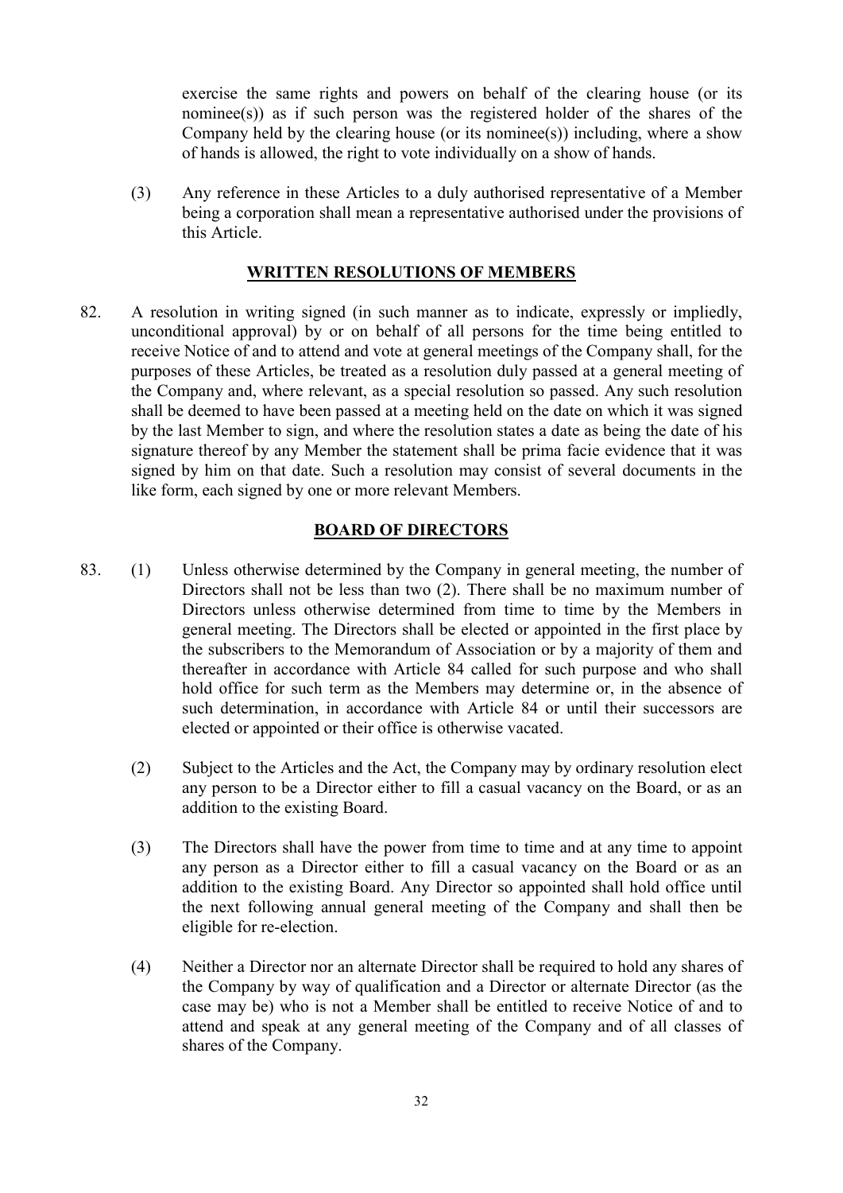exercise the same rights and powers on behalf of the clearing house (or its nominee(s)) as if such person was the registered holder of the shares of the Company held by the clearing house (or its nominee(s)) including, where a show of hands is allowed, the right to vote individually on a show of hands.

(3) Any reference in these Articles to a duly authorised representative of a Member being a corporation shall mean a representative authorised under the provisions of this Article.

## WRITTEN RESOLUTIONS OF MEMBERS

82. A resolution in writing signed (in such manner as to indicate, expressly or impliedly, unconditional approval) by or on behalf of all persons for the time being entitled to receive Notice of and to attend and vote at general meetings of the Company shall, for the purposes of these Articles, be treated as a resolution duly passed at a general meeting of the Company and, where relevant, as a special resolution so passed. Any such resolution shall be deemed to have been passed at a meeting held on the date on which it was signed by the last Member to sign, and where the resolution states a date as being the date of his signature thereof by any Member the statement shall be prima facie evidence that it was signed by him on that date. Such a resolution may consist of several documents in the like form, each signed by one or more relevant Members.

## BOARD OF DIRECTORS

83. (1) Unless otherwise determined by the Company in general meeting, the number of Directors shall not be less than two (2). There shall be no maximum number of Directors unless otherwise determined from time to time by the Members in general meeting. The Directors shall be elected or appointed in the first place by the subscribers to the Memorandum of Association or by a majority of them and thereafter in accordance with Article 84 called for such purpose and who shall hold office for such term as the Members may determine or, in the absence of such determination, in accordance with Article 84 or until their successors are elected or appointed or their office is otherwise vacated.

(2) Subject to the Articles and the Act, the Company may by ordinary resolution elect any person to be a Director either to fill a casual vacancy on the Board, or as an addition to the existing Board.

(3) The Directors shall have the power from time to time and at any time to appoint any person as a Director either to fill a casual vacancy on the Board or as an addition to the existing Board. Any Director so appointed shall hold office until the next following annual general meeting of the Company and shall then be eligible for re-election.

(4) Neither a Director nor an alternate Director shall be required to hold any shares of the Company by way of qualification and a Director or alternate Director (as the case may be) who is not a Member shall be entitled to receive Notice of and to attend and speak at any general meeting of the Company and of all classes of shares of the Company.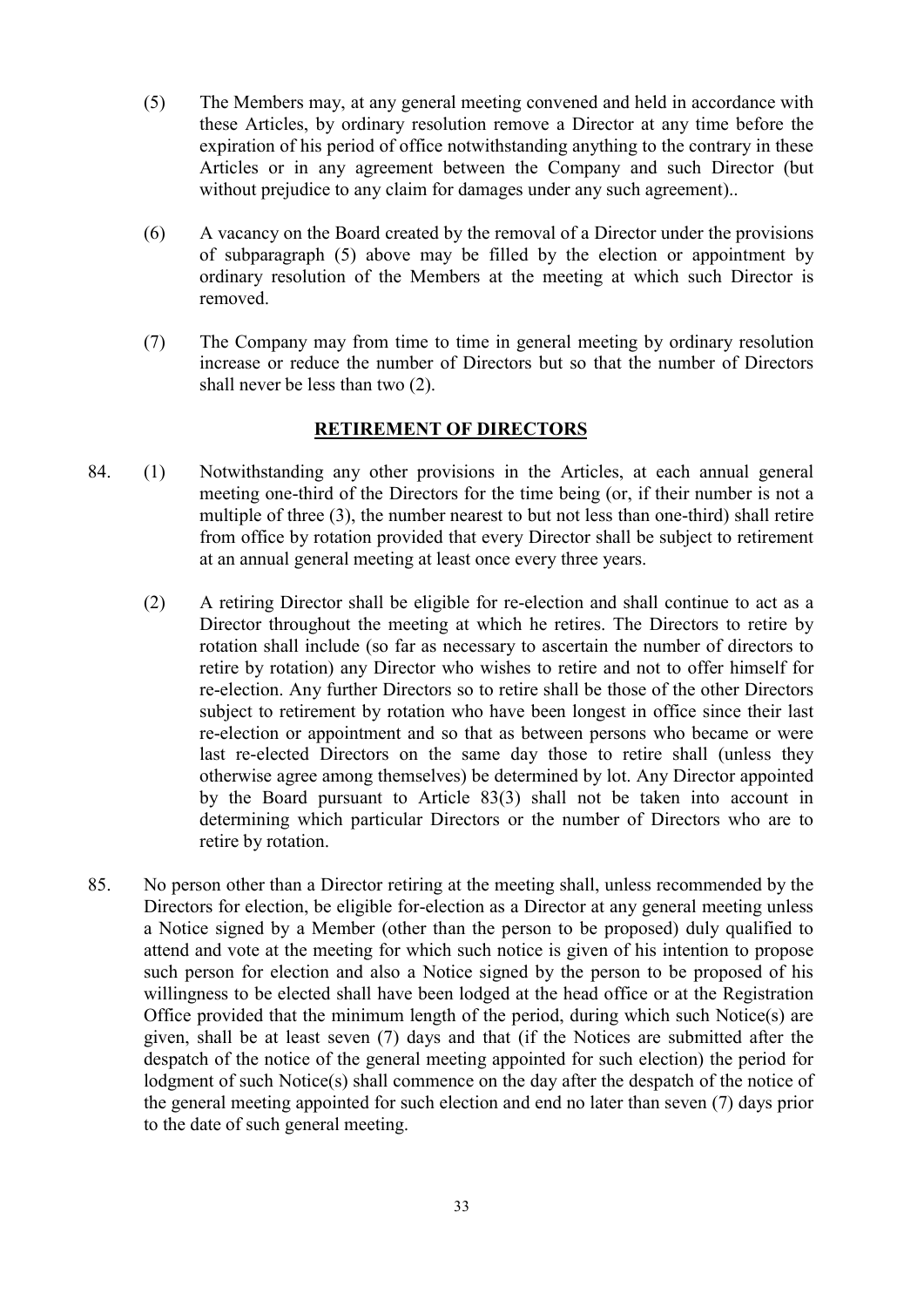(5) The Members may, at any general meeting convened and held in accordance with these Articles, by ordinary resolution remove a Director at any time before the expiration of his period of office notwithstanding anything to the contrary in these Articles or in any agreement between the Company and such Director (but without prejudice to any claim for damages under any such agreement)..

(6) A vacancy on the Board created by the removal of a Director under the provisions of subparagraph (5) above may be filled by the election or appointment by ordinary resolution of the Members at the meeting at which such Director is removed.

(7) The Company may from time to time in general meeting by ordinary resolution increase or reduce the number of Directors but so that the number of Directors shall never be less than two (2).

## RETIREMENT OF DIRECTORS

84. (1) Notwithstanding any other provisions in the Articles, at each annual general meeting one-third of the Directors for the time being (or, if their number is not a multiple of three (3), the number nearest to but not less than one-third) shall retire from office by rotation provided that every Director shall be subject to retirement at an annual general meeting at least once every three years.

(2) A retiring Director shall be eligible for re-election and shall continue to act as a Director throughout the meeting at which he retires. The Directors to retire by rotation shall include (so far as necessary to ascertain the number of directors to retire by rotation) any Director who wishes to retire and not to offer himself for re-election. Any further Directors so to retire shall be those of the other Directors subject to retirement by rotation who have been longest in office since their last re-election or appointment and so that as between persons who became or were last re-elected Directors on the same day those to retire shall (unless they otherwise agree among themselves) be determined by lot. Any Director appointed by the Board pursuant to Article 83(3) shall not be taken into account in determining which particular Directors or the number of Directors who are to retire by rotation.

85. No person other than a Director retiring at the meeting shall, unless recommended by the Directors for election, be eligible for-election as a Director at any general meeting unless a Notice signed by a Member (other than the person to be proposed) duly qualified to attend and vote at the meeting for which such notice is given of his intention to propose such person for election and also a Notice signed by the person to be proposed of his willingness to be elected shall have been lodged at the head office or at the Registration Office provided that the minimum length of the period, during which such Notice(s) are given, shall be at least seven (7) days and that (if the Notices are submitted after the despatch of the notice of the general meeting appointed for such election) the period for lodgment of such Notice(s) shall commence on the day after the despatch of the notice of the general meeting appointed for such election and end no later than seven (7) days prior to the date of such general meeting.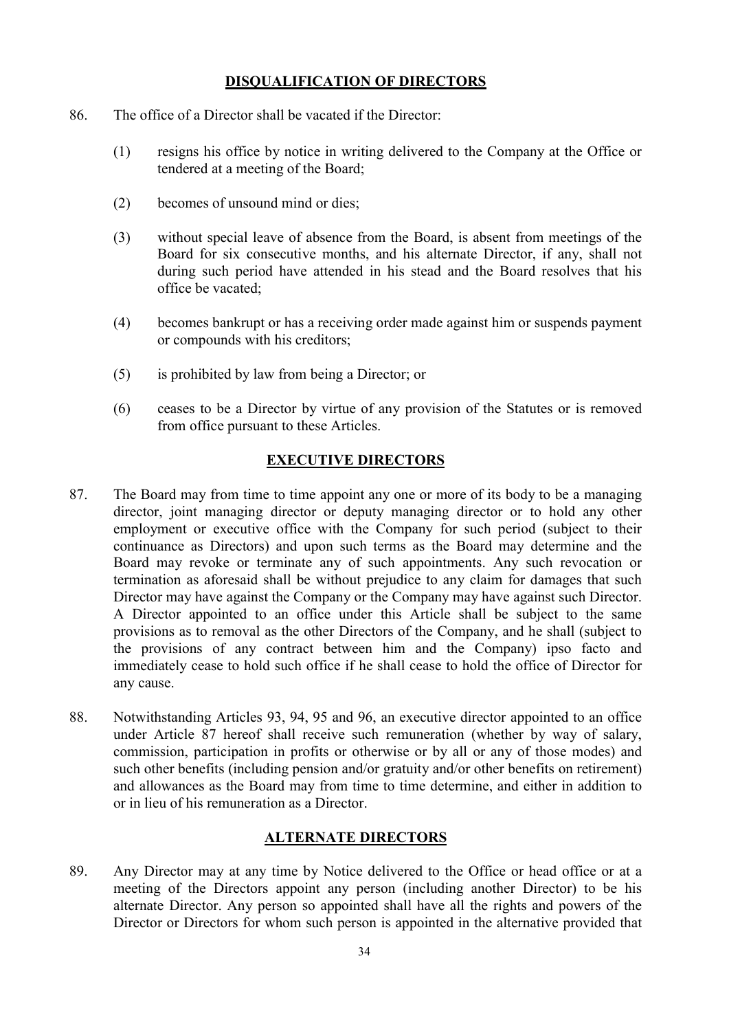## DISQUALIFICATION OF DIRECTORS

86. The office of a Director shall be vacated if the Director:

    (1) resigns his office by notice in writing delivered to the Company at the Office or tendered at a meeting of the Board;

    (2) becomes of unsound mind or dies;

    (3) without special leave of absence from the Board, is absent from meetings of the Board for six consecutive months, and his alternate Director, if any, shall not during such period have attended in his stead and the Board resolves that his office be vacated;

    (4) becomes bankrupt or has a receiving order made against him or suspends payment or compounds with his creditors;

    (5) is prohibited by law from being a Director; or

    (6) ceases to be a Director by virtue of any provision of the Statutes or is removed from office pursuant to these Articles.

## EXECUTIVE DIRECTORS

87. The Board may from time to time appoint any one or more of its body to be a managing director, joint managing director or deputy managing director or to hold any other employment or executive office with the Company for such period (subject to their continuance as Directors) and upon such terms as the Board may determine and the Board may revoke or terminate any of such appointments. Any such revocation or termination as aforesaid shall be without prejudice to any claim for damages that such Director may have against the Company or the Company may have against such Director. A Director appointed to an office under this Article shall be subject to the same provisions as to removal as the other Directors of the Company, and he shall (subject to the provisions of any contract between him and the Company) ipso facto and immediately cease to hold such office if he shall cease to hold the office of Director for any cause.

88. Notwithstanding Articles 93, 94, 95 and 96, an executive director appointed to an office under Article 87 hereof shall receive such remuneration (whether by way of salary, commission, participation in profits or otherwise or by all or any of those modes) and such other benefits (including pension and/or gratuity and/or other benefits on retirement) and allowances as the Board may from time to time determine, and either in addition to or in lieu of his remuneration as a Director.

## ALTERNATE DIRECTORS

89. Any Director may at any time by Notice delivered to the Office or head office or at a meeting of the Directors appoint any person (including another Director) to be his alternate Director. Any person so appointed shall have all the rights and powers of the Director or Directors for whom such person is appointed in the alternative provided that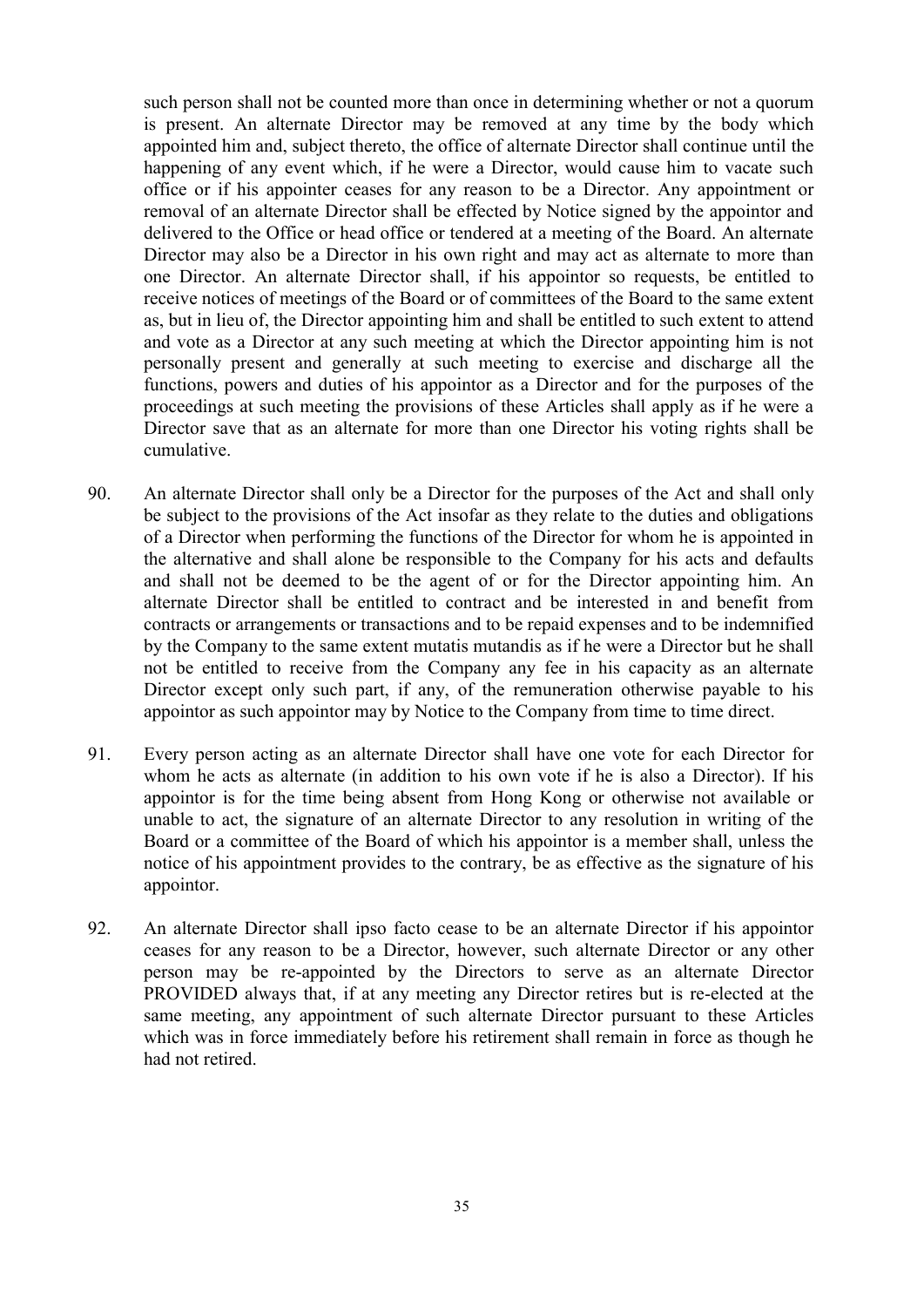such person shall not be counted more than once in determining whether or not a quorum is present. An alternate Director may be removed at any time by the body which appointed him and, subject thereto, the office of alternate Director shall continue until the happening of any event which, if he were a Director, would cause him to vacate such office or if his appointer ceases for any reason to be a Director. Any appointment or removal of an alternate Director shall be effected by Notice signed by the appointor and delivered to the Office or head office or tendered at a meeting of the Board. An alternate Director may also be a Director in his own right and may act as alternate to more than one Director. An alternate Director shall, if his appointor so requests, be entitled to receive notices of meetings of the Board or of committees of the Board to the same extent as, but in lieu of, the Director appointing him and shall be entitled to such extent to attend and vote as a Director at any such meeting at which the Director appointing him is not personally present and generally at such meeting to exercise and discharge all the functions, powers and duties of his appointor as a Director and for the purposes of the proceedings at such meeting the provisions of these Articles shall apply as if he were a Director save that as an alternate for more than one Director his voting rights shall be cumulative.

90. An alternate Director shall only be a Director for the purposes of the Act and shall only be subject to the provisions of the Act insofar as they relate to the duties and obligations of a Director when performing the functions of the Director for whom he is appointed in the alternative and shall alone be responsible to the Company for his acts and defaults and shall not be deemed to be the agent of or for the Director appointing him. An alternate Director shall be entitled to contract and be interested in and benefit from contracts or arrangements or transactions and to be repaid expenses and to be indemnified by the Company to the same extent mutatis mutandis as if he were a Director but he shall not be entitled to receive from the Company any fee in his capacity as an alternate Director except only such part, if any, of the remuneration otherwise payable to his appointor as such appointor may by Notice to the Company from time to time direct.

91. Every person acting as an alternate Director shall have one vote for each Director for whom he acts as alternate (in addition to his own vote if he is also a Director). If his appointor is for the time being absent from Hong Kong or otherwise not available or unable to act, the signature of an alternate Director to any resolution in writing of the Board or a committee of the Board of which his appointor is a member shall, unless the notice of his appointment provides to the contrary, be as effective as the signature of his appointor.

92. An alternate Director shall ipso facto cease to be an alternate Director if his appointor ceases for any reason to be a Director, however, such alternate Director or any other person may be re-appointed by the Directors to serve as an alternate Director PROVIDED always that, if at any meeting any Director retires but is re-elected at the same meeting, any appointment of such alternate Director pursuant to these Articles which was in force immediately before his retirement shall remain in force as though he had not retired.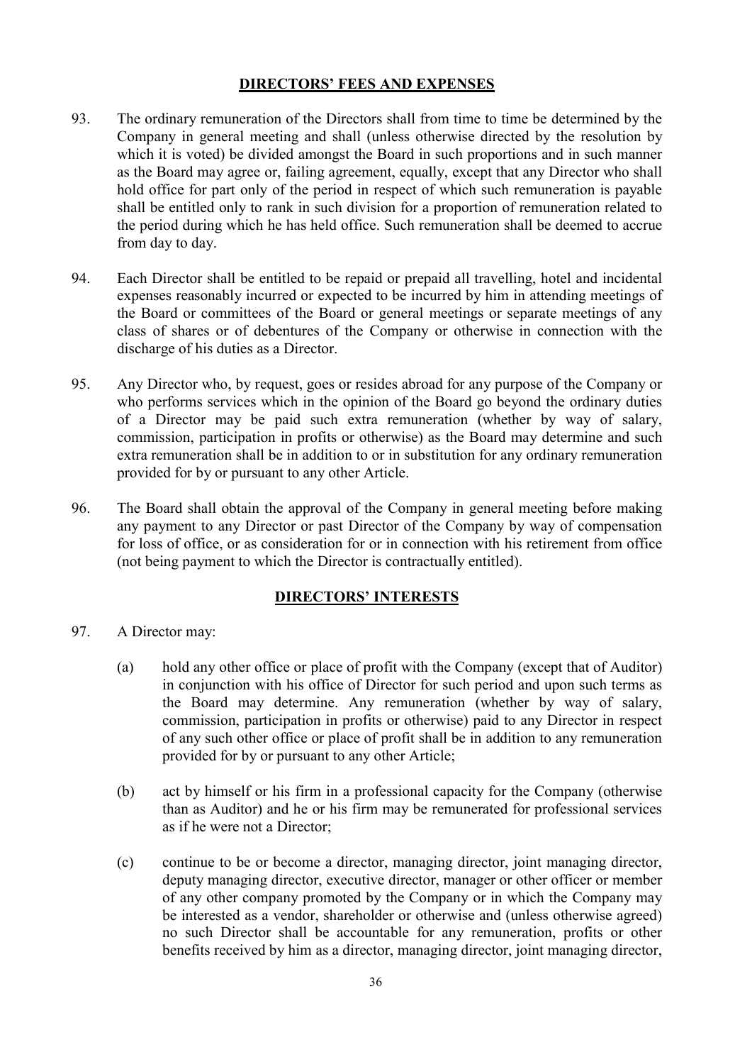## DIRECTORS' FEES AND EXPENSES

93. The ordinary remuneration of the Directors shall from time to time be determined by the Company in general meeting and shall (unless otherwise directed by the resolution by which it is voted) be divided amongst the Board in such proportions and in such manner as the Board may agree or, failing agreement, equally, except that any Director who shall hold office for part only of the period in respect of which such remuneration is payable shall be entitled only to rank in such division for a proportion of remuneration related to the period during which he has held office. Such remuneration shall be deemed to accrue from day to day.

94. Each Director shall be entitled to be repaid or prepaid all travelling, hotel and incidental expenses reasonably incurred or expected to be incurred by him in attending meetings of the Board or committees of the Board or general meetings or separate meetings of any class of shares or of debentures of the Company or otherwise in connection with the discharge of his duties as a Director.

95. Any Director who, by request, goes or resides abroad for any purpose of the Company or who performs services which in the opinion of the Board go beyond the ordinary duties of a Director may be paid such extra remuneration (whether by way of salary, commission, participation in profits or otherwise) as the Board may determine and such extra remuneration shall be in addition to or in substitution for any ordinary remuneration provided for by or pursuant to any other Article.

96. The Board shall obtain the approval of the Company in general meeting before making any payment to any Director or past Director of the Company by way of compensation for loss of office, or as consideration for or in connection with his retirement from office (not being payment to which the Director is contractually entitled).

## DIRECTORS' INTERESTS

97. A Director may:

    (a) hold any other office or place of profit with the Company (except that of Auditor) in conjunction with his office of Director for such period and upon such terms as the Board may determine. Any remuneration (whether by way of salary, commission, participation in profits or otherwise) paid to any Director in respect of any such other office or place of profit shall be in addition to any remuneration provided for by or pursuant to any other Article;

    (b) act by himself or his firm in a professional capacity for the Company (otherwise than as Auditor) and he or his firm may be remunerated for professional services as if he were not a Director;

    (c) continue to be or become a director, managing director, joint managing director, deputy managing director, executive director, manager or other officer or member of any other company promoted by the Company or in which the Company may be interested as a vendor, shareholder or otherwise and (unless otherwise agreed) no such Director shall be accountable for any remuneration, profits or other benefits received by him as a director, managing director, joint managing director,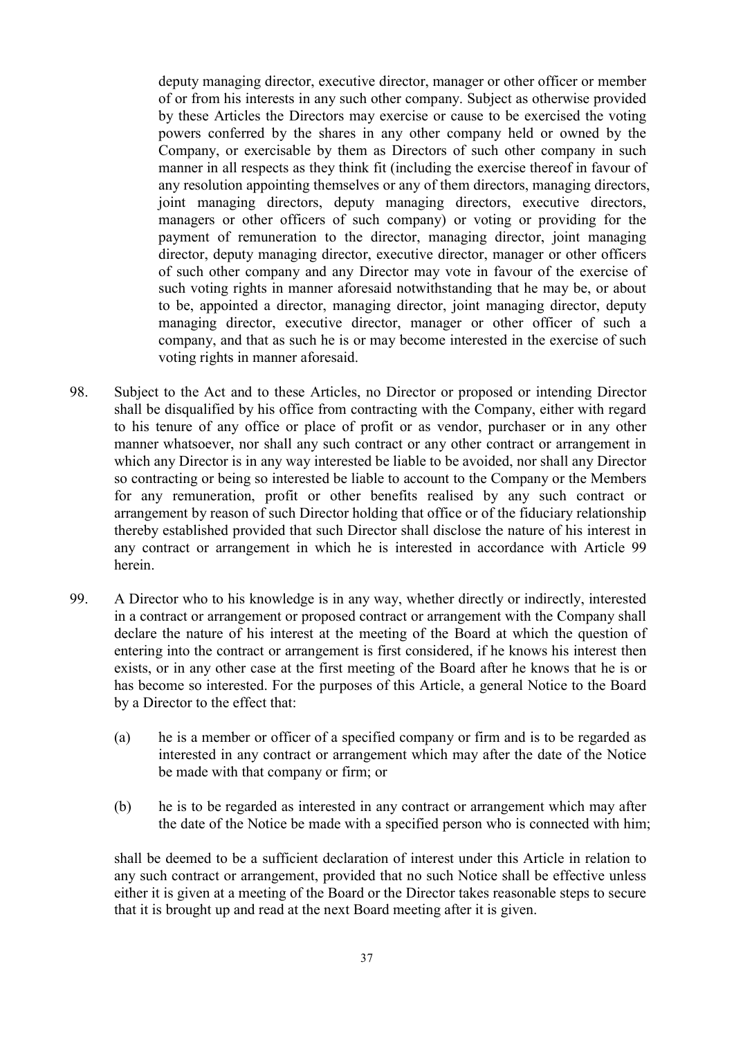deputy managing director, executive director, manager or other officer or member of or from his interests in any such other company. Subject as otherwise provided by these Articles the Directors may exercise or cause to be exercised the voting powers conferred by the shares in any other company held or owned by the Company, or exercisable by them as Directors of such other company in such manner in all respects as they think fit (including the exercise thereof in favour of any resolution appointing themselves or any of them directors, managing directors, joint managing directors, deputy managing directors, executive directors, managers or other officers of such company) or voting or providing for the payment of remuneration to the director, managing director, joint managing director, deputy managing director, executive director, manager or other officers of such other company and any Director may vote in favour of the exercise of such voting rights in manner aforesaid notwithstanding that he may be, or about to be, appointed a director, managing director, joint managing director, deputy managing director, executive director, manager or other officer of such a company, and that as such he is or may become interested in the exercise of such voting rights in manner aforesaid.

98. Subject to the Act and to these Articles, no Director or proposed or intending Director shall be disqualified by his office from contracting with the Company, either with regard to his tenure of any office or place of profit or as vendor, purchaser or in any other manner whatsoever, nor shall any such contract or any other contract or arrangement in which any Director is in any way interested be liable to be avoided, nor shall any Director so contracting or being so interested be liable to account to the Company or the Members for any remuneration, profit or other benefits realised by any such contract or arrangement by reason of such Director holding that office or of the fiduciary relationship thereby established provided that such Director shall disclose the nature of his interest in any contract or arrangement in which he is interested in accordance with Article 99 herein.

99. A Director who to his knowledge is in any way, whether directly or indirectly, interested in a contract or arrangement or proposed contract or arrangement with the Company shall declare the nature of his interest at the meeting of the Board at which the question of entering into the contract or arrangement is first considered, if he knows his interest then exists, or in any other case at the first meeting of the Board after he knows that he is or has become so interested. For the purposes of this Article, a general Notice to the Board by a Director to the effect that:

    (a) he is a member or officer of a specified company or firm and is to be regarded as interested in any contract or arrangement which may after the date of the Notice be made with that company or firm; or

    (b) he is to be regarded as interested in any contract or arrangement which may after the date of the Notice be made with a specified person who is connected with him;

    shall be deemed to be a sufficient declaration of interest under this Article in relation to any such contract or arrangement, provided that no such Notice shall be effective unless either it is given at a meeting of the Board or the Director takes reasonable steps to secure that it is brought up and read at the next Board meeting after it is given.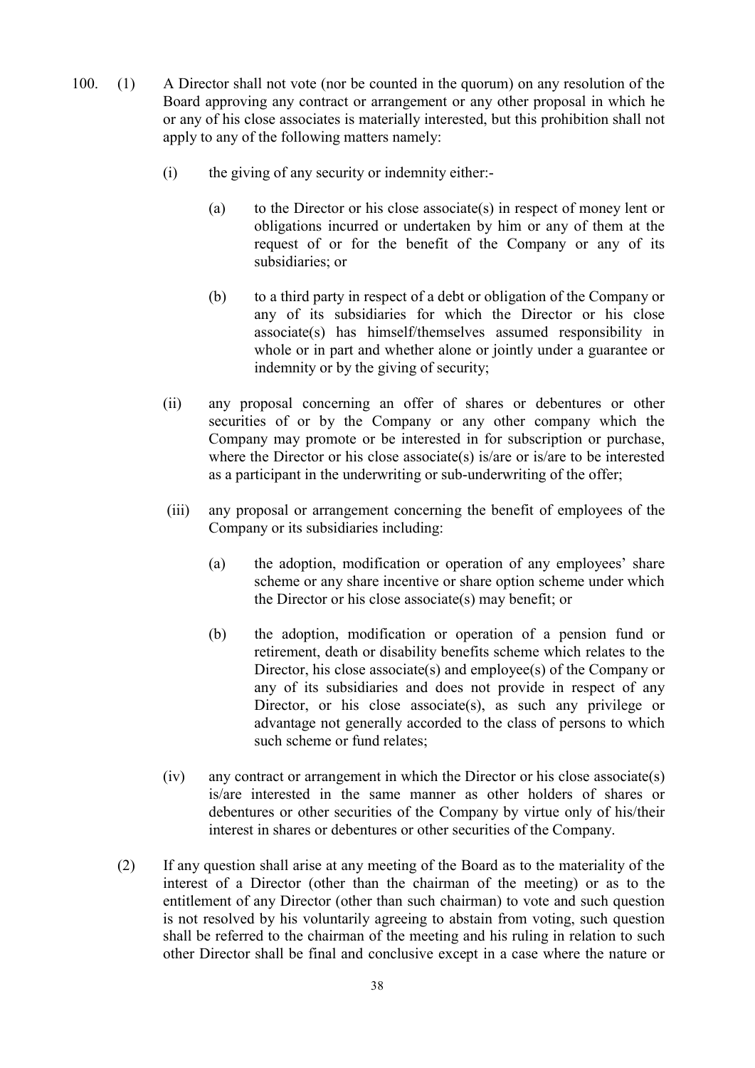100. (1) A Director shall not vote (nor be counted in the quorum) on any resolution of the Board approving any contract or arrangement or any other proposal in which he or any of his close associates is materially interested, but this prohibition shall not apply to any of the following matters namely:

   (i) the giving of any security or indemnity either:-

      (a) to the Director or his close associate(s) in respect of money lent or obligations incurred or undertaken by him or any of them at the request of or for the benefit of the Company or any of its subsidiaries; or

      (b) to a third party in respect of a debt or obligation of the Company or any of its subsidiaries for which the Director or his close associate(s) has himself/themselves assumed responsibility in whole or in part and whether alone or jointly under a guarantee or indemnity or by the giving of security;

   (ii) any proposal concerning an offer of shares or debentures or other securities of or by the Company or any other company which the Company may promote or be interested in for subscription or purchase, where the Director or his close associate(s) is/are or is/are to be interested as a participant in the underwriting or sub-underwriting of the offer;

   (iii) any proposal or arrangement concerning the benefit of employees of the Company or its subsidiaries including:

      (a) the adoption, modification or operation of any employees' share scheme or any share incentive or share option scheme under which the Director or his close associate(s) may benefit; or

      (b) the adoption, modification or operation of a pension fund or retirement, death or disability benefits scheme which relates to the Director, his close associate(s) and employee(s) of the Company or any of its subsidiaries and does not provide in respect of any Director, or his close associate(s), as such any privilege or advantage not generally accorded to the class of persons to which such scheme or fund relates;

   (iv) any contract or arrangement in which the Director or his close associate(s) is/are interested in the same manner as other holders of shares or debentures or other securities of the Company by virtue only of his/their interest in shares or debentures or other securities of the Company.

(2) If any question shall arise at any meeting of the Board as to the materiality of the interest of a Director (other than the chairman of the meeting) or as to the entitlement of any Director (other than such chairman) to vote and such question is not resolved by his voluntarily agreeing to abstain from voting, such question shall be referred to the chairman of the meeting and his ruling in relation to such other Director shall be final and conclusive except in a case where the nature or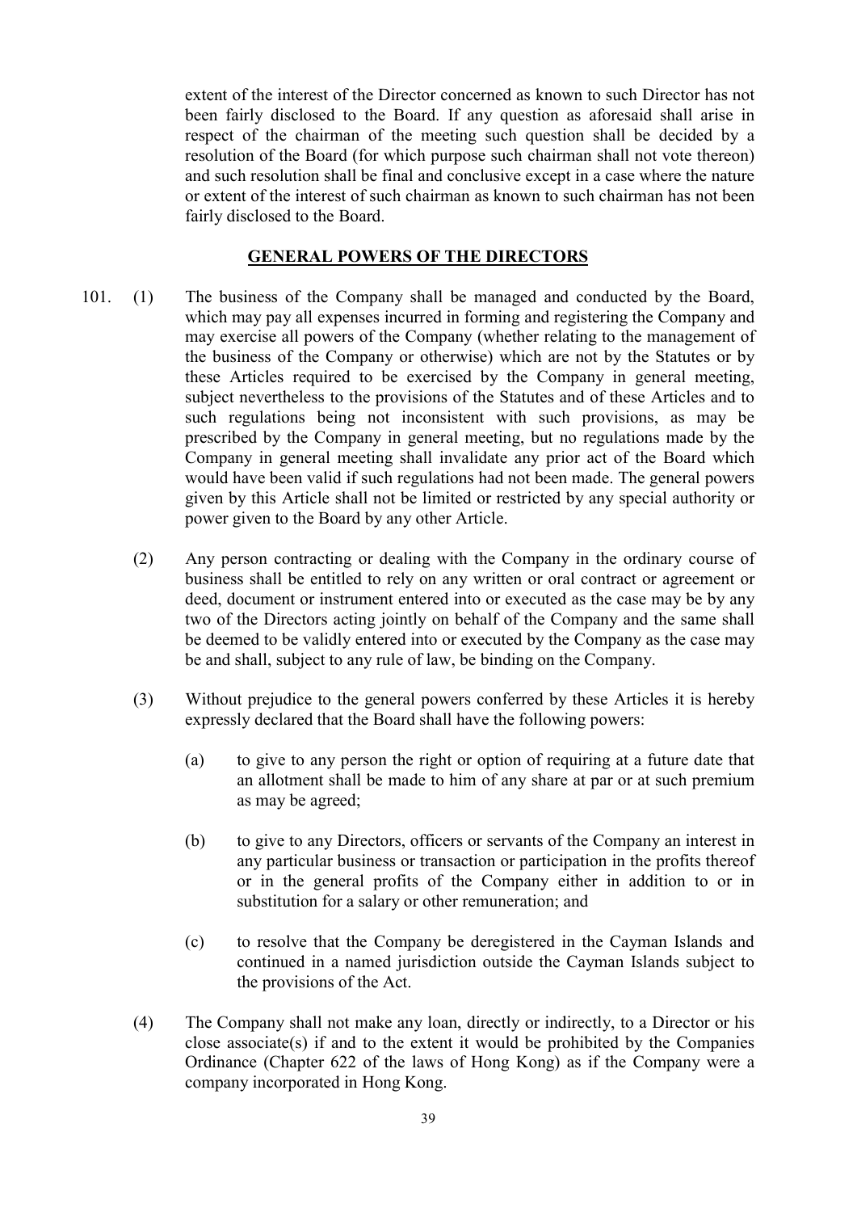extent of the interest of the Director concerned as known to such Director has not been fairly disclosed to the Board. If any question as aforesaid shall arise in respect of the chairman of the meeting such question shall be decided by a resolution of the Board (for which purpose such chairman shall not vote thereon) and such resolution shall be final and conclusive except in a case where the nature or extent of the interest of such chairman as known to such chairman has not been fairly disclosed to the Board.

## GENERAL POWERS OF THE DIRECTORS

101. (1) The business of the Company shall be managed and conducted by the Board, which may pay all expenses incurred in forming and registering the Company and may exercise all powers of the Company (whether relating to the management of the business of the Company or otherwise) which are not by the Statutes or by these Articles required to be exercised by the Company in general meeting, subject nevertheless to the provisions of the Statutes and of these Articles and to such regulations being not inconsistent with such provisions, as may be prescribed by the Company in general meeting, but no regulations made by the Company in general meeting shall invalidate any prior act of the Board which would have been valid if such regulations had not been made. The general powers given by this Article shall not be limited or restricted by any special authority or power given to the Board by any other Article.

(2) Any person contracting or dealing with the Company in the ordinary course of business shall be entitled to rely on any written or oral contract or agreement or deed, document or instrument entered into or executed as the case may be by any two of the Directors acting jointly on behalf of the Company and the same shall be deemed to be validly entered into or executed by the Company as the case may be and shall, subject to any rule of law, be binding on the Company.

(3) Without prejudice to the general powers conferred by these Articles it is hereby expressly declared that the Board shall have the following powers:

(a) to give to any person the right or option of requiring at a future date that an allotment shall be made to him of any share at par or at such premium as may be agreed;

(b) to give to any Directors, officers or servants of the Company an interest in any particular business or transaction or participation in the profits thereof or in the general profits of the Company either in addition to or in substitution for a salary or other remuneration; and

(c) to resolve that the Company be deregistered in the Cayman Islands and continued in a named jurisdiction outside the Cayman Islands subject to the provisions of the Act.

(4) The Company shall not make any loan, directly or indirectly, to a Director or his close associate(s) if and to the extent it would be prohibited by the Companies Ordinance (Chapter 622 of the laws of Hong Kong) as if the Company were a company incorporated in Hong Kong.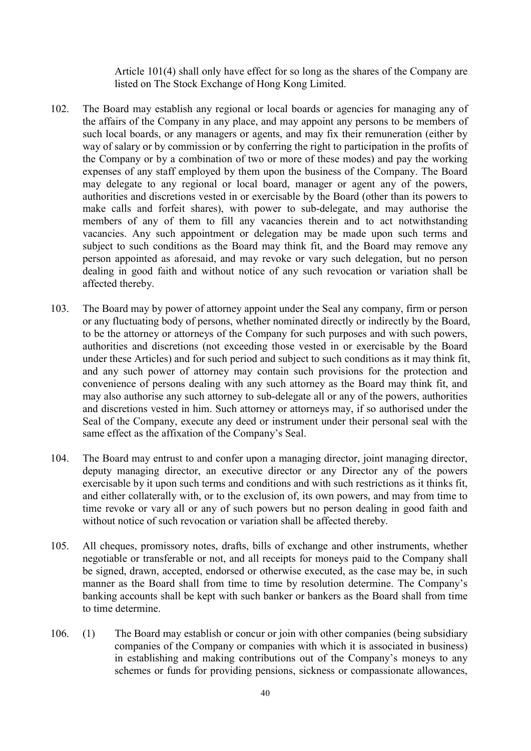Article 101(4) shall only have effect for so long as the shares of the Company are listed on The Stock Exchange of Hong Kong Limited.

102. The Board may establish any regional or local boards or agencies for managing any of the affairs of the Company in any place, and may appoint any persons to be members of such local boards, or any managers or agents, and may fix their remuneration (either by way of salary or by commission or by conferring the right to participation in the profits of the Company or by a combination of two or more of these modes) and pay the working expenses of any staff employed by them upon the business of the Company. The Board may delegate to any regional or local board, manager or agent any of the powers, authorities and discretions vested in or exercisable by the Board (other than its powers to make calls and forfeit shares), with power to sub-delegate, and may authorise the members of any of them to fill any vacancies therein and to act notwithstanding vacancies. Any such appointment or delegation may be made upon such terms and subject to such conditions as the Board may think fit, and the Board may remove any person appointed as aforesaid, and may revoke or vary such delegation, but no person dealing in good faith and without notice of any such revocation or variation shall be affected thereby.

103. The Board may by power of attorney appoint under the Seal any company, firm or person or any fluctuating body of persons, whether nominated directly or indirectly by the Board, to be the attorney or attorneys of the Company for such purposes and with such powers, authorities and discretions (not exceeding those vested in or exercisable by the Board under these Articles) and for such period and subject to such conditions as it may think fit, and any such power of attorney may contain such provisions for the protection and convenience of persons dealing with any such attorney as the Board may think fit, and may also authorise any such attorney to sub-delegate all or any of the powers, authorities and discretions vested in him. Such attorney or attorneys may, if so authorised under the Seal of the Company, execute any deed or instrument under their personal seal with the same effect as the affixation of the Company's Seal.

104. The Board may entrust to and confer upon a managing director, joint managing director, deputy managing director, an executive director or any Director any of the powers exercisable by it upon such terms and conditions and with such restrictions as it thinks fit, and either collaterally with, or to the exclusion of, its own powers, and may from time to time revoke or vary all or any of such powers but no person dealing in good faith and without notice of such revocation or variation shall be affected thereby.

105. All cheques, promissory notes, drafts, bills of exchange and other instruments, whether negotiable or transferable or not, and all receipts for moneys paid to the Company shall be signed, drawn, accepted, endorsed or otherwise executed, as the case may be, in such manner as the Board shall from time to time by resolution determine. The Company's banking accounts shall be kept with such banker or bankers as the Board shall from time to time determine.

106. (1) The Board may establish or concur or join with other companies (being subsidiary companies of the Company or companies with which it is associated in business) in establishing and making contributions out of the Company's moneys to any schemes or funds for providing pensions, sickness or compassionate allowances,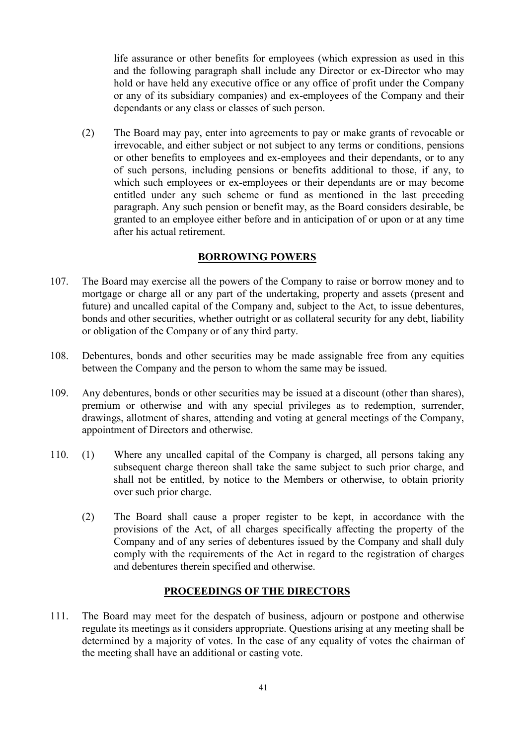life assurance or other benefits for employees (which expression as used in this and the following paragraph shall include any Director or ex-Director who may hold or have held any executive office or any office of profit under the Company or any of its subsidiary companies) and ex-employees of the Company and their dependants or any class or classes of such person.

(2) The Board may pay, enter into agreements to pay or make grants of revocable or irrevocable, and either subject or not subject to any terms or conditions, pensions or other benefits to employees and ex-employees and their dependants, or to any of such persons, including pensions or benefits additional to those, if any, to which such employees or ex-employees or their dependants are or may become entitled under any such scheme or fund as mentioned in the last preceding paragraph. Any such pension or benefit may, as the Board considers desirable, be granted to an employee either before and in anticipation of or upon or at any time after his actual retirement.

## BORROWING POWERS

107. The Board may exercise all the powers of the Company to raise or borrow money and to mortgage or charge all or any part of the undertaking, property and assets (present and future) and uncalled capital of the Company and, subject to the Act, to issue debentures, bonds and other securities, whether outright or as collateral security for any debt, liability or obligation of the Company or of any third party.

108. Debentures, bonds and other securities may be made assignable free from any equities between the Company and the person to whom the same may be issued.

109. Any debentures, bonds or other securities may be issued at a discount (other than shares), premium or otherwise and with any special privileges as to redemption, surrender, drawings, allotment of shares, attending and voting at general meetings of the Company, appointment of Directors and otherwise.

110. (1) Where any uncalled capital of the Company is charged, all persons taking any subsequent charge thereon shall take the same subject to such prior charge, and shall not be entitled, by notice to the Members or otherwise, to obtain priority over such prior charge.

(2) The Board shall cause a proper register to be kept, in accordance with the provisions of the Act, of all charges specifically affecting the property of the Company and of any series of debentures issued by the Company and shall duly comply with the requirements of the Act in regard to the registration of charges and debentures therein specified and otherwise.

## PROCEEDINGS OF THE DIRECTORS

111. The Board may meet for the despatch of business, adjourn or postpone and otherwise regulate its meetings as it considers appropriate. Questions arising at any meeting shall be determined by a majority of votes. In the case of any equality of votes the chairman of the meeting shall have an additional or casting vote.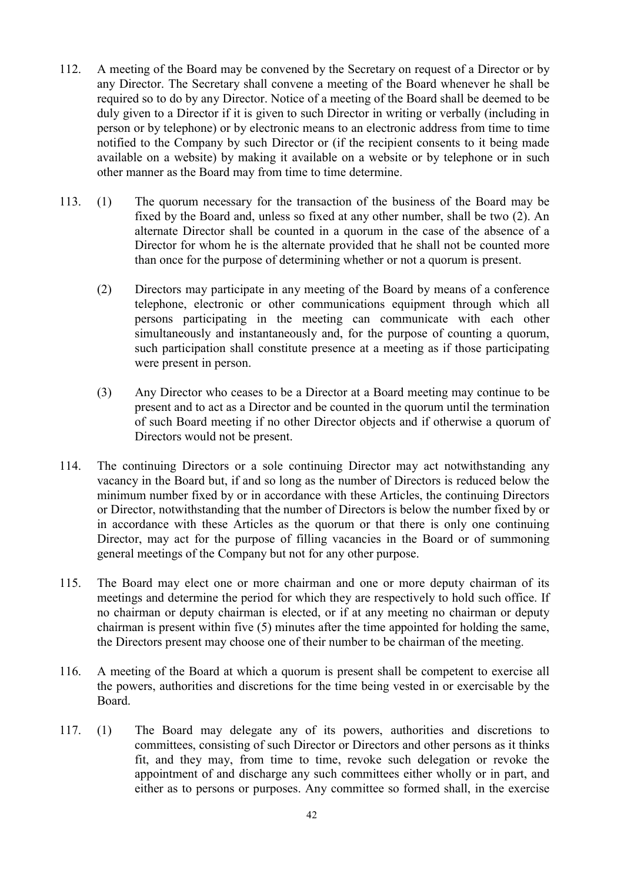112. A meeting of the Board may be convened by the Secretary on request of a Director or by any Director. The Secretary shall convene a meeting of the Board whenever he shall be required so to do by any Director. Notice of a meeting of the Board shall be deemed to be duly given to a Director if it is given to such Director in writing or verbally (including in person or by telephone) or by electronic means to an electronic address from time to time notified to the Company by such Director or (if the recipient consents to it being made available on a website) by making it available on a website or by telephone or in such other manner as the Board may from time to time determine.

113. (1) The quorum necessary for the transaction of the business of the Board may be fixed by the Board and, unless so fixed at any other number, shall be two (2). An alternate Director shall be counted in a quorum in the case of the absence of a Director for whom he is the alternate provided that he shall not be counted more than once for the purpose of determining whether or not a quorum is present.

(2) Directors may participate in any meeting of the Board by means of a conference telephone, electronic or other communications equipment through which all persons participating in the meeting can communicate with each other simultaneously and instantaneously and, for the purpose of counting a quorum, such participation shall constitute presence at a meeting as if those participating were present in person.

(3) Any Director who ceases to be a Director at a Board meeting may continue to be present and to act as a Director and be counted in the quorum until the termination of such Board meeting if no other Director objects and if otherwise a quorum of Directors would not be present.

114. The continuing Directors or a sole continuing Director may act notwithstanding any vacancy in the Board but, if and so long as the number of Directors is reduced below the minimum number fixed by or in accordance with these Articles, the continuing Directors or Director, notwithstanding that the number of Directors is below the number fixed by or in accordance with these Articles as the quorum or that there is only one continuing Director, may act for the purpose of filling vacancies in the Board or of summoning general meetings of the Company but not for any other purpose.

115. The Board may elect one or more chairman and one or more deputy chairman of its meetings and determine the period for which they are respectively to hold such office. If no chairman or deputy chairman is elected, or if at any meeting no chairman or deputy chairman is present within five (5) minutes after the time appointed for holding the same, the Directors present may choose one of their number to be chairman of the meeting.

116. A meeting of the Board at which a quorum is present shall be competent to exercise all the powers, authorities and discretions for the time being vested in or exercisable by the Board.

117. (1) The Board may delegate any of its powers, authorities and discretions to committees, consisting of such Director or Directors and other persons as it thinks fit, and they may, from time to time, revoke such delegation or revoke the appointment of and discharge any such committees either wholly or in part, and either as to persons or purposes. Any committee so formed shall, in the exercise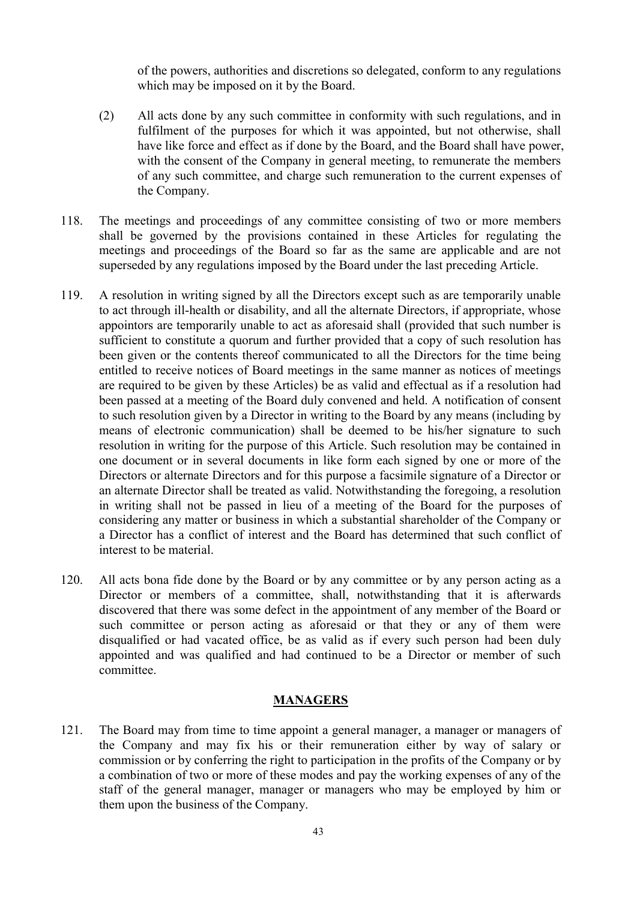of the powers, authorities and discretions so delegated, conform to any regulations which may be imposed on it by the Board.

(2) All acts done by any such committee in conformity with such regulations, and in fulfilment of the purposes for which it was appointed, but not otherwise, shall have like force and effect as if done by the Board, and the Board shall have power, with the consent of the Company in general meeting, to remunerate the members of any such committee, and charge such remuneration to the current expenses of the Company.

118. The meetings and proceedings of any committee consisting of two or more members shall be governed by the provisions contained in these Articles for regulating the meetings and proceedings of the Board so far as the same are applicable and are not superseded by any regulations imposed by the Board under the last preceding Article.

119. A resolution in writing signed by all the Directors except such as are temporarily unable to act through ill-health or disability, and all the alternate Directors, if appropriate, whose appointors are temporarily unable to act as aforesaid shall (provided that such number is sufficient to constitute a quorum and further provided that a copy of such resolution has been given or the contents thereof communicated to all the Directors for the time being entitled to receive notices of Board meetings in the same manner as notices of meetings are required to be given by these Articles) be as valid and effectual as if a resolution had been passed at a meeting of the Board duly convened and held. A notification of consent to such resolution given by a Director in writing to the Board by any means (including by means of electronic communication) shall be deemed to be his/her signature to such resolution in writing for the purpose of this Article. Such resolution may be contained in one document or in several documents in like form each signed by one or more of the Directors or alternate Directors and for this purpose a facsimile signature of a Director or an alternate Director shall be treated as valid. Notwithstanding the foregoing, a resolution in writing shall not be passed in lieu of a meeting of the Board for the purposes of considering any matter or business in which a substantial shareholder of the Company or a Director has a conflict of interest and the Board has determined that such conflict of interest to be material.

120. All acts bona fide done by the Board or by any committee or by any person acting as a Director or members of a committee, shall, notwithstanding that it is afterwards discovered that there was some defect in the appointment of any member of the Board or such committee or person acting as aforesaid or that they or any of them were disqualified or had vacated office, be as valid as if every such person had been duly appointed and was qualified and had continued to be a Director or member of such committee.

## MANAGERS

121. The Board may from time to time appoint a general manager, a manager or managers of the Company and may fix his or their remuneration either by way of salary or commission or by conferring the right to participation in the profits of the Company or by a combination of two or more of these modes and pay the working expenses of any of the staff of the general manager, manager or managers who may be employed by him or them upon the business of the Company.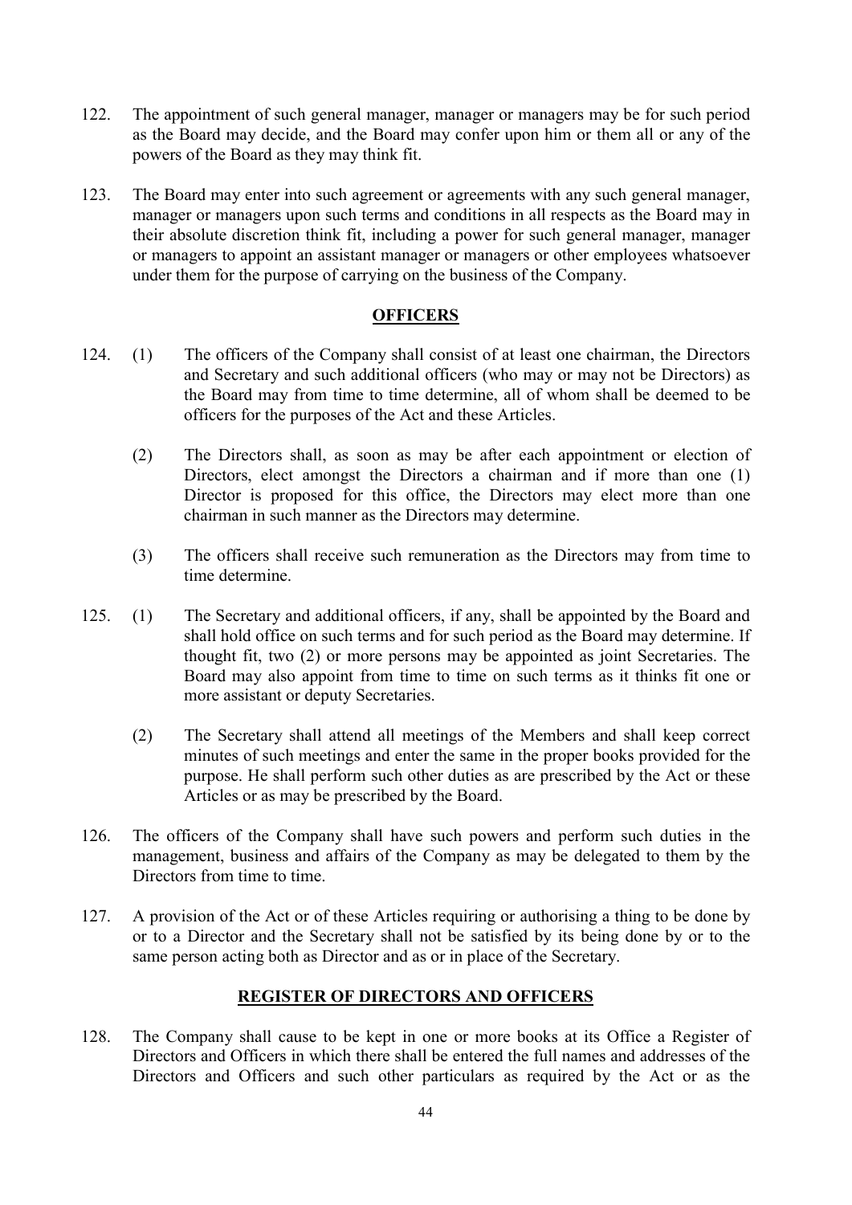122. The appointment of such general manager, manager or managers may be for such period as the Board may decide, and the Board may confer upon him or them all or any of the powers of the Board as they may think fit.

123. The Board may enter into such agreement or agreements with any such general manager, manager or managers upon such terms and conditions in all respects as the Board may in their absolute discretion think fit, including a power for such general manager, manager or managers to appoint an assistant manager or managers or other employees whatsoever under them for the purpose of carrying on the business of the Company.

## OFFICERS

124. (1) The officers of the Company shall consist of at least one chairman, the Directors and Secretary and such additional officers (who may or may not be Directors) as the Board may from time to time determine, all of whom shall be deemed to be officers for the purposes of the Act and these Articles.

(2) The Directors shall, as soon as may be after each appointment or election of Directors, elect amongst the Directors a chairman and if more than one (1) Director is proposed for this office, the Directors may elect more than one chairman in such manner as the Directors may determine.

(3) The officers shall receive such remuneration as the Directors may from time to time determine.

125. (1) The Secretary and additional officers, if any, shall be appointed by the Board and shall hold office on such terms and for such period as the Board may determine. If thought fit, two (2) or more persons may be appointed as joint Secretaries. The Board may also appoint from time to time on such terms as it thinks fit one or more assistant or deputy Secretaries.

(2) The Secretary shall attend all meetings of the Members and shall keep correct minutes of such meetings and enter the same in the proper books provided for the purpose. He shall perform such other duties as are prescribed by the Act or these Articles or as may be prescribed by the Board.

126. The officers of the Company shall have such powers and perform such duties in the management, business and affairs of the Company as may be delegated to them by the Directors from time to time.

127. A provision of the Act or of these Articles requiring or authorising a thing to be done by or to a Director and the Secretary shall not be satisfied by its being done by or to the same person acting both as Director and as or in place of the Secretary.

## REGISTER OF DIRECTORS AND OFFICERS

128. The Company shall cause to be kept in one or more books at its Office a Register of Directors and Officers in which there shall be entered the full names and addresses of the Directors and Officers and such other particulars as required by the Act or as the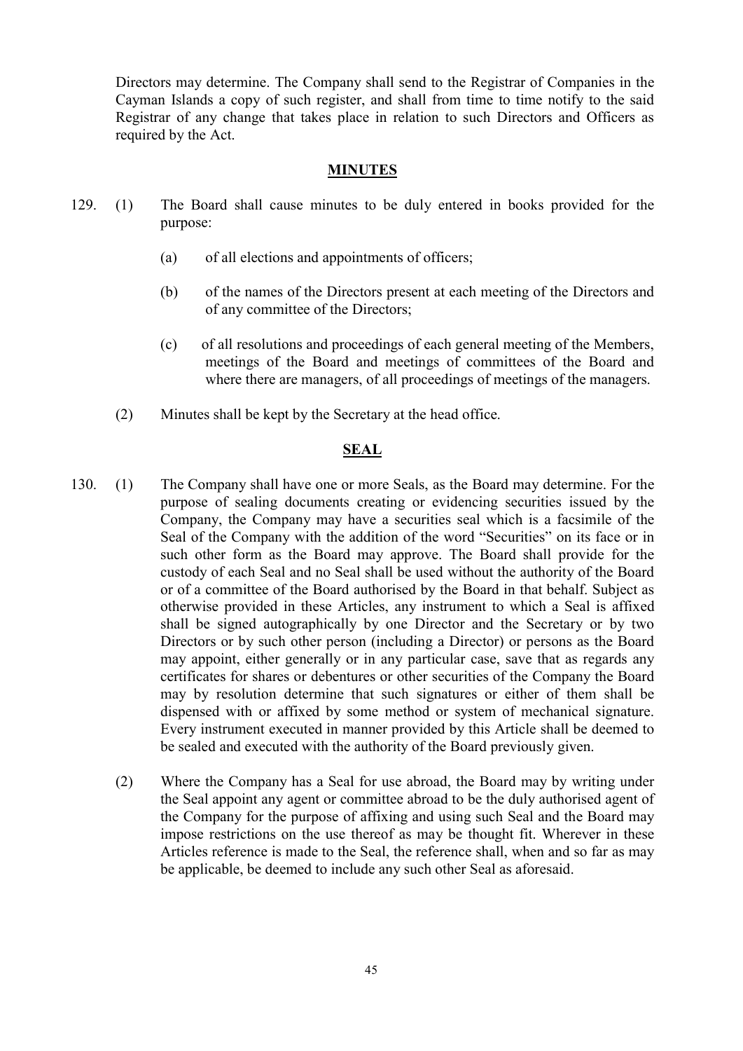Directors may determine. The Company shall send to the Registrar of Companies in the Cayman Islands a copy of such register, and shall from time to time notify to the said Registrar of any change that takes place in relation to such Directors and Officers as required by the Act.

## MINUTES

129. (1) The Board shall cause minutes to be duly entered in books provided for the purpose:

   (a) of all elections and appointments of officers;

   (b) of the names of the Directors present at each meeting of the Directors and of any committee of the Directors;

   (c) of all resolutions and proceedings of each general meeting of the Members, meetings of the Board and meetings of committees of the Board and where there are managers, of all proceedings of meetings of the managers.

   (2) Minutes shall be kept by the Secretary at the head office.

## SEAL

130. (1) The Company shall have one or more Seals, as the Board may determine. For the purpose of sealing documents creating or evidencing securities issued by the Company, the Company may have a securities seal which is a facsimile of the Seal of the Company with the addition of the word "Securities" on its face or in such other form as the Board may approve. The Board shall provide for the custody of each Seal and no Seal shall be used without the authority of the Board or of a committee of the Board authorised by the Board in that behalf. Subject as otherwise provided in these Articles, any instrument to which a Seal is affixed shall be signed autographically by one Director and the Secretary or by two Directors or by such other person (including a Director) or persons as the Board may appoint, either generally or in any particular case, save that as regards any certificates for shares or debentures or other securities of the Company the Board may by resolution determine that such signatures or either of them shall be dispensed with or affixed by some method or system of mechanical signature. Every instrument executed in manner provided by this Article shall be deemed to be sealed and executed with the authority of the Board previously given.

   (2) Where the Company has a Seal for use abroad, the Board may by writing under the Seal appoint any agent or committee abroad to be the duly authorised agent of the Company for the purpose of affixing and using such Seal and the Board may impose restrictions on the use thereof as may be thought fit. Wherever in these Articles reference is made to the Seal, the reference shall, when and so far as may be applicable, be deemed to include any such other Seal as aforesaid.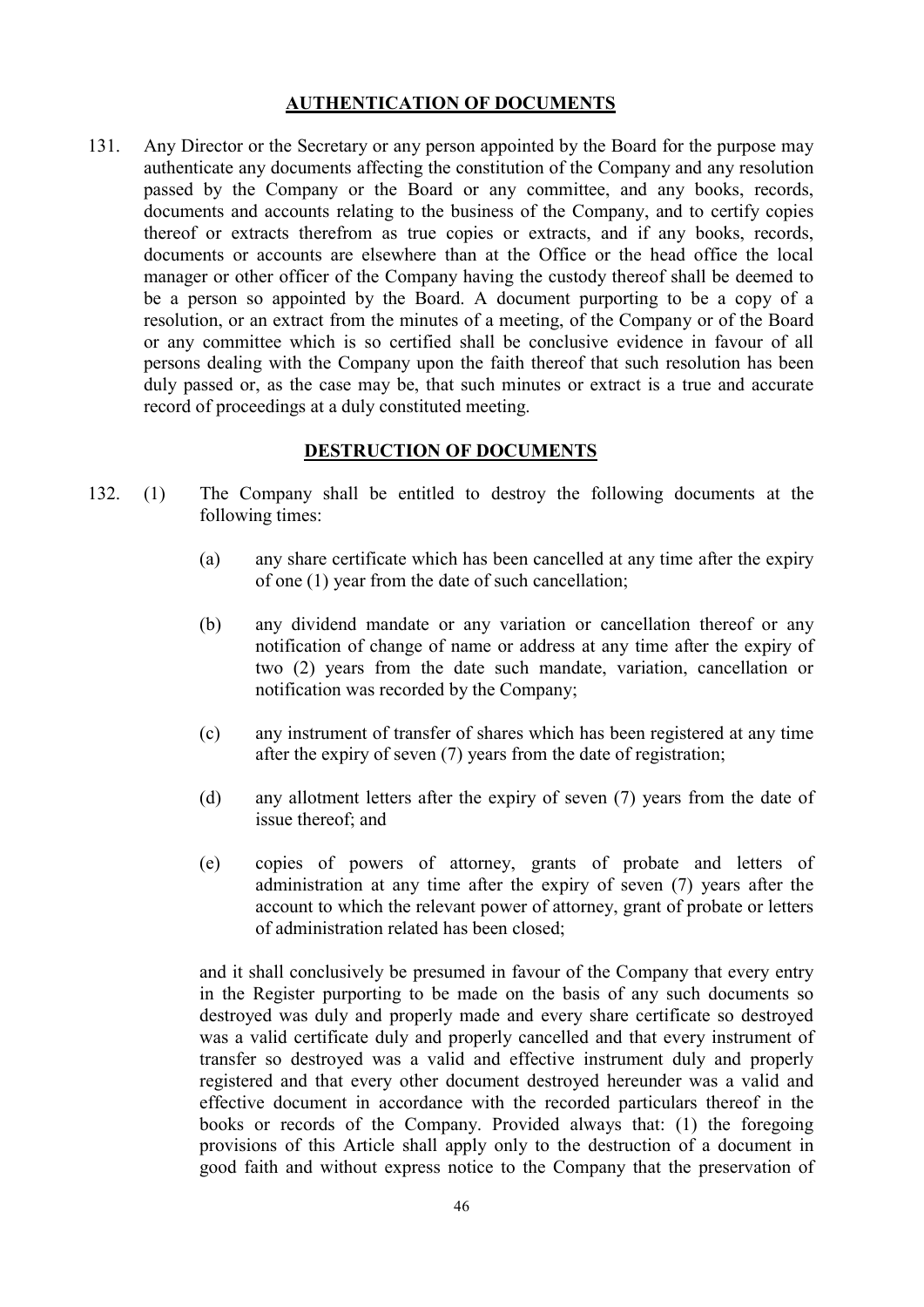## AUTHENTICATION OF DOCUMENTS

131. Any Director or the Secretary or any person appointed by the Board for the purpose may authenticate any documents affecting the constitution of the Company and any resolution passed by the Company or the Board or any committee, and any books, records, documents and accounts relating to the business of the Company, and to certify copies thereof or extracts therefrom as true copies or extracts, and if any books, records, documents or accounts are elsewhere than at the Office or the head office the local manager or other officer of the Company having the custody thereof shall be deemed to be a person so appointed by the Board. A document purporting to be a copy of a resolution, or an extract from the minutes of a meeting, of the Company or of the Board or any committee which is so certified shall be conclusive evidence in favour of all persons dealing with the Company upon the faith thereof that such resolution has been duly passed or, as the case may be, that such minutes or extract is a true and accurate record of proceedings at a duly constituted meeting.

## DESTRUCTION OF DOCUMENTS

132. (1) The Company shall be entitled to destroy the following documents at the following times:

   (a) any share certificate which has been cancelled at any time after the expiry of one (1) year from the date of such cancellation;

   (b) any dividend mandate or any variation or cancellation thereof or any notification of change of name or address at any time after the expiry of two (2) years from the date such mandate, variation, cancellation or notification was recorded by the Company;

   (c) any instrument of transfer of shares which has been registered at any time after the expiry of seven (7) years from the date of registration;

   (d) any allotment letters after the expiry of seven (7) years from the date of issue thereof; and

   (e) copies of powers of attorney, grants of probate and letters of administration at any time after the expiry of seven (7) years after the account to which the relevant power of attorney, grant of probate or letters of administration related has been closed;

   and it shall conclusively be presumed in favour of the Company that every entry in the Register purporting to be made on the basis of any such documents so destroyed was duly and properly made and every share certificate so destroyed was a valid certificate duly and properly cancelled and that every instrument of transfer so destroyed was a valid and effective instrument duly and properly registered and that every other document destroyed hereunder was a valid and effective document in accordance with the recorded particulars thereof in the books or records of the Company. Provided always that: (1) the foregoing provisions of this Article shall apply only to the destruction of a document in good faith and without express notice to the Company that the preservation of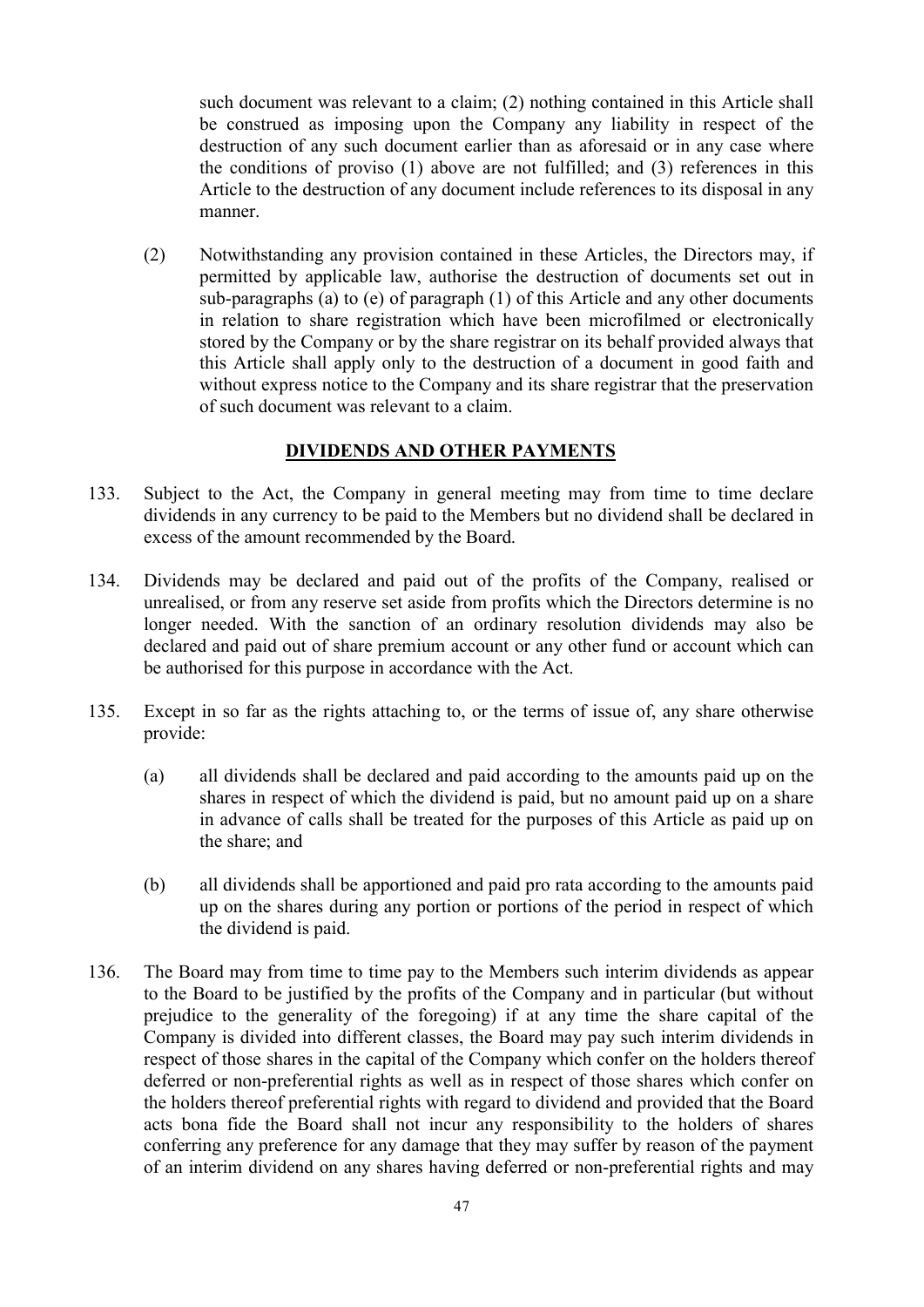such document was relevant to a claim; (2) nothing contained in this Article shall be construed as imposing upon the Company any liability in respect of the destruction of any such document earlier than as aforesaid or in any case where the conditions of proviso (1) above are not fulfilled; and (3) references in this Article to the destruction of any document include references to its disposal in any manner.

(2) Notwithstanding any provision contained in these Articles, the Directors may, if permitted by applicable law, authorise the destruction of documents set out in sub-paragraphs (a) to (e) of paragraph (1) of this Article and any other documents in relation to share registration which have been microfilmed or electronically stored by the Company or by the share registrar on its behalf provided always that this Article shall apply only to the destruction of a document in good faith and without express notice to the Company and its share registrar that the preservation of such document was relevant to a claim.

## DIVIDENDS AND OTHER PAYMENTS

133. Subject to the Act, the Company in general meeting may from time to time declare dividends in any currency to be paid to the Members but no dividend shall be declared in excess of the amount recommended by the Board.

134. Dividends may be declared and paid out of the profits of the Company, realised or unrealised, or from any reserve set aside from profits which the Directors determine is no longer needed. With the sanction of an ordinary resolution dividends may also be declared and paid out of share premium account or any other fund or account which can be authorised for this purpose in accordance with the Act.

135. Except in so far as the rights attaching to, or the terms of issue of, any share otherwise provide:

(a) all dividends shall be declared and paid according to the amounts paid up on the shares in respect of which the dividend is paid, but no amount paid up on a share in advance of calls shall be treated for the purposes of this Article as paid up on the share; and

(b) all dividends shall be apportioned and paid pro rata according to the amounts paid up on the shares during any portion or portions of the period in respect of which the dividend is paid.

136. The Board may from time to time pay to the Members such interim dividends as appear to the Board to be justified by the profits of the Company and in particular (but without prejudice to the generality of the foregoing) if at any time the share capital of the Company is divided into different classes, the Board may pay such interim dividends in respect of those shares in the capital of the Company which confer on the holders thereof deferred or non-preferential rights as well as in respect of those shares which confer on the holders thereof preferential rights with regard to dividend and provided that the Board acts bona fide the Board shall not incur any responsibility to the holders of shares conferring any preference for any damage that they may suffer by reason of the payment of an interim dividend on any shares having deferred or non-preferential rights and may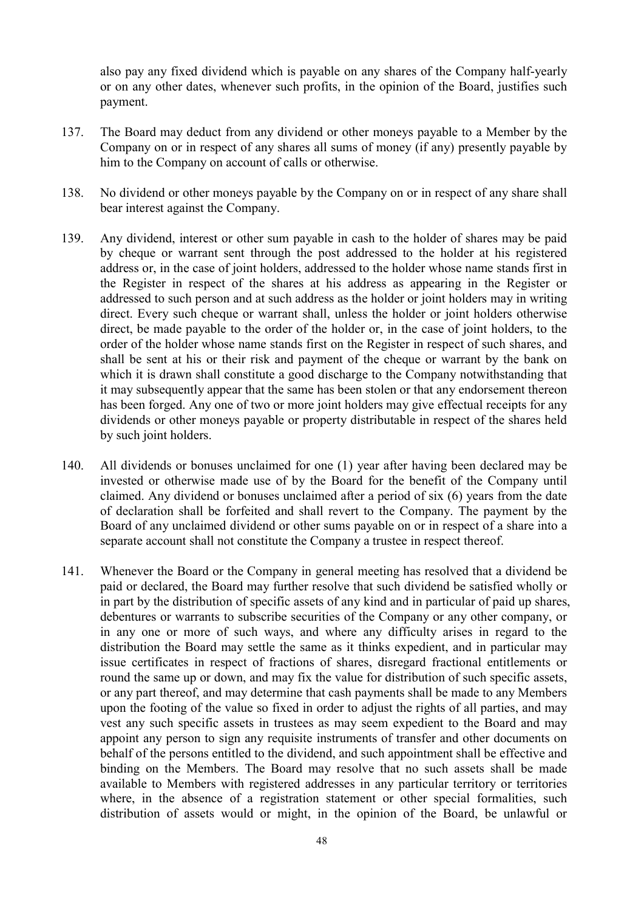also pay any fixed dividend which is payable on any shares of the Company half-yearly or on any other dates, whenever such profits, in the opinion of the Board, justifies such payment.

137. The Board may deduct from any dividend or other moneys payable to a Member by the Company on or in respect of any shares all sums of money (if any) presently payable by him to the Company on account of calls or otherwise.

138. No dividend or other moneys payable by the Company on or in respect of any share shall bear interest against the Company.

139. Any dividend, interest or other sum payable in cash to the holder of shares may be paid by cheque or warrant sent through the post addressed to the holder at his registered address or, in the case of joint holders, addressed to the holder whose name stands first in the Register in respect of the shares at his address as appearing in the Register or addressed to such person and at such address as the holder or joint holders may in writing direct. Every such cheque or warrant shall, unless the holder or joint holders otherwise direct, be made payable to the order of the holder or, in the case of joint holders, to the order of the holder whose name stands first on the Register in respect of such shares, and shall be sent at his or their risk and payment of the cheque or warrant by the bank on which it is drawn shall constitute a good discharge to the Company notwithstanding that it may subsequently appear that the same has been stolen or that any endorsement thereon has been forged. Any one of two or more joint holders may give effectual receipts for any dividends or other moneys payable or property distributable in respect of the shares held by such joint holders.

140. All dividends or bonuses unclaimed for one (1) year after having been declared may be invested or otherwise made use of by the Board for the benefit of the Company until claimed. Any dividend or bonuses unclaimed after a period of six (6) years from the date of declaration shall be forfeited and shall revert to the Company. The payment by the Board of any unclaimed dividend or other sums payable on or in respect of a share into a separate account shall not constitute the Company a trustee in respect thereof.

141. Whenever the Board or the Company in general meeting has resolved that a dividend be paid or declared, the Board may further resolve that such dividend be satisfied wholly or in part by the distribution of specific assets of any kind and in particular of paid up shares, debentures or warrants to subscribe securities of the Company or any other company, or in any one or more of such ways, and where any difficulty arises in regard to the distribution the Board may settle the same as it thinks expedient, and in particular may issue certificates in respect of fractions of shares, disregard fractional entitlements or round the same up or down, and may fix the value for distribution of such specific assets, or any part thereof, and may determine that cash payments shall be made to any Members upon the footing of the value so fixed in order to adjust the rights of all parties, and may vest any such specific assets in trustees as may seem expedient to the Board and may appoint any person to sign any requisite instruments of transfer and other documents on behalf of the persons entitled to the dividend, and such appointment shall be effective and binding on the Members. The Board may resolve that no such assets shall be made available to Members with registered addresses in any particular territory or territories where, in the absence of a registration statement or other special formalities, such distribution of assets would or might, in the opinion of the Board, be unlawful or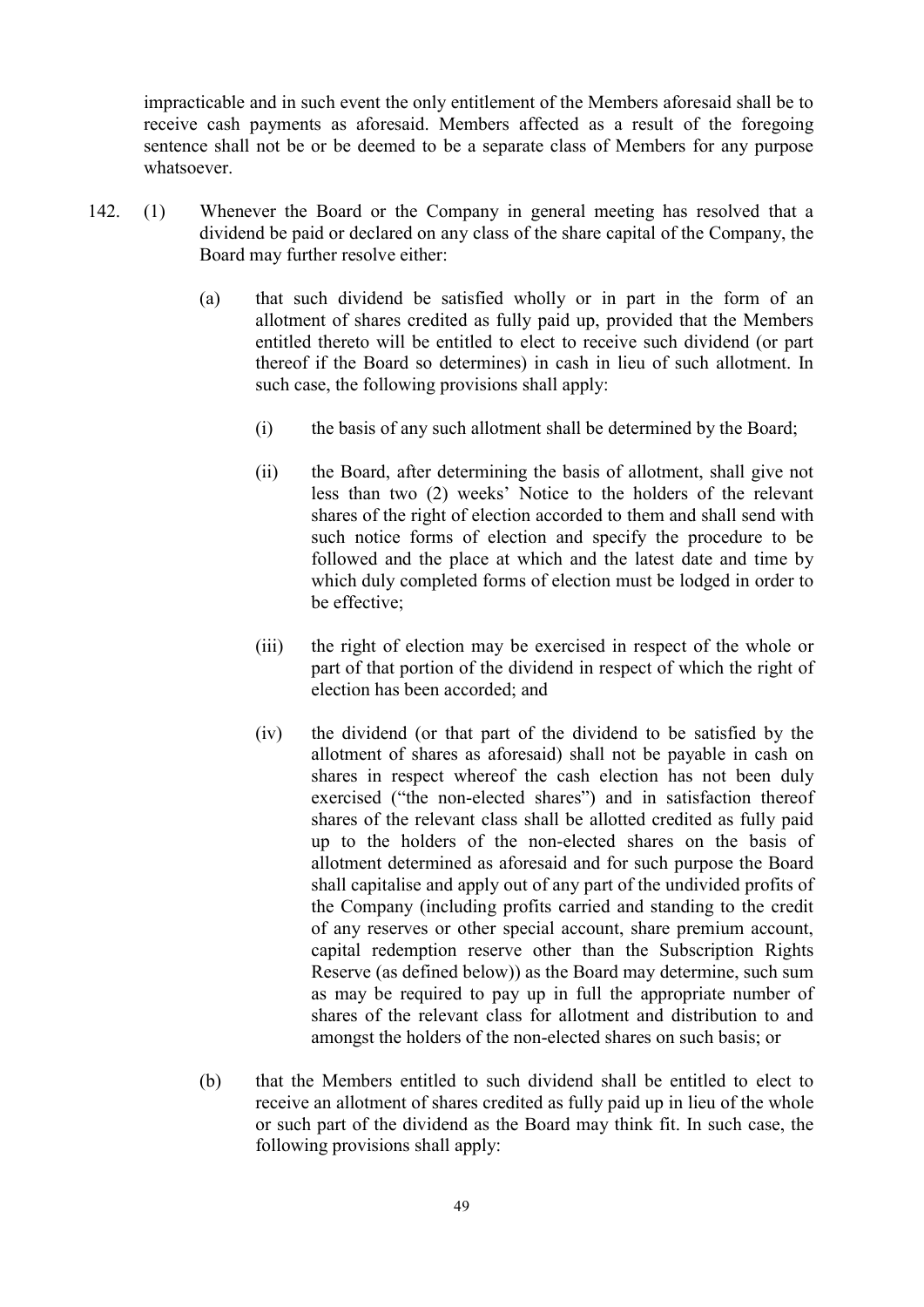impracticable and in such event the only entitlement of the Members aforesaid shall be to receive cash payments as aforesaid. Members affected as a result of the foregoing sentence shall not be or be deemed to be a separate class of Members for any purpose whatsoever.

142. (1) Whenever the Board or the Company in general meeting has resolved that a dividend be paid or declared on any class of the share capital of the Company, the Board may further resolve either:

   (a) that such dividend be satisfied wholly or in part in the form of an allotment of shares credited as fully paid up, provided that the Members entitled thereto will be entitled to elect to receive such dividend (or part thereof if the Board so determines) in cash in lieu of such allotment. In such case, the following provisions shall apply:

      (i) the basis of any such allotment shall be determined by the Board;

      (ii) the Board, after determining the basis of allotment, shall give not less than two (2) weeks' Notice to the holders of the relevant shares of the right of election accorded to them and shall send with such notice forms of election and specify the procedure to be followed and the place at which and the latest date and time by which duly completed forms of election must be lodged in order to be effective;

      (iii) the right of election may be exercised in respect of the whole or part of that portion of the dividend in respect of which the right of election has been accorded; and

      (iv) the dividend (or that part of the dividend to be satisfied by the allotment of shares as aforesaid) shall not be payable in cash on shares in respect whereof the cash election has not been duly exercised ("the non-elected shares") and in satisfaction thereof shares of the relevant class shall be allotted credited as fully paid up to the holders of the non-elected shares on the basis of allotment determined as aforesaid and for such purpose the Board shall capitalise and apply out of any part of the undivided profits of the Company (including profits carried and standing to the credit of any reserves or other special account, share premium account, capital redemption reserve other than the Subscription Rights Reserve (as defined below)) as the Board may determine, such sum as may be required to pay up in full the appropriate number of shares of the relevant class for allotment and distribution to and amongst the holders of the non-elected shares on such basis; or

   (b) that the Members entitled to such dividend shall be entitled to elect to receive an allotment of shares credited as fully paid up in lieu of the whole or such part of the dividend as the Board may think fit. In such case, the following provisions shall apply: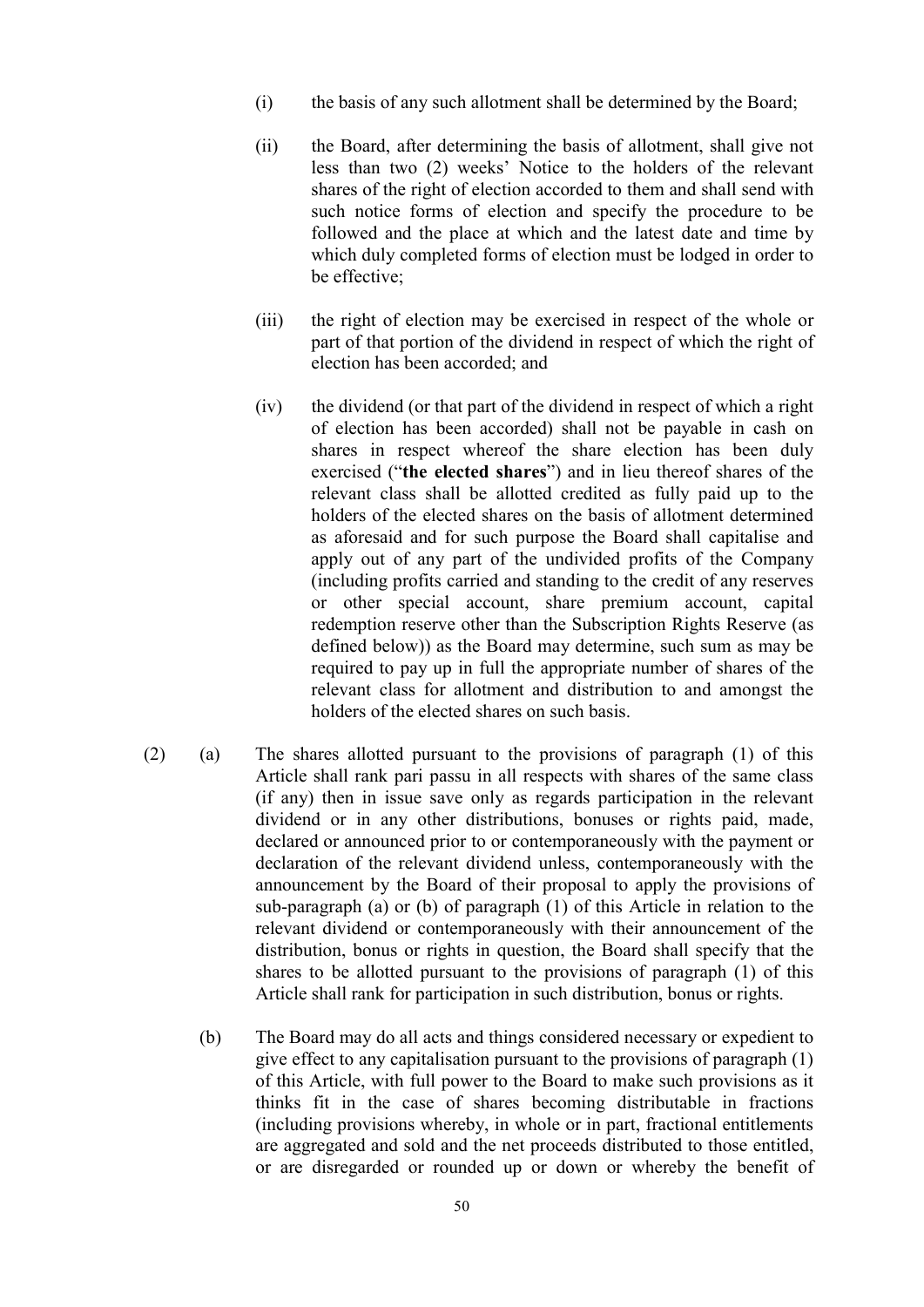(i) the basis of any such allotment shall be determined by the Board;

(ii) the Board, after determining the basis of allotment, shall give not less than two (2) weeks' Notice to the holders of the relevant shares of the right of election accorded to them and shall send with such notice forms of election and specify the procedure to be followed and the place at which and the latest date and time by which duly completed forms of election must be lodged in order to be effective;

(iii) the right of election may be exercised in respect of the whole or part of that portion of the dividend in respect of which the right of election has been accorded; and

(iv) the dividend (or that part of the dividend in respect of which a right of election has been accorded) shall not be payable in cash on shares in respect whereof the share election has been duly exercised ("**the elected shares**") and in lieu thereof shares of the relevant class shall be allotted credited as fully paid up to the holders of the elected shares on the basis of allotment determined as aforesaid and for such purpose the Board shall capitalise and apply out of any part of the undivided profits of the Company (including profits carried and standing to the credit of any reserves or other special account, share premium account, capital redemption reserve other than the Subscription Rights Reserve (as defined below)) as the Board may determine, such sum as may be required to pay up in full the appropriate number of shares of the relevant class for allotment and distribution to and amongst the holders of the elected shares on such basis.

(2) (a) The shares allotted pursuant to the provisions of paragraph (1) of this Article shall rank pari passu in all respects with shares of the same class (if any) then in issue save only as regards participation in the relevant dividend or in any other distributions, bonuses or rights paid, made, declared or announced prior to or contemporaneously with the payment or declaration of the relevant dividend unless, contemporaneously with the announcement by the Board of their proposal to apply the provisions of sub-paragraph (a) or (b) of paragraph (1) of this Article in relation to the relevant dividend or contemporaneously with their announcement of the distribution, bonus or rights in question, the Board shall specify that the shares to be allotted pursuant to the provisions of paragraph (1) of this Article shall rank for participation in such distribution, bonus or rights.

(b) The Board may do all acts and things considered necessary or expedient to give effect to any capitalisation pursuant to the provisions of paragraph (1) of this Article, with full power to the Board to make such provisions as it thinks fit in the case of shares becoming distributable in fractions (including provisions whereby, in whole or in part, fractional entitlements are aggregated and sold and the net proceeds distributed to those entitled, or are disregarded or rounded up or down or whereby the benefit of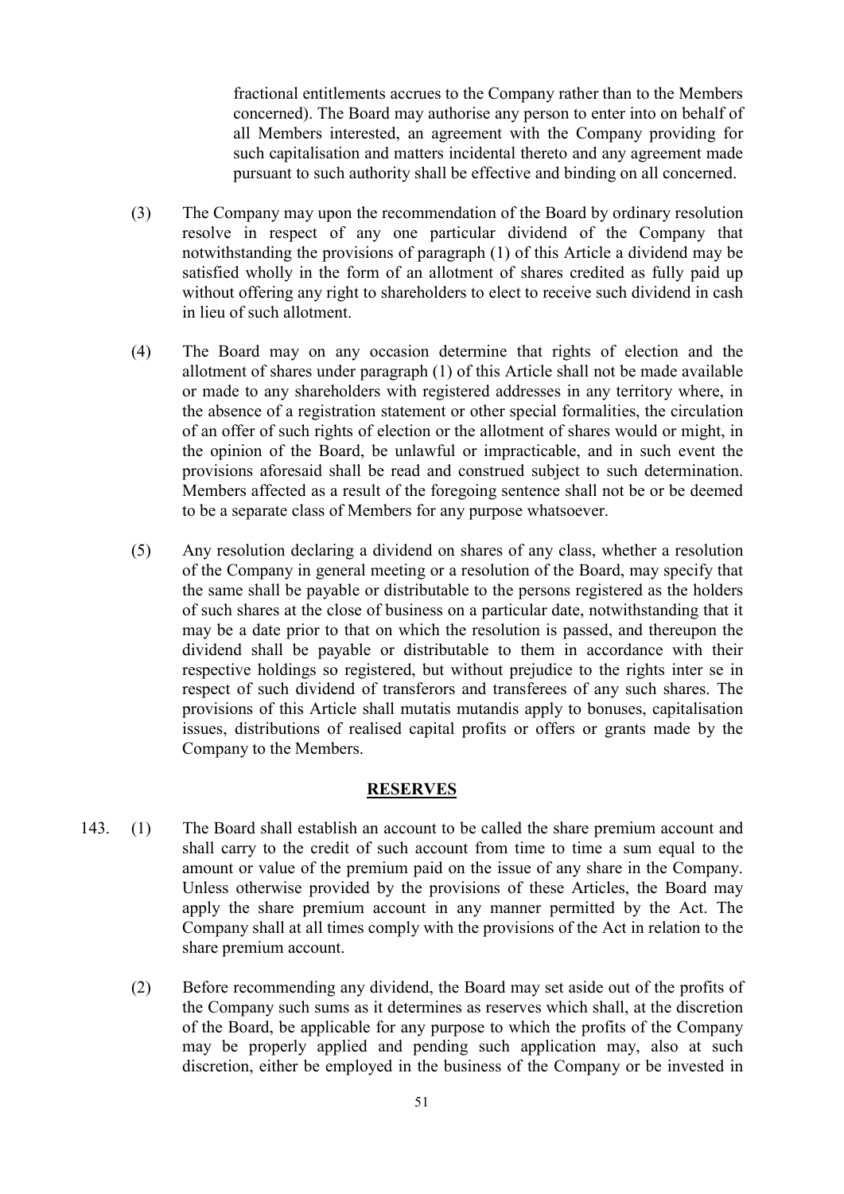fractional entitlements accrues to the Company rather than to the Members concerned). The Board may authorise any person to enter into on behalf of all Members interested, an agreement with the Company providing for such capitalisation and matters incidental thereto and any agreement made pursuant to such authority shall be effective and binding on all concerned.

(3) The Company may upon the recommendation of the Board by ordinary resolution resolve in respect of any one particular dividend of the Company that notwithstanding the provisions of paragraph (1) of this Article a dividend may be satisfied wholly in the form of an allotment of shares credited as fully paid up without offering any right to shareholders to elect to receive such dividend in cash in lieu of such allotment.

(4) The Board may on any occasion determine that rights of election and the allotment of shares under paragraph (1) of this Article shall not be made available or made to any shareholders with registered addresses in any territory where, in the absence of a registration statement or other special formalities, the circulation of an offer of such rights of election or the allotment of shares would or might, in the opinion of the Board, be unlawful or impracticable, and in such event the provisions aforesaid shall be read and construed subject to such determination. Members affected as a result of the foregoing sentence shall not be or be deemed to be a separate class of Members for any purpose whatsoever.

(5) Any resolution declaring a dividend on shares of any class, whether a resolution of the Company in general meeting or a resolution of the Board, may specify that the same shall be payable or distributable to the persons registered as the holders of such shares at the close of business on a particular date, notwithstanding that it may be a date prior to that on which the resolution is passed, and thereupon the dividend shall be payable or distributable to them in accordance with their respective holdings so registered, but without prejudice to the rights inter se in respect of such dividend of transferors and transferees of any such shares. The provisions of this Article shall mutatis mutandis apply to bonuses, capitalisation issues, distributions of realised capital profits or offers or grants made by the Company to the Members.

## RESERVES

143. (1) The Board shall establish an account to be called the share premium account and shall carry to the credit of such account from time to time a sum equal to the amount or value of the premium paid on the issue of any share in the Company. Unless otherwise provided by the provisions of these Articles, the Board may apply the share premium account in any manner permitted by the Act. The Company shall at all times comply with the provisions of the Act in relation to the share premium account.

(2) Before recommending any dividend, the Board may set aside out of the profits of the Company such sums as it determines as reserves which shall, at the discretion of the Board, be applicable for any purpose to which the profits of the Company may be properly applied and pending such application may, also at such discretion, either be employed in the business of the Company or be invested in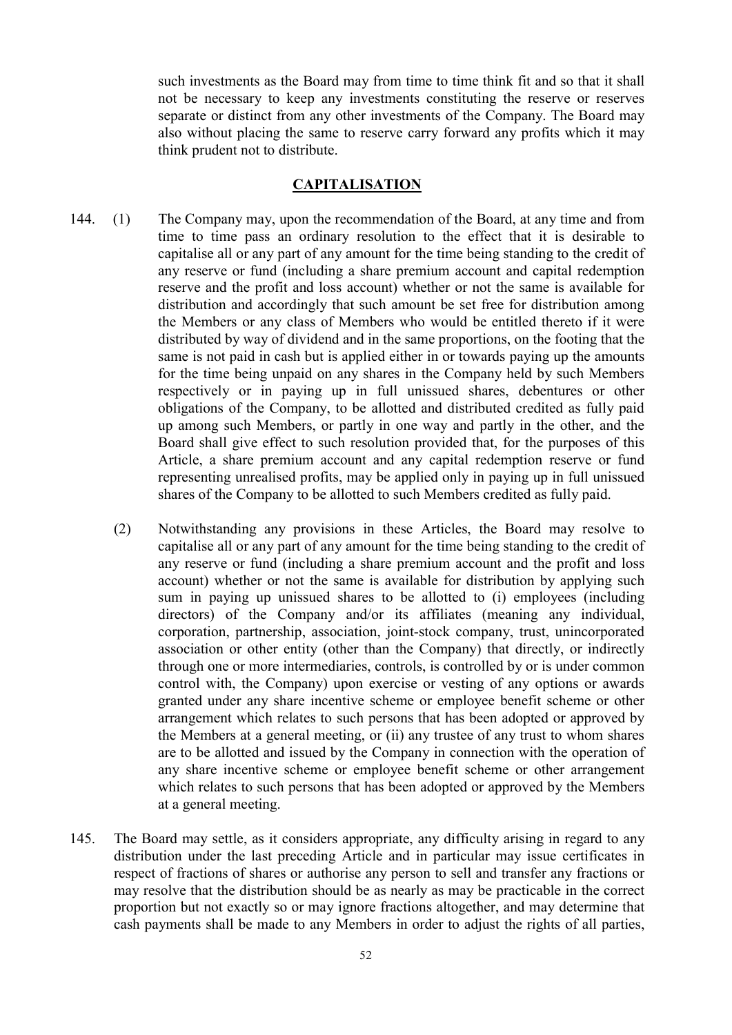such investments as the Board may from time to time think fit and so that it shall not be necessary to keep any investments constituting the reserve or reserves separate or distinct from any other investments of the Company. The Board may also without placing the same to reserve carry forward any profits which it may think prudent not to distribute.

## CAPITALISATION

144. (1) The Company may, upon the recommendation of the Board, at any time and from time to time pass an ordinary resolution to the effect that it is desirable to capitalise all or any part of any amount for the time being standing to the credit of any reserve or fund (including a share premium account and capital redemption reserve and the profit and loss account) whether or not the same is available for distribution and accordingly that such amount be set free for distribution among the Members or any class of Members who would be entitled thereto if it were distributed by way of dividend and in the same proportions, on the footing that the same is not paid in cash but is applied either in or towards paying up the amounts for the time being unpaid on any shares in the Company held by such Members respectively or in paying up in full unissued shares, debentures or other obligations of the Company, to be allotted and distributed credited as fully paid up among such Members, or partly in one way and partly in the other, and the Board shall give effect to such resolution provided that, for the purposes of this Article, a share premium account and any capital redemption reserve or fund representing unrealised profits, may be applied only in paying up in full unissued shares of the Company to be allotted to such Members credited as fully paid.

(2) Notwithstanding any provisions in these Articles, the Board may resolve to capitalise all or any part of any amount for the time being standing to the credit of any reserve or fund (including a share premium account and the profit and loss account) whether or not the same is available for distribution by applying such sum in paying up unissued shares to be allotted to (i) employees (including directors) of the Company and/or its affiliates (meaning any individual, corporation, partnership, association, joint-stock company, trust, unincorporated association or other entity (other than the Company) that directly, or indirectly through one or more intermediaries, controls, is controlled by or is under common control with, the Company) upon exercise or vesting of any options or awards granted under any share incentive scheme or employee benefit scheme or other arrangement which relates to such persons that has been adopted or approved by the Members at a general meeting, or (ii) any trustee of any trust to whom shares are to be allotted and issued by the Company in connection with the operation of any share incentive scheme or employee benefit scheme or other arrangement which relates to such persons that has been adopted or approved by the Members at a general meeting.

145. The Board may settle, as it considers appropriate, any difficulty arising in regard to any distribution under the last preceding Article and in particular may issue certificates in respect of fractions of shares or authorise any person to sell and transfer any fractions or may resolve that the distribution should be as nearly as may be practicable in the correct proportion but not exactly so or may ignore fractions altogether, and may determine that cash payments shall be made to any Members in order to adjust the rights of all parties,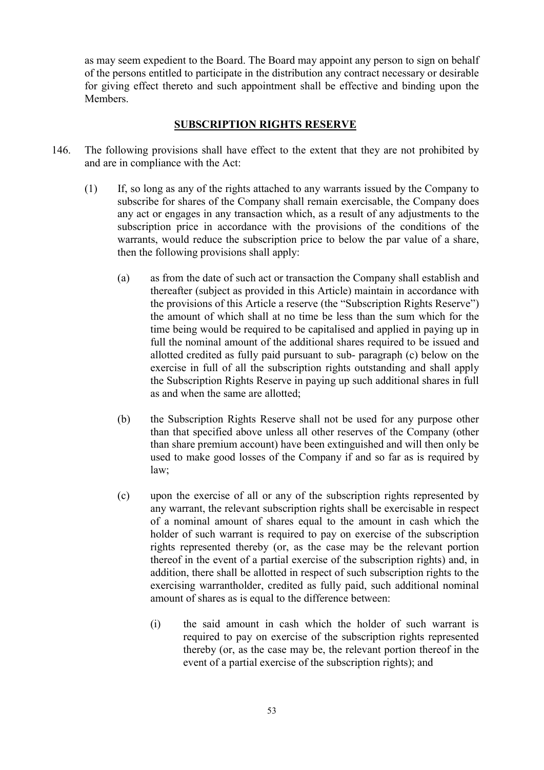as may seem expedient to the Board. The Board may appoint any person to sign on behalf of the persons entitled to participate in the distribution any contract necessary or desirable for giving effect thereto and such appointment shall be effective and binding upon the Members.

## SUBSCRIPTION RIGHTS RESERVE

146. The following provisions shall have effect to the extent that they are not prohibited by and are in compliance with the Act:

    (1) If, so long as any of the rights attached to any warrants issued by the Company to subscribe for shares of the Company shall remain exercisable, the Company does any act or engages in any transaction which, as a result of any adjustments to the subscription price in accordance with the provisions of the conditions of the warrants, would reduce the subscription price to below the par value of a share, then the following provisions shall apply:

        (a) as from the date of such act or transaction the Company shall establish and thereafter (subject as provided in this Article) maintain in accordance with the provisions of this Article a reserve (the "Subscription Rights Reserve") the amount of which shall at no time be less than the sum which for the time being would be required to be capitalised and applied in paying up in full the nominal amount of the additional shares required to be issued and allotted credited as fully paid pursuant to sub- paragraph (c) below on the exercise in full of all the subscription rights outstanding and shall apply the Subscription Rights Reserve in paying up such additional shares in full as and when the same are allotted;

        (b) the Subscription Rights Reserve shall not be used for any purpose other than that specified above unless all other reserves of the Company (other than share premium account) have been extinguished and will then only be used to make good losses of the Company if and so far as is required by law;

        (c) upon the exercise of all or any of the subscription rights represented by any warrant, the relevant subscription rights shall be exercisable in respect of a nominal amount of shares equal to the amount in cash which the holder of such warrant is required to pay on exercise of the subscription rights represented thereby (or, as the case may be the relevant portion thereof in the event of a partial exercise of the subscription rights) and, in addition, there shall be allotted in respect of such subscription rights to the exercising warrantholder, credited as fully paid, such additional nominal amount of shares as is equal to the difference between:

            (i) the said amount in cash which the holder of such warrant is required to pay on exercise of the subscription rights represented thereby (or, as the case may be, the relevant portion thereof in the event of a partial exercise of the subscription rights); and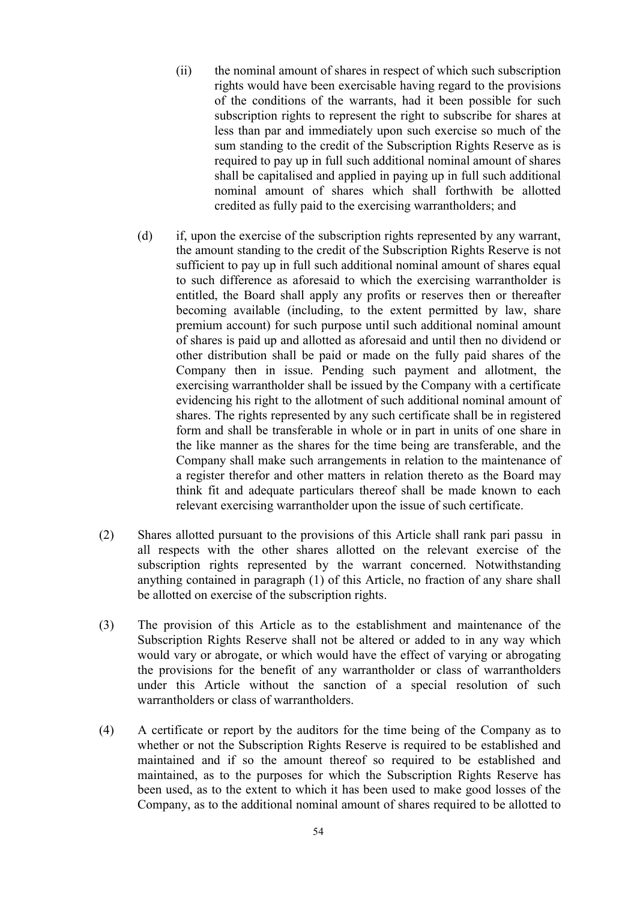(ii) the nominal amount of shares in respect of which such subscription rights would have been exercisable having regard to the provisions of the conditions of the warrants, had it been possible for such subscription rights to represent the right to subscribe for shares at less than par and immediately upon such exercise so much of the sum standing to the credit of the Subscription Rights Reserve as is required to pay up in full such additional nominal amount of shares shall be capitalised and applied in paying up in full such additional nominal amount of shares which shall forthwith be allotted credited as fully paid to the exercising warrantholders; and

(d) if, upon the exercise of the subscription rights represented by any warrant, the amount standing to the credit of the Subscription Rights Reserve is not sufficient to pay up in full such additional nominal amount of shares equal to such difference as aforesaid to which the exercising warrantholder is entitled, the Board shall apply any profits or reserves then or thereafter becoming available (including, to the extent permitted by law, share premium account) for such purpose until such additional nominal amount of shares is paid up and allotted as aforesaid and until then no dividend or other distribution shall be paid or made on the fully paid shares of the Company then in issue. Pending such payment and allotment, the exercising warrantholder shall be issued by the Company with a certificate evidencing his right to the allotment of such additional nominal amount of shares. The rights represented by any such certificate shall be in registered form and shall be transferable in whole or in part in units of one share in the like manner as the shares for the time being are transferable, and the Company shall make such arrangements in relation to the maintenance of a register therefor and other matters in relation thereto as the Board may think fit and adequate particulars thereof shall be made known to each relevant exercising warrantholder upon the issue of such certificate.

(2) Shares allotted pursuant to the provisions of this Article shall rank pari passu in all respects with the other shares allotted on the relevant exercise of the subscription rights represented by the warrant concerned. Notwithstanding anything contained in paragraph (1) of this Article, no fraction of any share shall be allotted on exercise of the subscription rights.

(3) The provision of this Article as to the establishment and maintenance of the Subscription Rights Reserve shall not be altered or added to in any way which would vary or abrogate, or which would have the effect of varying or abrogating the provisions for the benefit of any warrantholder or class of warrantholders under this Article without the sanction of a special resolution of such warrantholders or class of warrantholders.

(4) A certificate or report by the auditors for the time being of the Company as to whether or not the Subscription Rights Reserve is required to be established and maintained and if so the amount thereof so required to be established and maintained, as to the purposes for which the Subscription Rights Reserve has been used, as to the extent to which it has been used to make good losses of the Company, as to the additional nominal amount of shares required to be allotted to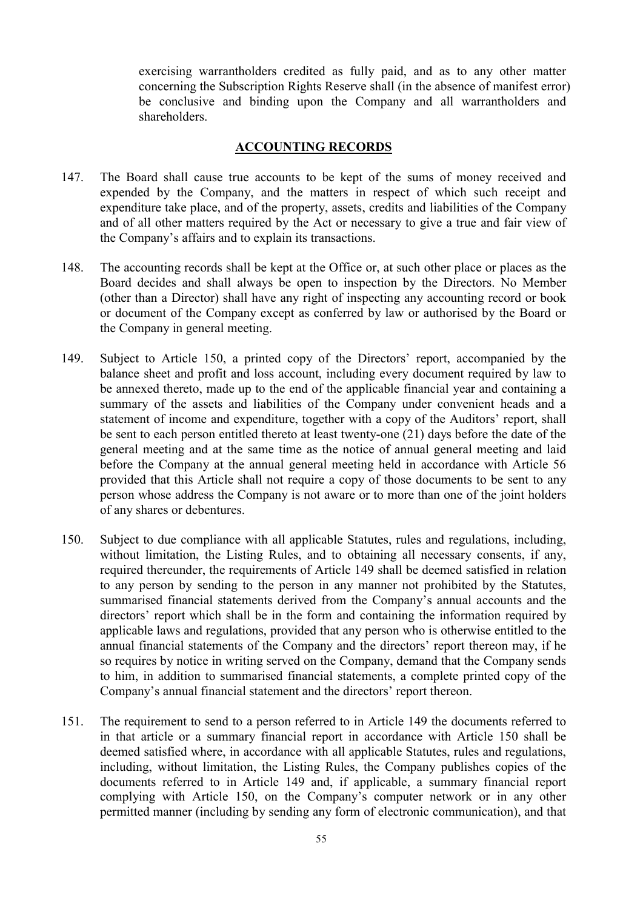exercising warrantholders credited as fully paid, and as to any other matter concerning the Subscription Rights Reserve shall (in the absence of manifest error) be conclusive and binding upon the Company and all warrantholders and shareholders.

## ACCOUNTING RECORDS

147. The Board shall cause true accounts to be kept of the sums of money received and expended by the Company, and the matters in respect of which such receipt and expenditure take place, and of the property, assets, credits and liabilities of the Company and of all other matters required by the Act or necessary to give a true and fair view of the Company's affairs and to explain its transactions.

148. The accounting records shall be kept at the Office or, at such other place or places as the Board decides and shall always be open to inspection by the Directors. No Member (other than a Director) shall have any right of inspecting any accounting record or book or document of the Company except as conferred by law or authorised by the Board or the Company in general meeting.

149. Subject to Article 150, a printed copy of the Directors' report, accompanied by the balance sheet and profit and loss account, including every document required by law to be annexed thereto, made up to the end of the applicable financial year and containing a summary of the assets and liabilities of the Company under convenient heads and a statement of income and expenditure, together with a copy of the Auditors' report, shall be sent to each person entitled thereto at least twenty-one (21) days before the date of the general meeting and at the same time as the notice of annual general meeting and laid before the Company at the annual general meeting held in accordance with Article 56 provided that this Article shall not require a copy of those documents to be sent to any person whose address the Company is not aware or to more than one of the joint holders of any shares or debentures.

150. Subject to due compliance with all applicable Statutes, rules and regulations, including, without limitation, the Listing Rules, and to obtaining all necessary consents, if any, required thereunder, the requirements of Article 149 shall be deemed satisfied in relation to any person by sending to the person in any manner not prohibited by the Statutes, summarised financial statements derived from the Company's annual accounts and the directors' report which shall be in the form and containing the information required by applicable laws and regulations, provided that any person who is otherwise entitled to the annual financial statements of the Company and the directors' report thereon may, if he so requires by notice in writing served on the Company, demand that the Company sends to him, in addition to summarised financial statements, a complete printed copy of the Company's annual financial statement and the directors' report thereon.

151. The requirement to send to a person referred to in Article 149 the documents referred to in that article or a summary financial report in accordance with Article 150 shall be deemed satisfied where, in accordance with all applicable Statutes, rules and regulations, including, without limitation, the Listing Rules, the Company publishes copies of the documents referred to in Article 149 and, if applicable, a summary financial report complying with Article 150, on the Company's computer network or in any other permitted manner (including by sending any form of electronic communication), and that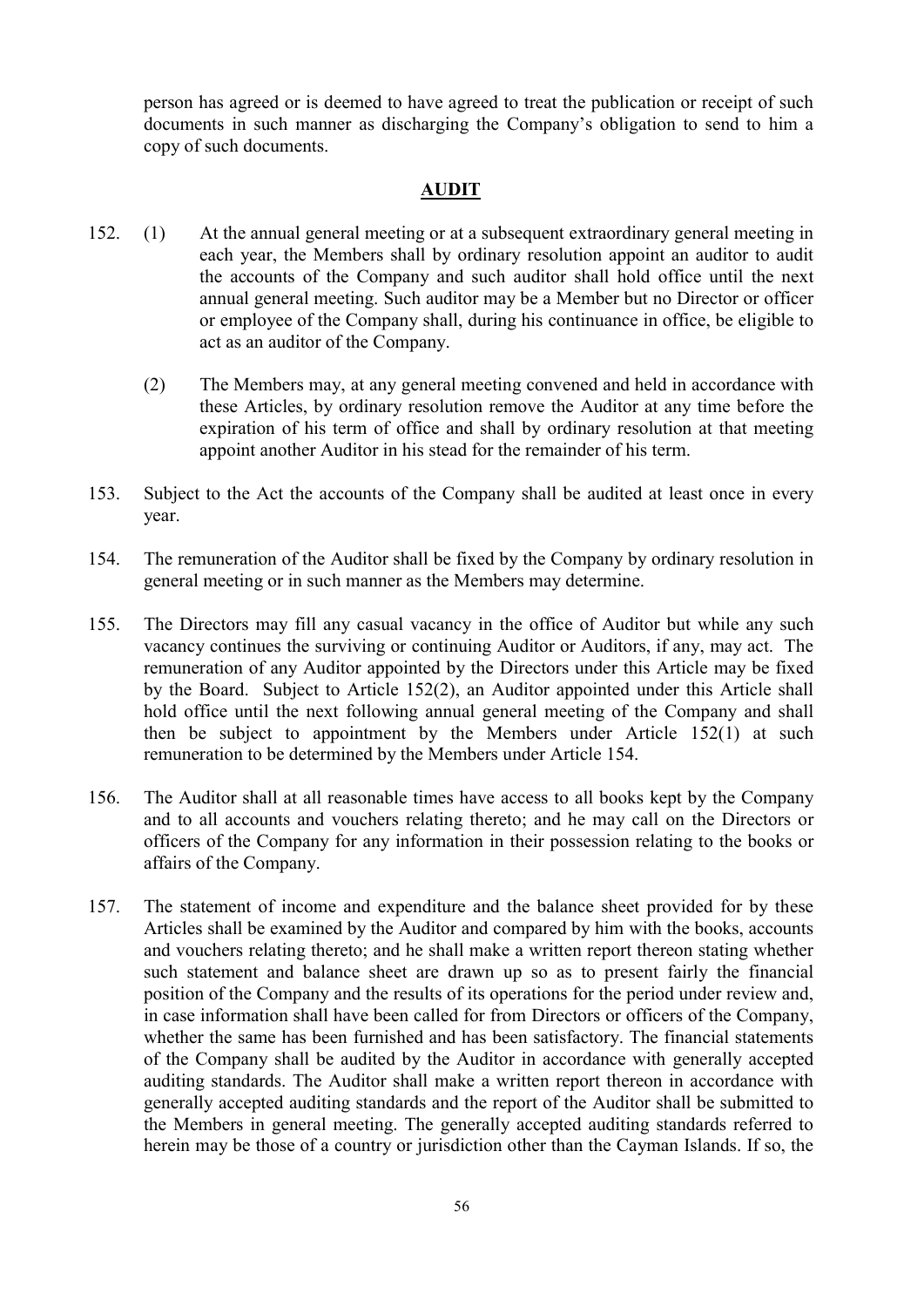person has agreed or is deemed to have agreed to treat the publication or receipt of such documents in such manner as discharging the Company's obligation to send to him a copy of such documents.

## **AUDIT**

152. (1) At the annual general meeting or at a subsequent extraordinary general meeting in each year, the Members shall by ordinary resolution appoint an auditor to audit the accounts of the Company and such auditor shall hold office until the next annual general meeting. Such auditor may be a Member but no Director or officer or employee of the Company shall, during his continuance in office, be eligible to act as an auditor of the Company.

 (2) The Members may, at any general meeting convened and held in accordance with these Articles, by ordinary resolution remove the Auditor at any time before the expiration of his term of office and shall by ordinary resolution at that meeting appoint another Auditor in his stead for the remainder of his term.

153. Subject to the Act the accounts of the Company shall be audited at least once in every year.

154. The remuneration of the Auditor shall be fixed by the Company by ordinary resolution in general meeting or in such manner as the Members may determine.

155. The Directors may fill any casual vacancy in the office of Auditor but while any such vacancy continues the surviving or continuing Auditor or Auditors, if any, may act. The remuneration of any Auditor appointed by the Directors under this Article may be fixed by the Board. Subject to Article 152(2), an Auditor appointed under this Article shall hold office until the next following annual general meeting of the Company and shall then be subject to appointment by the Members under Article 152(1) at such remuneration to be determined by the Members under Article 154.

156. The Auditor shall at all reasonable times have access to all books kept by the Company and to all accounts and vouchers relating thereto; and he may call on the Directors or officers of the Company for any information in their possession relating to the books or affairs of the Company.

157. The statement of income and expenditure and the balance sheet provided for by these Articles shall be examined by the Auditor and compared by him with the books, accounts and vouchers relating thereto; and he shall make a written report thereon stating whether such statement and balance sheet are drawn up so as to present fairly the financial position of the Company and the results of its operations for the period under review and, in case information shall have been called for from Directors or officers of the Company, whether the same has been furnished and has been satisfactory. The financial statements of the Company shall be audited by the Auditor in accordance with generally accepted auditing standards. The Auditor shall make a written report thereon in accordance with generally accepted auditing standards and the report of the Auditor shall be submitted to the Members in general meeting. The generally accepted auditing standards referred to herein may be those of a country or jurisdiction other than the Cayman Islands. If so, the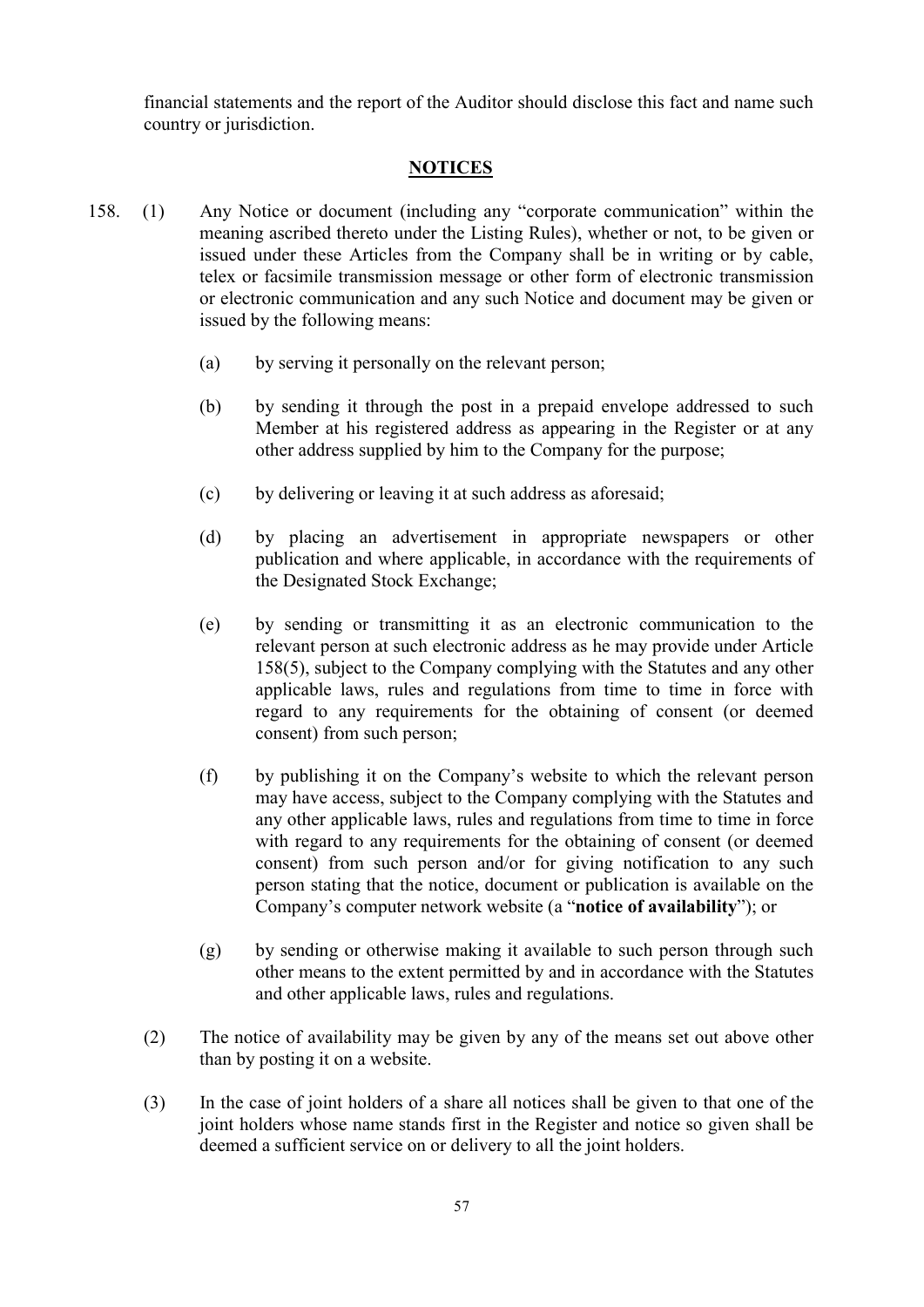financial statements and the report of the Auditor should disclose this fact and name such country or jurisdiction.

## NOTICES

158. (1) Any Notice or document (including any "corporate communication" within the meaning ascribed thereto under the Listing Rules), whether or not, to be given or issued under these Articles from the Company shall be in writing or by cable, telex or facsimile transmission message or other form of electronic transmission or electronic communication and any such Notice and document may be given or issued by the following means:

   (a) by serving it personally on the relevant person;

   (b) by sending it through the post in a prepaid envelope addressed to such Member at his registered address as appearing in the Register or at any other address supplied by him to the Company for the purpose;

   (c) by delivering or leaving it at such address as aforesaid;

   (d) by placing an advertisement in appropriate newspapers or other publication and where applicable, in accordance with the requirements of the Designated Stock Exchange;

   (e) by sending or transmitting it as an electronic communication to the relevant person at such electronic address as he may provide under Article 158(5), subject to the Company complying with the Statutes and any other applicable laws, rules and regulations from time to time in force with regard to any requirements for the obtaining of consent (or deemed consent) from such person;

   (f) by publishing it on the Company's website to which the relevant person may have access, subject to the Company complying with the Statutes and any other applicable laws, rules and regulations from time to time in force with regard to any requirements for the obtaining of consent (or deemed consent) from such person and/or for giving notification to any such person stating that the notice, document or publication is available on the Company's computer network website (a "**notice of availability**"); or

   (g) by sending or otherwise making it available to such person through such other means to the extent permitted by and in accordance with the Statutes and other applicable laws, rules and regulations.

(2) The notice of availability may be given by any of the means set out above other than by posting it on a website.

(3) In the case of joint holders of a share all notices shall be given to that one of the joint holders whose name stands first in the Register and notice so given shall be deemed a sufficient service on or delivery to all the joint holders.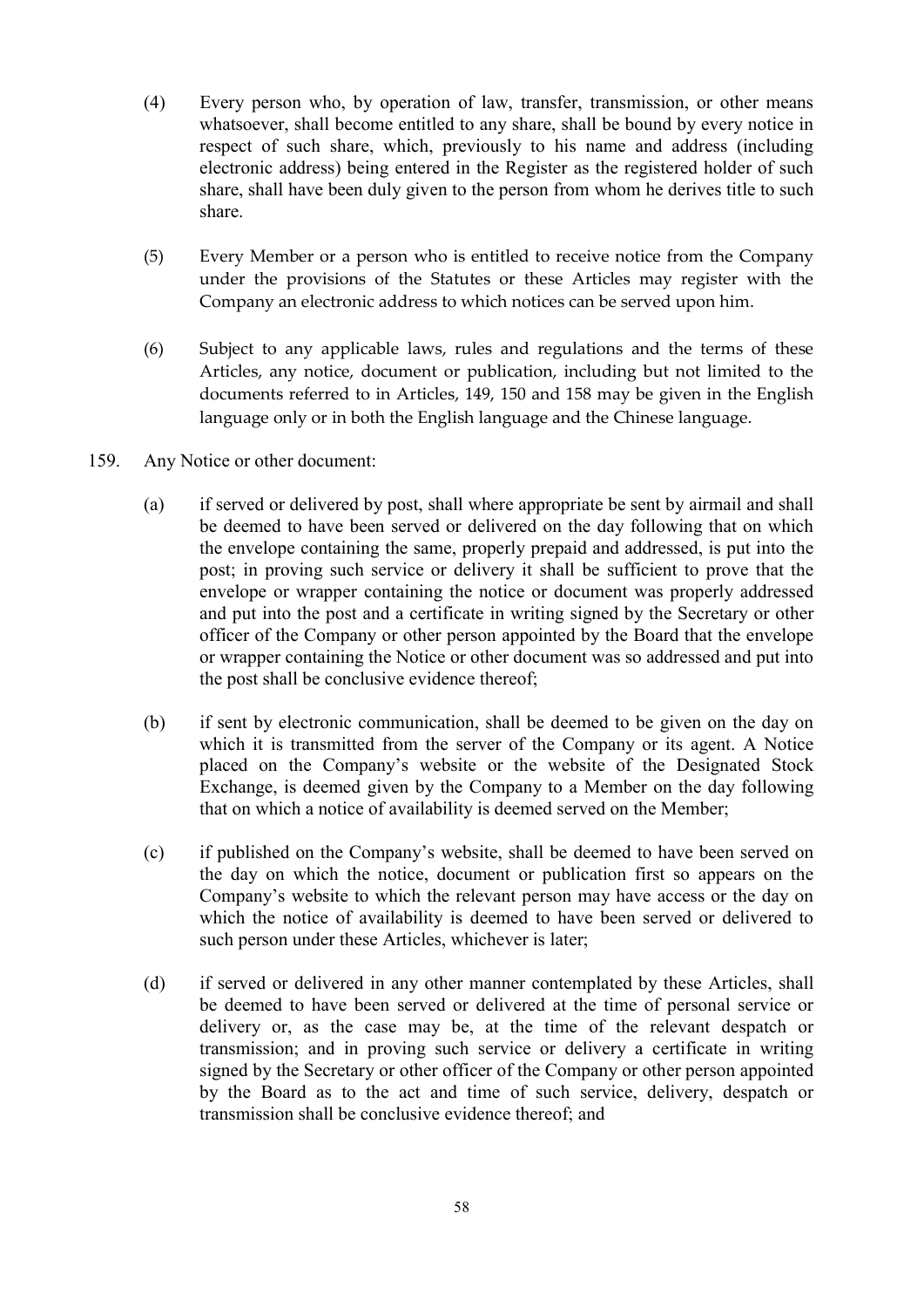(4) Every person who, by operation of law, transfer, transmission, or other means whatsoever, shall become entitled to any share, shall be bound by every notice in respect of such share, which, previously to his name and address (including electronic address) being entered in the Register as the registered holder of such share, shall have been duly given to the person from whom he derives title to such share.

(5) Every Member or a person who is entitled to receive notice from the Company under the provisions of the Statutes or these Articles may register with the Company an electronic address to which notices can be served upon him.

(6) Subject to any applicable laws, rules and regulations and the terms of these Articles, any notice, document or publication, including but not limited to the documents referred to in Articles, 149, 150 and 158 may be given in the English language only or in both the English language and the Chinese language.

159. Any Notice or other document:

(a) if served or delivered by post, shall where appropriate be sent by airmail and shall be deemed to have been served or delivered on the day following that on which the envelope containing the same, properly prepaid and addressed, is put into the post; in proving such service or delivery it shall be sufficient to prove that the envelope or wrapper containing the notice or document was properly addressed and put into the post and a certificate in writing signed by the Secretary or other officer of the Company or other person appointed by the Board that the envelope or wrapper containing the Notice or other document was so addressed and put into the post shall be conclusive evidence thereof;

(b) if sent by electronic communication, shall be deemed to be given on the day on which it is transmitted from the server of the Company or its agent. A Notice placed on the Company's website or the website of the Designated Stock Exchange, is deemed given by the Company to a Member on the day following that on which a notice of availability is deemed served on the Member;

(c) if published on the Company's website, shall be deemed to have been served on the day on which the notice, document or publication first so appears on the Company's website to which the relevant person may have access or the day on which the notice of availability is deemed to have been served or delivered to such person under these Articles, whichever is later;

(d) if served or delivered in any other manner contemplated by these Articles, shall be deemed to have been served or delivered at the time of personal service or delivery or, as the case may be, at the time of the relevant despatch or transmission; and in proving such service or delivery a certificate in writing signed by the Secretary or other officer of the Company or other person appointed by the Board as to the act and time of such service, delivery, despatch or transmission shall be conclusive evidence thereof; and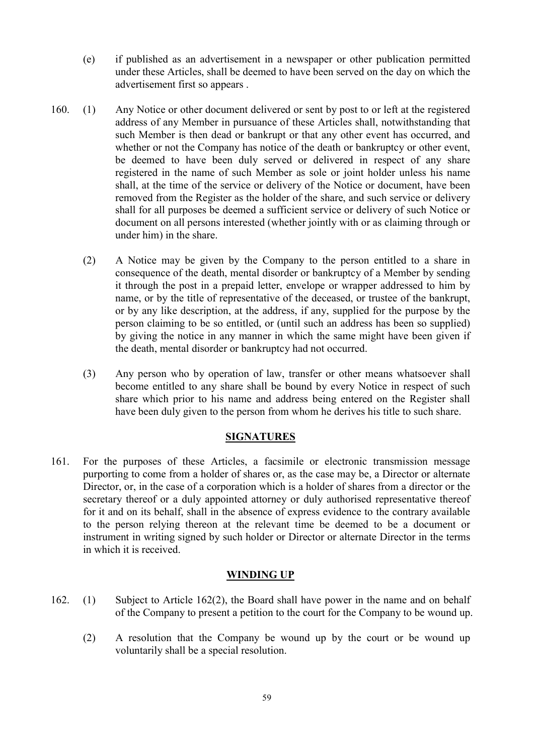(e) if published as an advertisement in a newspaper or other publication permitted under these Articles, shall be deemed to have been served on the day on which the advertisement first so appears .

160. (1) Any Notice or other document delivered or sent by post to or left at the registered address of any Member in pursuance of these Articles shall, notwithstanding that such Member is then dead or bankrupt or that any other event has occurred, and whether or not the Company has notice of the death or bankruptcy or other event, be deemed to have been duly served or delivered in respect of any share registered in the name of such Member as sole or joint holder unless his name shall, at the time of the service or delivery of the Notice or document, have been removed from the Register as the holder of the share, and such service or delivery shall for all purposes be deemed a sufficient service or delivery of such Notice or document on all persons interested (whether jointly with or as claiming through or under him) in the share.

(2) A Notice may be given by the Company to the person entitled to a share in consequence of the death, mental disorder or bankruptcy of a Member by sending it through the post in a prepaid letter, envelope or wrapper addressed to him by name, or by the title of representative of the deceased, or trustee of the bankrupt, or by any like description, at the address, if any, supplied for the purpose by the person claiming to be so entitled, or (until such an address has been so supplied) by giving the notice in any manner in which the same might have been given if the death, mental disorder or bankruptcy had not occurred.

(3) Any person who by operation of law, transfer or other means whatsoever shall become entitled to any share shall be bound by every Notice in respect of such share which prior to his name and address being entered on the Register shall have been duly given to the person from whom he derives his title to such share.

## SIGNATURES

161. For the purposes of these Articles, a facsimile or electronic transmission message purporting to come from a holder of shares or, as the case may be, a Director or alternate Director, or, in the case of a corporation which is a holder of shares from a director or the secretary thereof or a duly appointed attorney or duly authorised representative thereof for it and on its behalf, shall in the absence of express evidence to the contrary available to the person relying thereon at the relevant time be deemed to be a document or instrument in writing signed by such holder or Director or alternate Director in the terms in which it is received.

## WINDING UP

162. (1) Subject to Article 162(2), the Board shall have power in the name and on behalf of the Company to present a petition to the court for the Company to be wound up.

(2) A resolution that the Company be wound up by the court or be wound up voluntarily shall be a special resolution.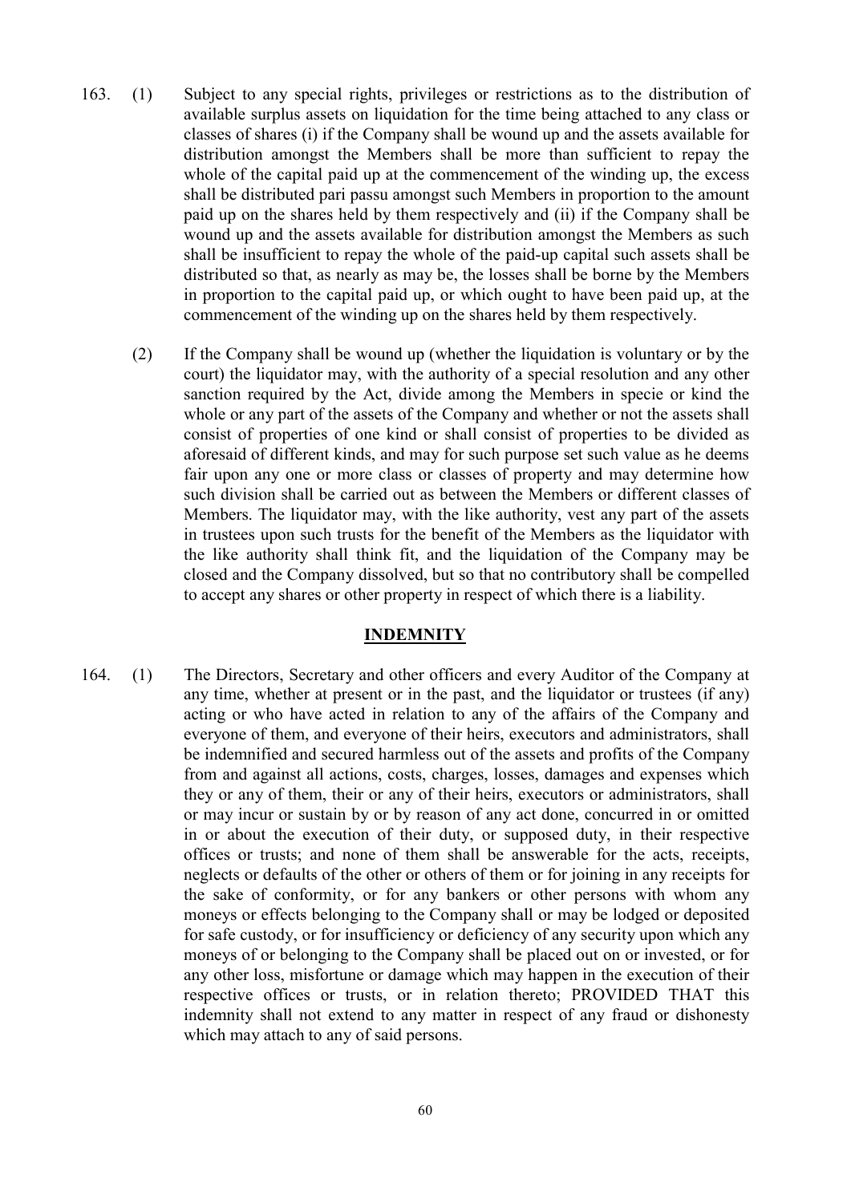163. (1) Subject to any special rights, privileges or restrictions as to the distribution of available surplus assets on liquidation for the time being attached to any class or classes of shares (i) if the Company shall be wound up and the assets available for distribution amongst the Members shall be more than sufficient to repay the whole of the capital paid up at the commencement of the winding up, the excess shall be distributed pari passu amongst such Members in proportion to the amount paid up on the shares held by them respectively and (ii) if the Company shall be wound up and the assets available for distribution amongst the Members as such shall be insufficient to repay the whole of the paid-up capital such assets shall be distributed so that, as nearly as may be, the losses shall be borne by the Members in proportion to the capital paid up, or which ought to have been paid up, at the commencement of the winding up on the shares held by them respectively.

(2) If the Company shall be wound up (whether the liquidation is voluntary or by the court) the liquidator may, with the authority of a special resolution and any other sanction required by the Act, divide among the Members in specie or kind the whole or any part of the assets of the Company and whether or not the assets shall consist of properties of one kind or shall consist of properties to be divided as aforesaid of different kinds, and may for such purpose set such value as he deems fair upon any one or more class or classes of property and may determine how such division shall be carried out as between the Members or different classes of Members. The liquidator may, with the like authority, vest any part of the assets in trustees upon such trusts for the benefit of the Members as the liquidator with the like authority shall think fit, and the liquidation of the Company may be closed and the Company dissolved, but so that no contributory shall be compelled to accept any shares or other property in respect of which there is a liability.

## INDEMNITY

164. (1) The Directors, Secretary and other officers and every Auditor of the Company at any time, whether at present or in the past, and the liquidator or trustees (if any) acting or who have acted in relation to any of the affairs of the Company and everyone of them, and everyone of their heirs, executors and administrators, shall be indemnified and secured harmless out of the assets and profits of the Company from and against all actions, costs, charges, losses, damages and expenses which they or any of them, their or any of their heirs, executors or administrators, shall or may incur or sustain by or by reason of any act done, concurred in or omitted in or about the execution of their duty, or supposed duty, in their respective offices or trusts; and none of them shall be answerable for the acts, receipts, neglects or defaults of the other or others of them or for joining in any receipts for the sake of conformity, or for any bankers or other persons with whom any moneys or effects belonging to the Company shall or may be lodged or deposited for safe custody, or for insufficiency or deficiency of any security upon which any moneys of or belonging to the Company shall be placed out on or invested, or for any other loss, misfortune or damage which may happen in the execution of their respective offices or trusts, or in relation thereto; PROVIDED THAT this indemnity shall not extend to any matter in respect of any fraud or dishonesty which may attach to any of said persons.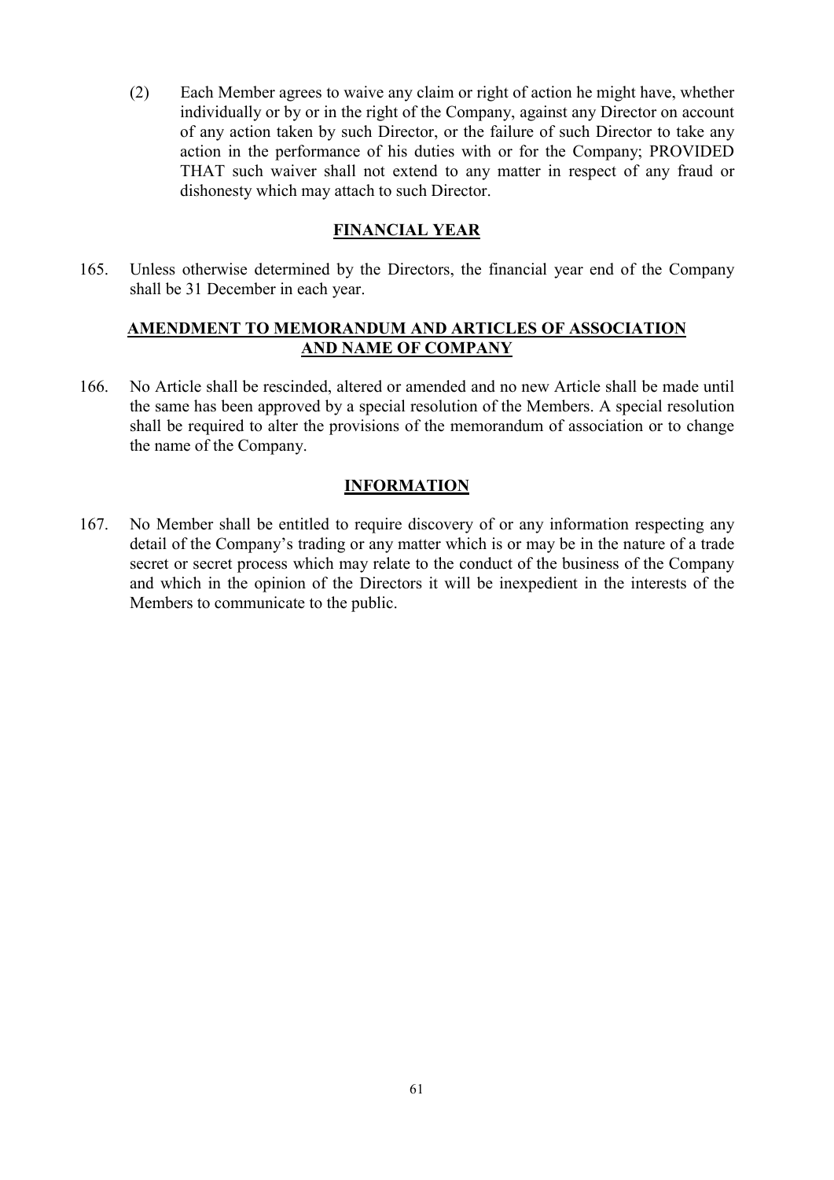(2) Each Member agrees to waive any claim or right of action he might have, whether individually or by or in the right of the Company, against any Director on account of any action taken by such Director, or the failure of such Director to take any action in the performance of his duties with or for the Company; PROVIDED THAT such waiver shall not extend to any matter in respect of any fraud or dishonesty which may attach to such Director.

## FINANCIAL YEAR

165. Unless otherwise determined by the Directors, the financial year end of the Company shall be 31 December in each year.

## AMENDMENT TO MEMORANDUM AND ARTICLES OF ASSOCIATION AND NAME OF COMPANY

166. No Article shall be rescinded, altered or amended and no new Article shall be made until the same has been approved by a special resolution of the Members. A special resolution shall be required to alter the provisions of the memorandum of association or to change the name of the Company.

## INFORMATION

167. No Member shall be entitled to require discovery of or any information respecting any detail of the Company's trading or any matter which is or may be in the nature of a trade secret or secret process which may relate to the conduct of the business of the Company and which in the opinion of the Directors it will be inexpedient in the interests of the Members to communicate to the public.